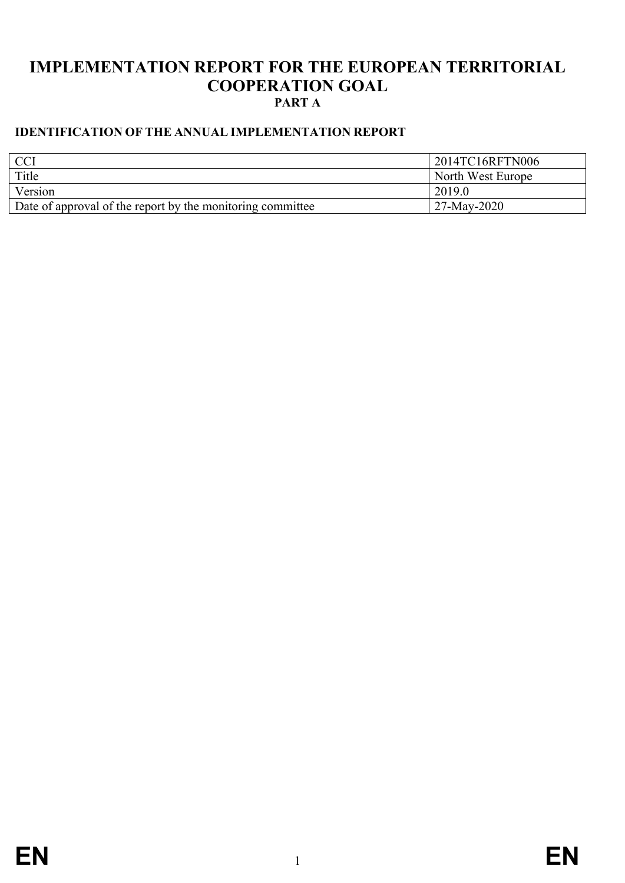# IMPLEMENTATION REPORT FOR THE EUROPEAN TERRITORIAL COOPERATION GOAL

**PART A**

## IDENTIFICATION OF THE ANNUAL IMPLEMENTATION REPORT

| | |
|---|---|
| CCI | 2014TC16RFTN006 |
| Title | North West Europe |
| Version | 2019.0 |
| Date of approval of the report by the monitoring committee | 27-May-2020 |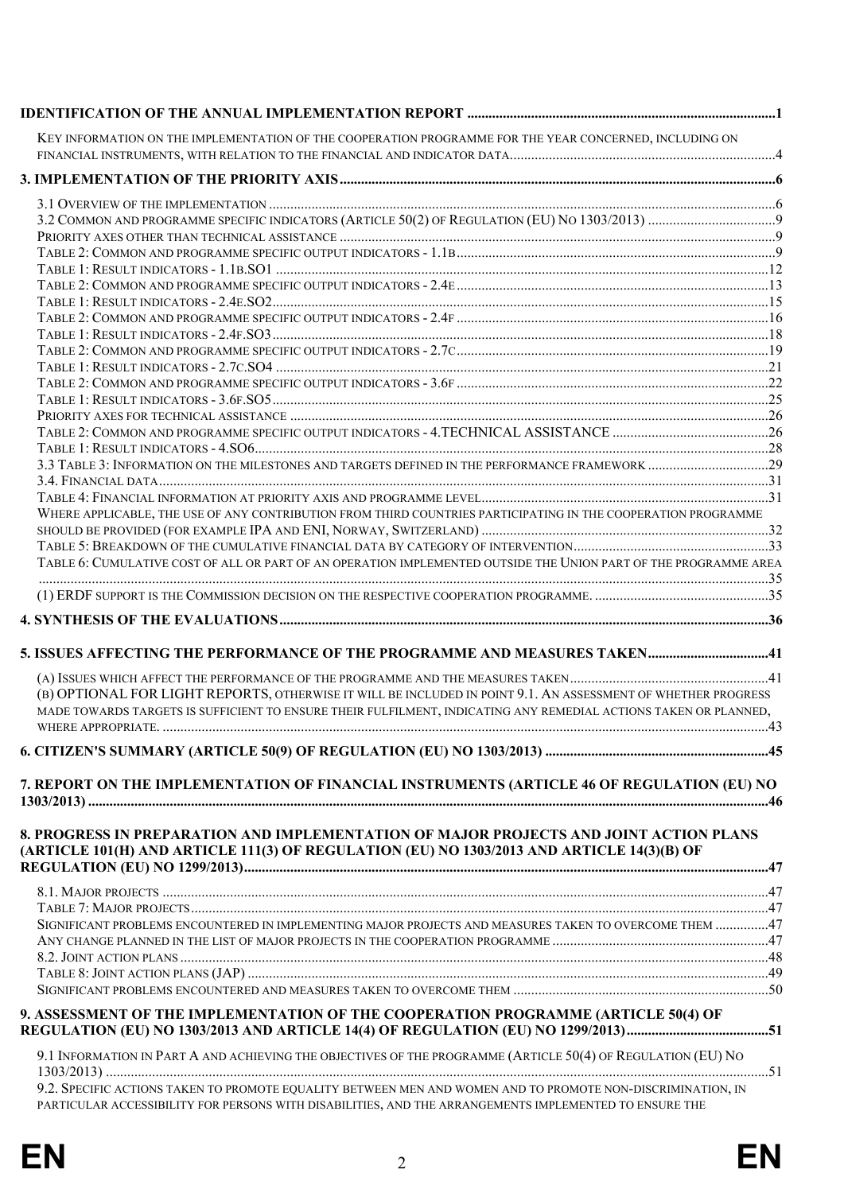**IDENTIFICATION OF THE ANNUAL IMPLEMENTATION REPORT** ....................................................................................1

KEY INFORMATION ON THE IMPLEMENTATION OF THE COOPERATION PROGRAMME FOR THE YEAR CONCERNED, INCLUDING ON FINANCIAL INSTRUMENTS, WITH RELATION TO THE FINANCIAL AND INDICATOR DATA......................................................................4

**3. IMPLEMENTATION OF THE PRIORITY AXIS**....................................................................................................6

3.1 OVERVIEW OF THE IMPLEMENTATION ....................................................................................................6
3.2 COMMON AND PROGRAMME SPECIFIC INDICATORS (ARTICLE 50(2) OF REGULATION (EU) NO 1303/2013) ...............................9
PRIORITY AXES OTHER THAN TECHNICAL ASSISTANCE ....................................................................................9
TABLE 2: COMMON AND PROGRAMME SPECIFIC OUTPUT INDICATORS - 1.1B..................................................................9
TABLE 1: RESULT INDICATORS - 1.1B.SO1 .......................................................................................12
TABLE 2: COMMON AND PROGRAMME SPECIFIC OUTPUT INDICATORS - 2.4E..................................................................13
TABLE 1: RESULT INDICATORS - 2.4E.SO2..........................................................................................15
TABLE 2: COMMON AND PROGRAMME SPECIFIC OUTPUT INDICATORS - 2.4F..................................................................16
TABLE 1: RESULT INDICATORS - 2.4F.SO3..........................................................................................18
TABLE 2: COMMON AND PROGRAMME SPECIFIC OUTPUT INDICATORS - 2.7C..................................................................19
TABLE 1: RESULT INDICATORS - 2.7C.SO4 ..........................................................................................21
TABLE 2: COMMON AND PROGRAMME SPECIFIC OUTPUT INDICATORS - 3.6F ..................................................................22
TABLE 1: RESULT INDICATORS - 3.6F.SO5..........................................................................................25
PRIORITY AXES FOR TECHNICAL ASSISTANCE ...................................................................................26
TABLE 2: COMMON AND PROGRAMME SPECIFIC OUTPUT INDICATORS - 4.TECHNICAL ASSISTANCE .......................................26
TABLE 1: RESULT INDICATORS - 4.SO6...............................................................................................28
3.3 TABLE 3: INFORMATION ON THE MILESTONES AND TARGETS DEFINED IN THE PERFORMANCE FRAMEWORK ................................29
3.4. FINANCIAL DATA..........................................................................................................................31
TABLE 4: FINANCIAL INFORMATION AT PRIORITY AXIS AND PROGRAMME LEVEL..................................................................31
WHERE APPLICABLE, THE USE OF ANY CONTRIBUTION FROM THIRD COUNTRIES PARTICIPATING IN THE COOPERATION PROGRAMME SHOULD BE PROVIDED (FOR EXAMPLE IPA AND ENI, NORWAY, SWITZERLAND) .................................................................32
TABLE 5: BREAKDOWN OF THE CUMULATIVE FINANCIAL DATA BY CATEGORY OF INTERVENTION.............................................33
TABLE 6: CUMULATIVE COST OF ALL OR PART OF AN OPERATION IMPLEMENTED OUTSIDE THE UNION PART OF THE PROGRAMME AREA ........................................................................................................................35
(1) ERDF SUPPORT IS THE COMMISSION DECISION ON THE RESPECTIVE COOPERATION PROGRAMME. ........................................35

**4. SYNTHESIS OF THE EVALUATIONS**..........................................................................................36

**5. ISSUES AFFECTING THE PERFORMANCE OF THE PROGRAMME AND MEASURES TAKEN**..................................41

(A) ISSUES WHICH AFFECT THE PERFORMANCE OF THE PROGRAMME AND THE MEASURES TAKEN...........................................41
(B) OPTIONAL FOR LIGHT REPORTS, OTHERWISE IT WILL BE INCLUDED IN POINT 9.1. AN ASSESSMENT OF WHETHER PROGRESS MADE TOWARDS TARGETS IS SUFFICIENT TO ENSURE THEIR FULFILMENT, INDICATING ANY REMEDIAL ACTIONS TAKEN OR PLANNED, WHERE APPROPRIATE. ..........................................................................................................................43

**6. CITIZEN'S SUMMARY (ARTICLE 50(9) OF REGULATION (EU) NO 1303/2013)** ............................................45

**7. REPORT ON THE IMPLEMENTATION OF FINANCIAL INSTRUMENTS (ARTICLE 46 OF REGULATION (EU) NO 1303/2013)** .............................................................................................................46

**8. PROGRESS IN PREPARATION AND IMPLEMENTATION OF MAJOR PROJECTS AND JOINT ACTION PLANS (ARTICLE 101(H) AND ARTICLE 111(3) OF REGULATION (EU) NO 1303/2013 AND ARTICLE 14(3)(B) OF REGULATION (EU) NO 1299/2013)**.................................................................................47

8.1. MAJOR PROJECTS ..........................................................................................................47
TABLE 7: MAJOR PROJECTS.....................................................................................................47
SIGNIFICANT PROBLEMS ENCOUNTERED IN IMPLEMENTING MAJOR PROJECTS AND MEASURES TAKEN TO OVERCOME THEM ...............47
ANY CHANGE PLANNED IN THE LIST OF MAJOR PROJECTS IN THE COOPERATION PROGRAMME ..............................................47
8.2. JOINT ACTION PLANS.......................................................................................................48
TABLE 8: JOINT ACTION PLANS (JAP) ...........................................................................................49
SIGNIFICANT PROBLEMS ENCOUNTERED AND MEASURES TAKEN TO OVERCOME THEM ........................................................50

**9. ASSESSMENT OF THE IMPLEMENTATION OF THE COOPERATION PROGRAMME (ARTICLE 50(4) OF REGULATION (EU) NO 1303/2013 AND ARTICLE 14(4) OF REGULATION (EU) NO 1299/2013)**.......................................51

9.1 INFORMATION IN PART A AND ACHIEVING THE OBJECTIVES OF THE PROGRAMME (ARTICLE 50(4) OF REGULATION (EU) NO 1303/2013) ........................................................................................................51
9.2. SPECIFIC ACTIONS TAKEN TO PROMOTE EQUALITY BETWEEN MEN AND WOMEN AND TO PROMOTE NON-DISCRIMINATION, IN PARTICULAR ACCESSIBILITY FOR PERSONS WITH DISABILITIES, AND THE ARRANGEMENTS IMPLEMENTED TO ENSURE THE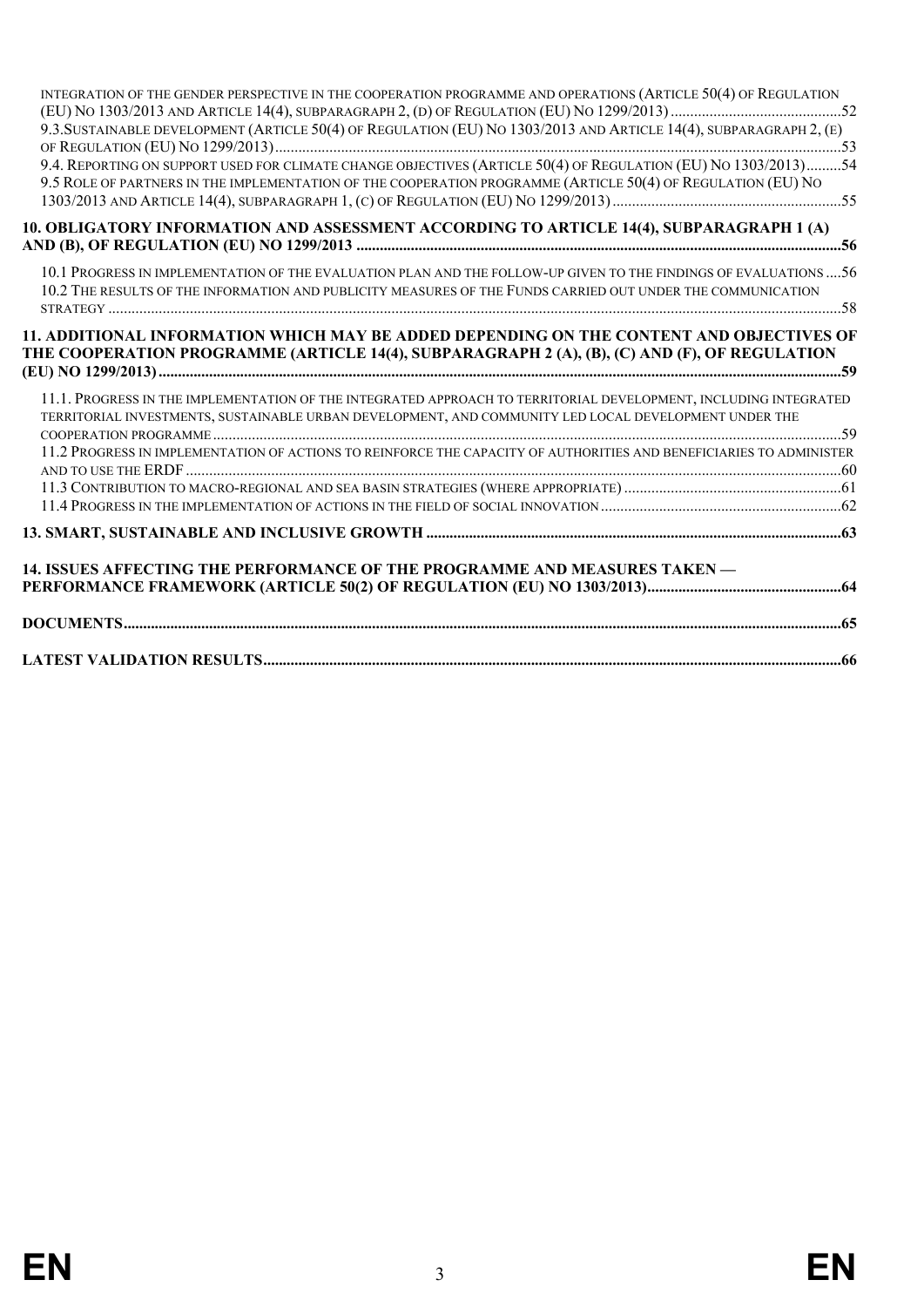INTEGRATION OF THE GENDER PERSPECTIVE IN THE COOPERATION PROGRAMME AND OPERATIONS (ARTICLE 50(4) OF REGULATION (EU) NO 1303/2013 AND ARTICLE 14(4), SUBPARAGRAPH 2, (D) OF REGULATION (EU) NO 1299/2013) ....52

9.3.SUSTAINABLE DEVELOPMENT (ARTICLE 50(4) OF REGULATION (EU) NO 1303/2013 AND ARTICLE 14(4), SUBPARAGRAPH 2, (E) OF REGULATION (EU) NO 1299/2013) ....53

9.4. REPORTING ON SUPPORT USED FOR CLIMATE CHANGE OBJECTIVES (ARTICLE 50(4) OF REGULATION (EU) NO 1303/2013) ....54

9.5 ROLE OF PARTNERS IN THE IMPLEMENTATION OF THE COOPERATION PROGRAMME (ARTICLE 50(4) OF REGULATION (EU) NO 1303/2013 AND ARTICLE 14(4), SUBPARAGRAPH 1, (C) OF REGULATION (EU) NO 1299/2013) ....55

**10. OBLIGATORY INFORMATION AND ASSESSMENT ACCORDING TO ARTICLE 14(4), SUBPARAGRAPH 1 (A) AND (B), OF REGULATION (EU) NO 1299/2013 ....56**

10.1 PROGRESS IN IMPLEMENTATION OF THE EVALUATION PLAN AND THE FOLLOW-UP GIVEN TO THE FINDINGS OF EVALUATIONS ....56

10.2 THE RESULTS OF THE INFORMATION AND PUBLICITY MEASURES OF THE FUNDS CARRIED OUT UNDER THE COMMUNICATION STRATEGY ....58

**11. ADDITIONAL INFORMATION WHICH MAY BE ADDED DEPENDING ON THE CONTENT AND OBJECTIVES OF THE COOPERATION PROGRAMME (ARTICLE 14(4), SUBPARAGRAPH 2 (A), (B), (C) AND (F), OF REGULATION (EU) NO 1299/2013) ....59**

11.1. PROGRESS IN THE IMPLEMENTATION OF THE INTEGRATED APPROACH TO TERRITORIAL DEVELOPMENT, INCLUDING INTEGRATED TERRITORIAL INVESTMENTS, SUSTAINABLE URBAN DEVELOPMENT, AND COMMUNITY LED LOCAL DEVELOPMENT UNDER THE COOPERATION PROGRAMME ....59

11.2 PROGRESS IN IMPLEMENTATION OF ACTIONS TO REINFORCE THE CAPACITY OF AUTHORITIES AND BENEFICIARIES TO ADMINISTER AND TO USE THE ERDF ....60

11.3 CONTRIBUTION TO MACRO-REGIONAL AND SEA BASIN STRATEGIES (WHERE APPROPRIATE) ....61

11.4 PROGRESS IN THE IMPLEMENTATION OF ACTIONS IN THE FIELD OF SOCIAL INNOVATION ....62

**13. SMART, SUSTAINABLE AND INCLUSIVE GROWTH ....63**

**14. ISSUES AFFECTING THE PERFORMANCE OF THE PROGRAMME AND MEASURES TAKEN — PERFORMANCE FRAMEWORK (ARTICLE 50(2) OF REGULATION (EU) NO 1303/2013) ....64**

**DOCUMENTS ....65**

**LATEST VALIDATION RESULTS ....66**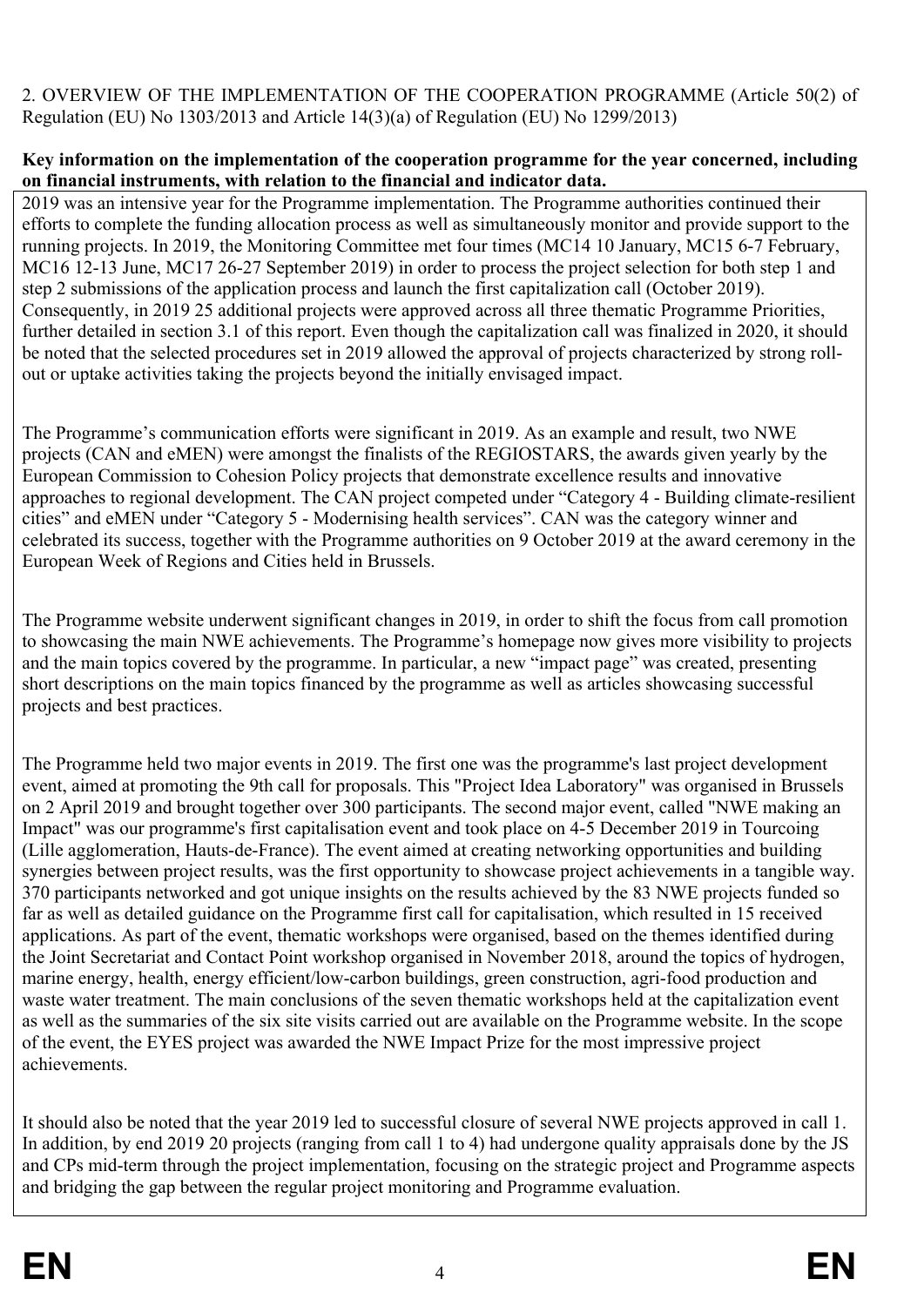2. OVERVIEW OF THE IMPLEMENTATION OF THE COOPERATION PROGRAMME (Article 50(2) of Regulation (EU) No 1303/2013 and Article 14(3)(a) of Regulation (EU) No 1299/2013)

**Key information on the implementation of the cooperation programme for the year concerned, including on financial instruments, with relation to the financial and indicator data.**

2019 was an intensive year for the Programme implementation. The Programme authorities continued their efforts to complete the funding allocation process as well as simultaneously monitor and provide support to the running projects. In 2019, the Monitoring Committee met four times (MC14 10 January, MC15 6-7 February, MC16 12-13 June, MC17 26-27 September 2019) in order to process the project selection for both step 1 and step 2 submissions of the application process and launch the first capitalization call (October 2019). Consequently, in 2019 25 additional projects were approved across all three thematic Programme Priorities, further detailed in section 3.1 of this report. Even though the capitalization call was finalized in 2020, it should be noted that the selected procedures set in 2019 allowed the approval of projects characterized by strong roll-out or uptake activities taking the projects beyond the initially envisaged impact.

The Programme's communication efforts were significant in 2019. As an example and result, two NWE projects (CAN and eMEN) were amongst the finalists of the REGIOSTARS, the awards given yearly by the European Commission to Cohesion Policy projects that demonstrate excellence results and innovative approaches to regional development. The CAN project competed under "Category 4 - Building climate-resilient cities" and eMEN under "Category 5 - Modernising health services". CAN was the category winner and celebrated its success, together with the Programme authorities on 9 October 2019 at the award ceremony in the European Week of Regions and Cities held in Brussels.

The Programme website underwent significant changes in 2019, in order to shift the focus from call promotion to showcasing the main NWE achievements. The Programme's homepage now gives more visibility to projects and the main topics covered by the programme. In particular, a new "impact page" was created, presenting short descriptions on the main topics financed by the programme as well as articles showcasing successful projects and best practices.

The Programme held two major events in 2019. The first one was the programme's last project development event, aimed at promoting the 9th call for proposals. This "Project Idea Laboratory" was organised in Brussels on 2 April 2019 and brought together over 300 participants. The second major event, called "NWE making an Impact" was our programme's first capitalisation event and took place on 4-5 December 2019 in Tourcoing (Lille agglomeration, Hauts-de-France). The event aimed at creating networking opportunities and building synergies between project results, was the first opportunity to showcase project achievements in a tangible way. 370 participants networked and got unique insights on the results achieved by the 83 NWE projects funded so far as well as detailed guidance on the Programme first call for capitalisation, which resulted in 15 received applications. As part of the event, thematic workshops were organised, based on the themes identified during the Joint Secretariat and Contact Point workshop organised in November 2018, around the topics of hydrogen, marine energy, health, energy efficient/low-carbon buildings, green construction, agri-food production and waste water treatment. The main conclusions of the seven thematic workshops held at the capitalization event as well as the summaries of the six site visits carried out are available on the Programme website. In the scope of the event, the EYES project was awarded the NWE Impact Prize for the most impressive project achievements.

It should also be noted that the year 2019 led to successful closure of several NWE projects approved in call 1. In addition, by end 2019 20 projects (ranging from call 1 to 4) had undergone quality appraisals done by the JS and CPs mid-term through the project implementation, focusing on the strategic project and Programme aspects and bridging the gap between the regular project monitoring and Programme evaluation.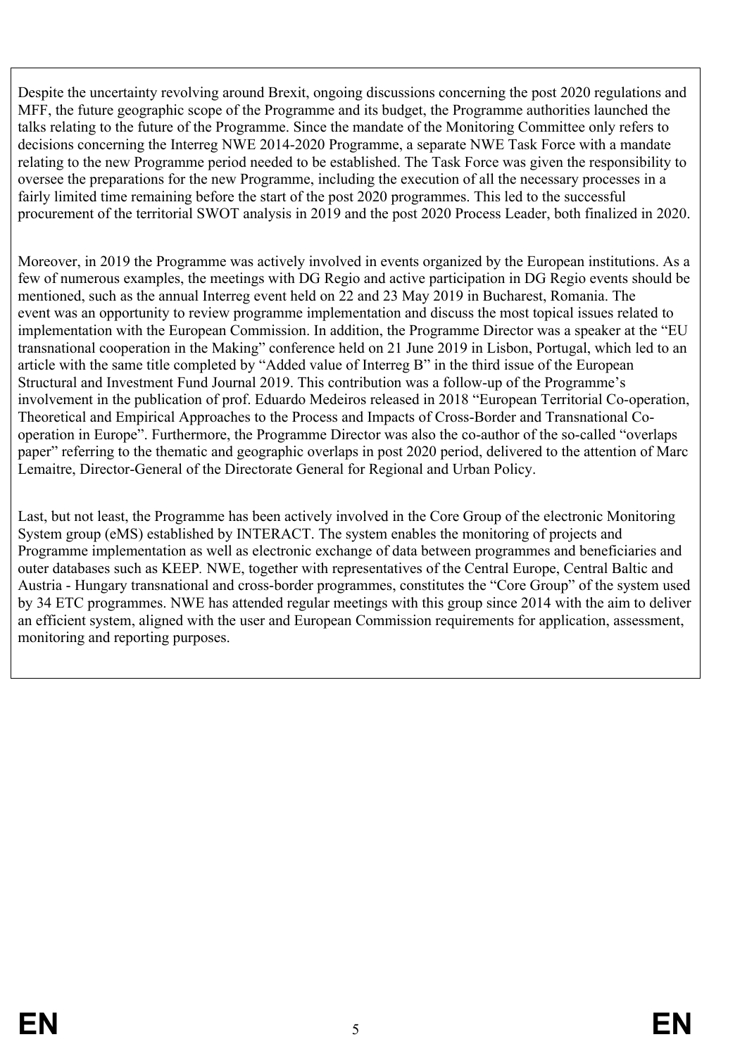Despite the uncertainty revolving around Brexit, ongoing discussions concerning the post 2020 regulations and MFF, the future geographic scope of the Programme and its budget, the Programme authorities launched the talks relating to the future of the Programme. Since the mandate of the Monitoring Committee only refers to decisions concerning the Interreg NWE 2014-2020 Programme, a separate NWE Task Force with a mandate relating to the new Programme period needed to be established. The Task Force was given the responsibility to oversee the preparations for the new Programme, including the execution of all the necessary processes in a fairly limited time remaining before the start of the post 2020 programmes. This led to the successful procurement of the territorial SWOT analysis in 2019 and the post 2020 Process Leader, both finalized in 2020.

Moreover, in 2019 the Programme was actively involved in events organized by the European institutions. As a few of numerous examples, the meetings with DG Regio and active participation in DG Regio events should be mentioned, such as the annual Interreg event held on 22 and 23 May 2019 in Bucharest, Romania. The event was an opportunity to review programme implementation and discuss the most topical issues related to implementation with the European Commission. In addition, the Programme Director was a speaker at the "EU transnational cooperation in the Making" conference held on 21 June 2019 in Lisbon, Portugal, which led to an article with the same title completed by "Added value of Interreg B" in the third issue of the European Structural and Investment Fund Journal 2019. This contribution was a follow-up of the Programme's involvement in the publication of prof. Eduardo Medeiros released in 2018 "European Territorial Co-operation, Theoretical and Empirical Approaches to the Process and Impacts of Cross-Border and Transnational Co-operation in Europe". Furthermore, the Programme Director was also the co-author of the so-called "overlaps paper" referring to the thematic and geographic overlaps in post 2020 period, delivered to the attention of Marc Lemaitre, Director-General of the Directorate General for Regional and Urban Policy.

Last, but not least, the Programme has been actively involved in the Core Group of the electronic Monitoring System group (eMS) established by INTERACT. The system enables the monitoring of projects and Programme implementation as well as electronic exchange of data between programmes and beneficiaries and outer databases such as KEEP. NWE, together with representatives of the Central Europe, Central Baltic and Austria - Hungary transnational and cross-border programmes, constitutes the "Core Group" of the system used by 34 ETC programmes. NWE has attended regular meetings with this group since 2014 with the aim to deliver an efficient system, aligned with the user and European Commission requirements for application, assessment, monitoring and reporting purposes.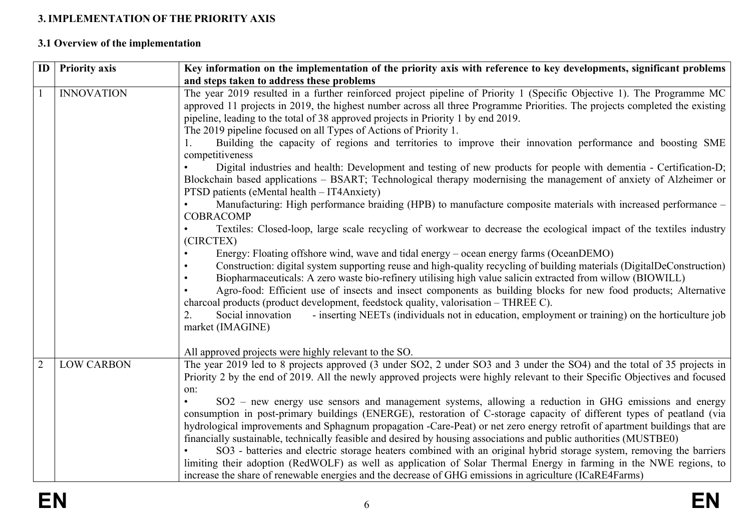## 3. IMPLEMENTATION OF THE PRIORITY AXIS

### 3.1 Overview of the implementation

| ID | Priority axis | Key information on the implementation of the priority axis with reference to key developments, significant problems and steps taken to address these problems |
|---|---|---|
| 1 | INNOVATION | The year 2019 resulted in a further reinforced project pipeline of Priority 1 (Specific Objective 1). The Programme MC approved 11 projects in 2019, the highest number across all three Programme Priorities. The projects completed the existing pipeline, leading to the total of 38 approved projects in Priority 1 by end 2019.<br>The 2019 pipeline focused on all Types of Actions of Priority 1.<br>1. Building the capacity of regions and territories to improve their innovation performance and boosting SME competitiveness<br>• Digital industries and health: Development and testing of new products for people with dementia - Certification-D; Blockchain based applications – BSART; Technological therapy modernising the management of anxiety of Alzheimer or PTSD patients (eMental health – IT4Anxiety)<br>• Manufacturing: High performance braiding (HPB) to manufacture composite materials with increased performance – COBRACOMP<br>• Textiles: Closed-loop, large scale recycling of workwear to decrease the ecological impact of the textiles industry (CIRCTEX)<br>• Energy: Floating offshore wind, wave and tidal energy – ocean energy farms (OceanDEMO)<br>• Construction: digital system supporting reuse and high-quality recycling of building materials (DigitalDeConstruction)<br>• Biopharmaceuticals: A zero waste bio-refinery utilising high value salicin extracted from willow (BIOWILL)<br>• Agro-food: Efficient use of insects and insect components as building blocks for new food products; Alternative charcoal products (product development, feedstock quality, valorisation – THREE C).<br>2. Social innovation - inserting NEETs (individuals not in education, employment or training) on the horticulture job market (IMAGINE)<br><br>All approved projects were highly relevant to the SO. |
| 2 | LOW CARBON | The year 2019 led to 8 projects approved (3 under SO2, 2 under SO3 and 3 under the SO4) and the total of 35 projects in Priority 2 by the end of 2019. All the newly approved projects were highly relevant to their Specific Objectives and focused on:<br>• SO2 – new energy use sensors and management systems, allowing a reduction in GHG emissions and energy consumption in post-primary buildings (ENERGE), restoration of C-storage capacity of different types of peatland (via hydrological improvements and Sphagnum propagation -Care-Peat) or net zero energy retrofit of apartment buildings that are financially sustainable, technically feasible and desired by housing associations and public authorities (MUSTBE0)<br>• SO3 - batteries and electric storage heaters combined with an original hybrid storage system, removing the barriers limiting their adoption (RedWOLF) as well as application of Solar Thermal Energy in farming in the NWE regions, to increase the share of renewable energies and the decrease of GHG emissions in agriculture (ICaRE4Farms) |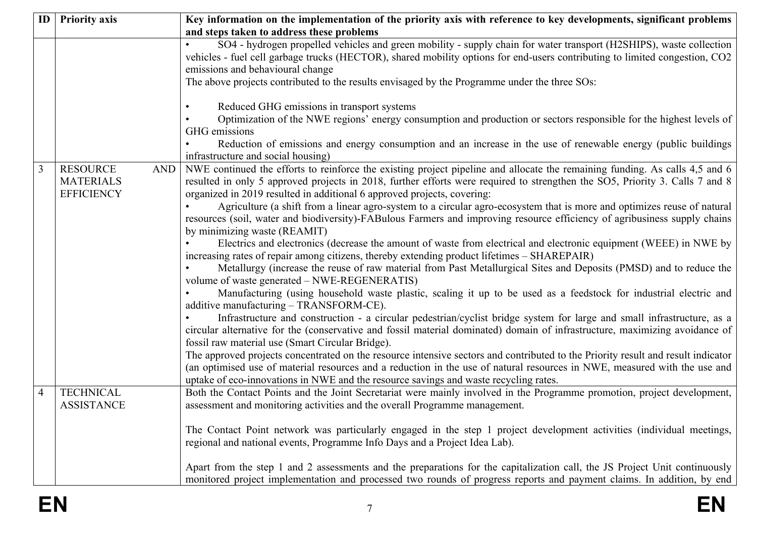| ID | Priority axis | Key information on the implementation of the priority axis with reference to key developments, significant problems and steps taken to address these problems |
|---|---|---|
| | | • SO4 - hydrogen propelled vehicles and green mobility - supply chain for water transport (H2SHIPS), waste collection vehicles - fuel cell garbage trucks (HECTOR), shared mobility options for end-users contributing to limited congestion, CO2 emissions and behavioural change<br>The above projects contributed to the results envisaged by the Programme under the three SOs:<br><br>• Reduced GHG emissions in transport systems<br>• Optimization of the NWE regions' energy consumption and production or sectors responsible for the highest levels of GHG emissions<br>• Reduction of emissions and energy consumption and an increase in the use of renewable energy (public buildings infrastructure and social housing) |
| 3 | RESOURCE AND MATERIALS EFFICIENCY | NWE continued the efforts to reinforce the existing project pipeline and allocate the remaining funding. As calls 4,5 and 6 resulted in only 5 approved projects in 2018, further efforts were required to strengthen the SO5, Priority 3. Calls 7 and 8 organized in 2019 resulted in additional 6 approved projects, covering:<br>• Agriculture (a shift from a linear agro-system to a circular agro-ecosystem that is more and optimizes reuse of natural resources (soil, water and biodiversity)-FABulous Farmers and improving resource efficiency of agribusiness supply chains by minimizing waste (REAMIT)<br>• Electrics and electronics (decrease the amount of waste from electrical and electronic equipment (WEEE) in NWE by increasing rates of repair among citizens, thereby extending product lifetimes – SHAREPAIR)<br>• Metallurgy (increase the reuse of raw material from Past Metallurgical Sites and Deposits (PMSD) and to reduce the volume of waste generated – NWE-REGENERATIS)<br>• Manufacturing (using household waste plastic, scaling it up to be used as a feedstock for industrial electric and additive manufacturing – TRANSFORM-CE).<br>• Infrastructure and construction - a circular pedestrian/cyclist bridge system for large and small infrastructure, as a circular alternative for the (conservative and fossil material dominated) domain of infrastructure, maximizing avoidance of fossil raw material use (Smart Circular Bridge).<br>The approved projects concentrated on the resource intensive sectors and contributed to the Priority result and result indicator (an optimised use of material resources and a reduction in the use of natural resources in NWE, measured with the use and uptake of eco-innovations in NWE and the resource savings and waste recycling rates. |
| 4 | TECHNICAL ASSISTANCE | Both the Contact Points and the Joint Secretariat were mainly involved in the Programme promotion, project development, assessment and monitoring activities and the overall Programme management.<br><br>The Contact Point network was particularly engaged in the step 1 project development activities (individual meetings, regional and national events, Programme Info Days and a Project Idea Lab).<br><br>Apart from the step 1 and 2 assessments and the preparations for the capitalization call, the JS Project Unit continuously monitored project implementation and processed two rounds of progress reports and payment claims. In addition, by end |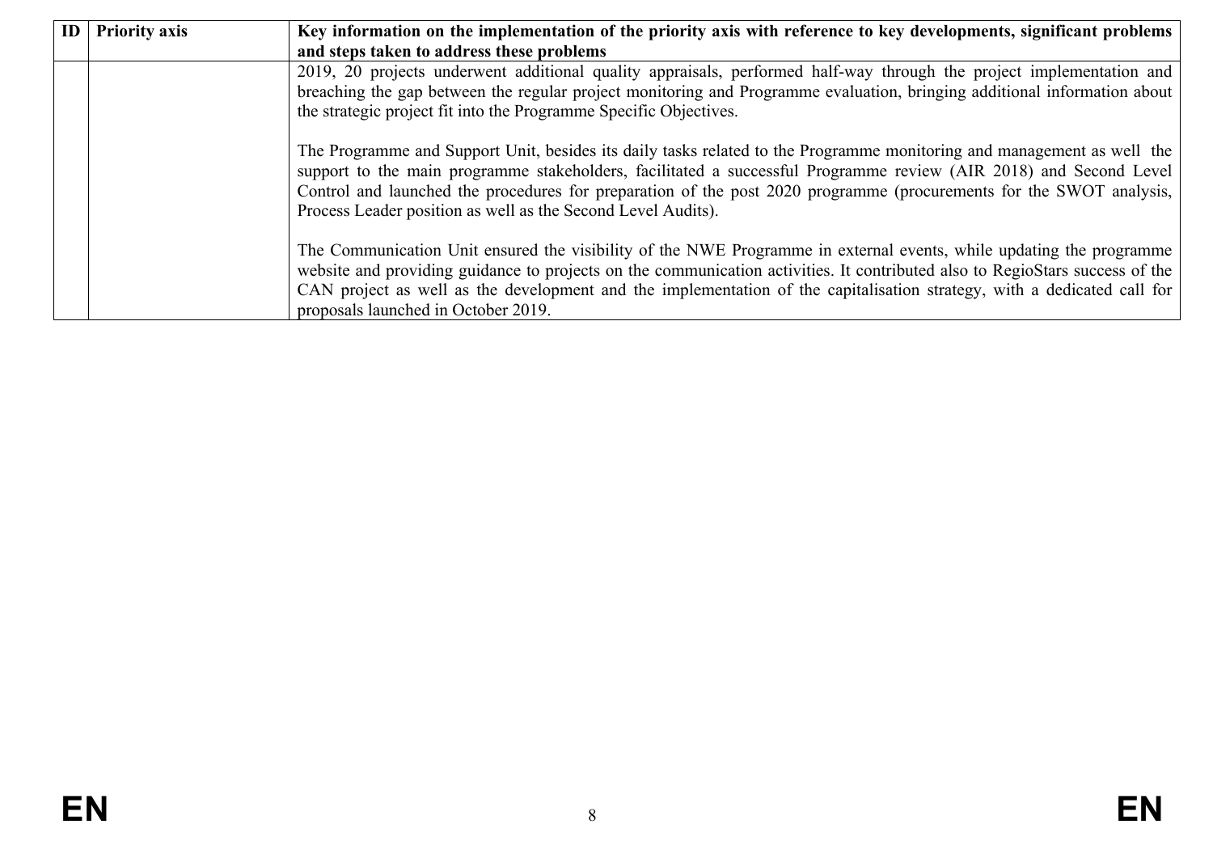| ID | Priority axis | Key information on the implementation of the priority axis with reference to key developments, significant problems and steps taken to address these problems |
|---|---|---|
| | | 2019, 20 projects underwent additional quality appraisals, performed half-way through the project implementation and breaching the gap between the regular project monitoring and Programme evaluation, bringing additional information about the strategic project fit into the Programme Specific Objectives.<br><br>The Programme and Support Unit, besides its daily tasks related to the Programme monitoring and management as well the support to the main programme stakeholders, facilitated a successful Programme review (AIR 2018) and Second Level Control and launched the procedures for preparation of the post 2020 programme (procurements for the SWOT analysis, Process Leader position as well as the Second Level Audits).<br><br>The Communication Unit ensured the visibility of the NWE Programme in external events, while updating the programme website and providing guidance to projects on the communication activities. It contributed also to RegioStars success of the CAN project as well as the development and the implementation of the capitalisation strategy, with a dedicated call for proposals launched in October 2019. |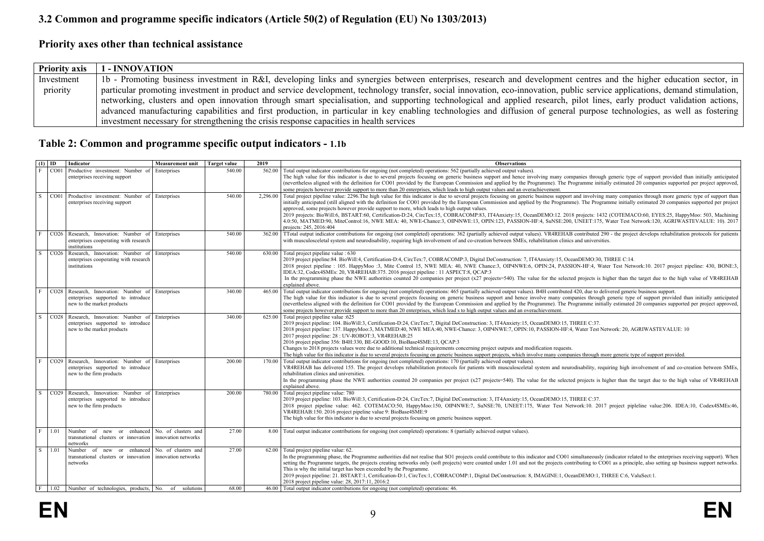### 3.2 Common and programme specific indicators (Article 50(2) of Regulation (EU) No 1303/2013)

### Priority axes other than technical assistance

| Priority axis | 1 - INNOVATION |
|---|---|
| Investment priority | 1b - Promoting business investment in R&I, developing links and synergies between enterprises, research and development centres and the higher education sector, in particular promoting investment in product and service development, technology transfer, social innovation, eco-innovation, public service applications, demand stimulation, networking, clusters and open innovation through smart specialisation, and supporting technological and applied research, pilot lines, early product validation actions, advanced manufacturing capabilities and first production, in particular in key enabling technologies and diffusion of general purpose technologies, as well as fostering investment necessary for strengthening the crisis response capacities in health services |

### Table 2: Common and programme specific output indicators - 1.1b

| (1) | ID | Indicator | Measurement unit | Target value | 2019 | Observations |
|---|---|---|---|---|---|---|
| F | CO01 | Productive investment: Number of enterprises receiving support | Enterprises | 540.00 | 562.00 | Total output indicator contributions for ongoing (not completed) operations: 562 (partially achieved output values). The high value for this indicator is due to several projects focusing on generic business support and hence involving many companies through generic type of support provided than initially anticipated (nevertheless aligned with the definition for CO01 provided by the European Commission and applied by the Programme). The Programme initially estimated 20 companies supported per project approved, some projects however provide support to more than 20 enterprises, which leads to high output values and an overachievement. |
| S | CO01 | Productive investment: Number of enterprises receiving support | Enterprises | 540.00 | 2,296.00 | Total project pipeline value: 2296.The high value for this indicator is due to several projects focusing on generic business support and involving many companies through more generic type of support than initially anticipated (still aligned with the definition for CO01 provided by the European Commission and applied by the Programme). The Programme initially estimated 20 companies supported per project approved, some projects however provide support to more, which leads to high output values. 2019 projects: BioWill:6, BSTART:60, Certification-D:24, CircTex:15, COBRACOMP:83, IT4Anxiety:15, OceanDEMO:12. 2018 projects: 1432 (COTEMACO:60, EYES:25, HappyMoo: 503, Machining 4.0:50, MATMED:90, MiteControl:16, NWE MEA: 40, NWE-Chance:3, OIP4NWE:13, OPIN:123, PASSION-HF:4, SuNSE:200, UNEET:175, Water Test Network:120, AGRIWASTEVALUE: 10). 2017 projects: 245, 2016:404 |
| F | CO26 | Research, Innovation: Number of enterprises cooperating with research institutions | Enterprises | 540.00 | 362.00 | TTotal output indicator contributions for ongoing (not completed) operations: 362 (partially achieved output values). VR4REHAB contributed 290 - the project develops rehabilitation protocols for patients with musculosceletal system and neurodisability, requiring high involvement of and co-creation between SMEs, rehabilitation clinics and universities. |
| S | CO26 | Research, Innovation: Number of enterprises cooperating with research institutions | Enterprises | 540.00 | 630.00 | Total project pipeline value : 630 2019 project pipeline:84. BioWill:4, Certification-D:4, CircTex:7, COBRACOMP:3, Digital DeConstruction: 7, IT4Anxiety:15, OceanDEMO:30, THREE C:14. 2018 project pipeline : 105. HappyMoo :3, Mite Control 15, NWE MEA: 40, NWE Chance:3, OIP4NWE:6, OPIN:24, PASSION-HF:4, Water Test Network:10. 2017 project pipeline: 430, BONE:3, IDEA:32, Codex4SMEs: 20, VR4REHAB:375. 2016 project pipeline : 11 ASPECT:8, QCAP:3 In the programming phase the NWE authorities counted 20 companies per project (x27 projects=540). The value for the selected projects is higher than the target due to the high value of VR4REHAB explained above. |
| F | CO28 | Research, Innovation: Number of enterprises supported to introduce new to the market products | Enterprises | 340.00 | 465.00 | Total output indicator contributions for ongoing (not completed) operations: 465 (partially achieved output values). B4H contributed 420, due to delivered generic business support. The high value for this indicator is due to several projects focusing on generic business support and hence involve many companies through generic type of support provided than initially anticipated (nevertheless aligned with the definition for CO01 provided by the European Commission and applied by the Programme). The Programme initially estimated 20 companies supported per project approved, some projects however provide support to more than 20 enterprises, which lead s to high output values and an overachievement. |
| S | CO28 | Research, Innovation: Number of enterprises supported to introduce new to the market products | Enterprises | 340.00 | 625.00 | Total project pipeline value :625 2019 project pipeline: 104. BioWill:3, Certification-D:24, CircTex:7, Digital DeConstruction: 3, IT4Anxiety:15, OceanDEMO:15, THREE C:37. 2018 project pipeline: 137. HappyMoo:3, MATMED:40, NWE MEA:40, NWE-Chance: 3, OIP4NWE:7, OPIN:10, PASSION-HF:4, Water Test Network: 20, AGRIWASTEVALUE: 10 2017 project pipeline: 28 : UV-ROBOT:3, VR4REHAB:25 2016 project pipeline 356: B4H:330, BE-GOOD:10, BioBase4SME:13, QCAP:3 Changes to 2018 projects values were due to additional technical requirements concerning project outputs and modification requests. The high value for this indicator is due to several projects focusing on generic business support projects, which involve many companies through more generic type of support provided. |
| F | CO29 | Research, Innovation: Number of enterprises supported to introduce new to the firm products | Enterprises | 200.00 | 170.00 | Total output indicator contributions for ongoing (not completed) operations: 170 (partially achieved output values). VR4REHAB has delivered 155. The project develops rehabilitation protocols for patients with musculosceletal system and neurodisability, requiring high involvement of and co-creation between SMEs, rehabilitation clinics and universities. In the programming phase the NWE authorities counted 20 companies per project (x27 projects=540). The value for the selected projects is higher than the target due to the high value of VR4REHAB explained above. |
| S | CO29 | Research, Innovation: Number of enterprises supported to introduce new to the firm products | Enterprises | 200.00 | 780.00 | Total project pipeline value: 780 2019 project pipeline: 103. BioWill:3, Certification-D:24, CircTex:7, Digital DeConstruction: 3, IT4Anxiety:15, OceanDEMO:15, THREE C:37. 2018 project pipeline value: 462. COTEMACO:50, HappyMoo:150, OIP4NWE:7, SuNSE:70, UNEET:175, Water Test Network:10. 2017 project pipleline value:206. IDEA:10, Codex4SMEs:46, VR4REHAB:150. 2016 project pipeline value 9: BioBase4SME:9 The high value for this indicator is due to several projects focusing on generic business support. |
| F | 1.01 | Number of new or enhanced transnational clusters or innovation networks | No. of clusters and innovation networks | 27.00 | 8.00 | Total output indicator contributions for ongoing (not completed) operations: 8 (partially achieved output values). |
| S | 1.01 | Number of new or enhanced transnational clusters or innovation networks | No. of clusters and innovation networks | 27.00 | 62.00 | Total project pipeline value: 62. In the programming phase, the Programme authorities did not realise that SO1 projects could contribute to this indicator and CO01 simultaneously (indicator related to the enterprises receiving support). When setting the Programme targets, the projects creating networks only (soft projects) were counted under 1.01 and not the projects contributing to CO01 as a principle, also setting up business support networks. This is why the initial target has been exceeded by the Programme. 2019 project pipeline: 21. BSTART:1, Certification-D:1, CircTex:1, COBRACOMP:1, Digital DeConstruction: 8, IMAGINE:1, OceanDEMO:1, THREE C:6, ValuSect:1. 2018 project pipeline value: 28, 2017:11, 2016:2 |
| F | 1.02 | Number of technologies, products, | No. of solutions | 68.00 | 46.00 | Total output indicator contributions for ongoing (not completed) operations: 46. |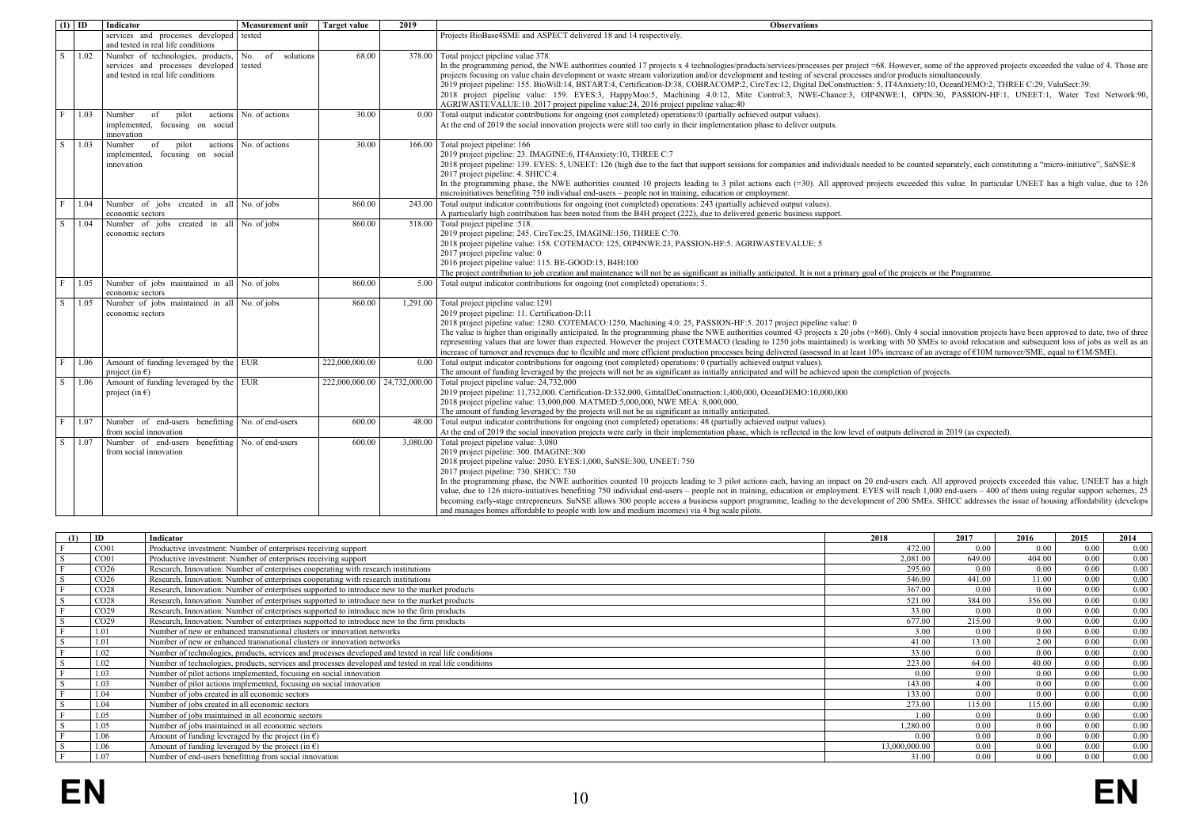| (1) | ID | Indicator | Measurement unit | Target value | 2019 | Observations |
|---|---|---|---|---|---|---|
| | | services and processes developed and tested in real life conditions | tested | | | Projects BioBase4SME and ASPECT delivered 18 and 14 respectively. |
| S | 1.02 | Number of technologies, products, services and processes developed and tested in real life conditions | No. of solutions tested | 68.00 | 378.00 | Total project pipeline value 378.<br>In the programming period, the NWE authorities counted 17 projects x 4 technologies/products/services/processes per project =68. However, some of the approved projects exceeded the value of 4. Those are projects focusing on value chain development or waste stream valorization and/or development and testing of several processes and/or products simultaneously.<br>2019 project pipeline: 155. BioWill:14, BSTART:4, Certification-D:38, COBRACOMP:2, CircTex:12, Digital DeConstruction: 5, IT4Anxiety:10, OceanDEMO:2, THREE C:29, ValuSect:39.<br>2018 project pipeline value: 159. EYES:3, HappyMoo:5, Machining 4.0:12, Mite Control:3, NWE-Chance:3, OIP4NWE:1, OPIN:30, PASSION-HF:1, UNEET:1, Water Test Network:90, AGRIWASTEVALUE:10. 2017 project pipeline value:24, 2016 project pipeline value:40 |
| F | 1.03 | Number of pilot actions implemented, focusing on social innovation | No. of actions | 30.00 | 0.00 | Total output indicator contributions for ongoing (not completed) operations:0 (partially achieved output values).<br>At the end of 2019 the social innovation projects were still too early in their implementation phase to deliver outputs. |
| S | 1.03 | Number of pilot actions implemented, focusing on social innovation | No. of actions | 30.00 | 166.00 | Total project pipeline: 166<br>2019 project pipeline: 23. IMAGINE:6, IT4Anxiety:10, THREE C:7<br>2018 project pipeline: 139. EYES: 5, UNEET: 126 (high due to the fact that support sessions for companies and individuals needed to be counted separately, each constituting a "micro-initiative", SuNSE:8<br>2017 project pipeline: 4. SHICC:4.<br>In the programming phase, the NWE authorities counted 10 projects leading to 3 pilot actions each (=30). All approved projects exceeded this value. In particular UNEET has a high value, due to 126 microinitiatives benefiting 750 individual end-users – people not in training, education or employment. |
| F | 1.04 | Number of jobs created in all economic sectors | No. of jobs | 860.00 | 243.00 | Total output indicator contributions for ongoing (not completed) operations: 243 (partially achieved output values).<br>A particularly high contribution has been noted from the B4H project (222), due to delivered generic business support. |
| S | 1.04 | Number of jobs created in all economic sectors | No. of jobs | 860.00 | 518.00 | Total project pipeline :518.<br>2019 project pipeline: 245. CircTex:25, IMAGINE:150, THREE C:70.<br>2018 project pipeline value: 158. COTEMACO: 125, OIP4NWE:23, PASSION-HF:5. AGRIWASTEVALUE: 5<br>2017 project pipeline value: 0<br>2016 project pipeline value: 115. BE-GOOD:15, B4H:100<br>The project contribution to job creation and maintenance will not be as significant as initially anticipated. It is not a primary goal of the projects or the Programme. |
| F | 1.05 | Number of jobs maintained in all economic sectors | No. of jobs | 860.00 | 5.00 | Total output indicator contributions for ongoing (not completed) operations: 5. |
| S | 1.05 | Number of jobs maintained in all economic sectors | No. of jobs | 860.00 | 1,291.00 | Total project pipeline value:1291<br>2019 project pipeline: 11. Certification-D:11<br>2018 project pipeline value: 1280. COTEMACO:1250, Machining 4.0: 25, PASSION-HF:5. 2017 project pipeline value: 0<br>The value is higher than originally anticipated. In the programming phase the NWE authorities counted 43 projects x 20 jobs (=860). Only 4 social innovation projects have been approved to date, two of three representing values that are lower than expected. However the project COTEMACO (leading to 1250 jobs maintained) is working with 50 SMEs to avoid relocation and subsequent loss of jobs as well as an increase of turnover and revenues due to flexible and more efficient production processes being delivered (assessed in at least 10% increase of an average of €10M turnover/SME, equal to €1M/SME). |
| F | 1.06 | Amount of funding leveraged by the project (in €) | EUR | 222,000,000.00 | 0.00 | Total output indicator contributions for ongoing (not completed) operations: 0 (partially achieved output values).<br>The amount of funding leveraged by the projects will not be as significant as initially anticipated and will be achieved upon the completion of projects. |
| S | 1.06 | Amount of funding leveraged by the project (in €) | EUR | 222,000,000.00 | 24,732,000.00 | Total project pipeline value: 24,732,000<br>2019 project pipeline: 11,732,000. Certification-D:332,000, GititalDeConstruction:1,400,000, OceanDEMO:10,000,000<br>2018 project pipeline value: 13,000,000. MATMED:5,000,000, NWE MEA: 8,000,000,<br>The amount of funding leveraged by the projects will not be as significant as initially anticipated. |
| F | 1.07 | Number of end-users benefitting from social innovation | No. of end-users | 600.00 | 48.00 | Total output indicator contributions for ongoing (not completed) operations: 48 (partially achieved output values).<br>At the end of 2019 the social innovation projects were early in their implementation phase, which is reflected in the low level of outputs delivered in 2019 (as expected). |
| S | 1.07 | Number of end-users benefitting from social innovation | No. of end-users | 600.00 | 3,080.00 | Total project pipeline value: 3,080<br>2019 project pipeline: 300. IMAGINE:300<br>2018 project pipeline value: 2050. EYES:1,000, SuNSE:300, UNEET: 750<br>2017 project pipeline: 730. SHICC: 730<br>In the programming phase, the NWE authorities counted 10 projects leading to 3 pilot actions each, having an impact on 20 end-users each. All approved projects exceeded this value. UNEET has a high value, due to 126 micro-initiatives benefiting 750 individual end-users – people not in training, education or employment. EYES will reach 1,000 end-users – 400 of them using regular support schemes, 25 becoming early-stage entrepreneurs. SuNSE allows 300 people access a business support programme, leading to the development of 200 SMEs. SHICC addresses the issue of housing affordability (develops and manages homes affordable to people with low and medium incomes) via 4 big scale pilots. |

| (1) | ID | Indicator | 2018 | 2017 | 2016 | 2015 | 2014 |
|---|---|---|---|---|---|---|---|
| F | CO01 | Productive investment: Number of enterprises receiving support | 472.00 | 0.00 | 0.00 | 0.00 | 0.00 |
| S | CO01 | Productive investment: Number of enterprises receiving support | 2,081.00 | 649.00 | 404.00 | 0.00 | 0.00 |
| F | CO26 | Research, Innovation: Number of enterprises cooperating with research institutions | 295.00 | 0.00 | 0.00 | 0.00 | 0.00 |
| S | CO26 | Research, Innovation: Number of enterprises cooperating with research institutions | 546.00 | 441.00 | 11.00 | 0.00 | 0.00 |
| F | CO28 | Research, Innovation: Number of enterprises supported to introduce new to the market products | 367.00 | 0.00 | 0.00 | 0.00 | 0.00 |
| S | CO28 | Research, Innovation: Number of enterprises supported to introduce new to the market products | 521.00 | 384.00 | 356.00 | 0.00 | 0.00 |
| F | CO29 | Research, Innovation: Number of enterprises supported to introduce new to the firm products | 33.00 | 0.00 | 0.00 | 0.00 | 0.00 |
| S | CO29 | Research, Innovation: Number of enterprises supported to introduce new to the firm products | 677.00 | 215.00 | 9.00 | 0.00 | 0.00 |
| F | 1.01 | Number of new or enhanced transnational clusters or innovation networks | 3.00 | 0.00 | 0.00 | 0.00 | 0.00 |
| S | 1.01 | Number of new or enhanced transnational clusters or innovation networks | 41.00 | 13.00 | 2.00 | 0.00 | 0.00 |
| F | 1.02 | Number of technologies, products, services and processes developed and tested in real life conditions | 33.00 | 0.00 | 0.00 | 0.00 | 0.00 |
| S | 1.02 | Number of technologies, products, services and processes developed and tested in real life conditions | 223.00 | 64.00 | 40.00 | 0.00 | 0.00 |
| F | 1.03 | Number of pilot actions implemented, focusing on social innovation | 0.00 | 0.00 | 0.00 | 0.00 | 0.00 |
| S | 1.03 | Number of pilot actions implemented, focusing on social innovation | 143.00 | 4.00 | 0.00 | 0.00 | 0.00 |
| F | 1.04 | Number of jobs created in all economic sectors | 133.00 | 0.00 | 0.00 | 0.00 | 0.00 |
| S | 1.04 | Number of jobs created in all economic sectors | 273.00 | 115.00 | 115.00 | 0.00 | 0.00 |
| F | 1.05 | Number of jobs maintained in all economic sectors | 1.00 | 0.00 | 0.00 | 0.00 | 0.00 |
| S | 1.05 | Number of jobs maintained in all economic sectors | 1,280.00 | 0.00 | 0.00 | 0.00 | 0.00 |
| F | 1.06 | Amount of funding leveraged by the project (in €) | 0.00 | 0.00 | 0.00 | 0.00 | 0.00 |
| S | 1.06 | Amount of funding leveraged by the project (in €) | 13,000,000.00 | 0.00 | 0.00 | 0.00 | 0.00 |
| F | 1.07 | Number of end-users benefitting from social innovation | 31.00 | 0.00 | 0.00 | 0.00 | 0.00 |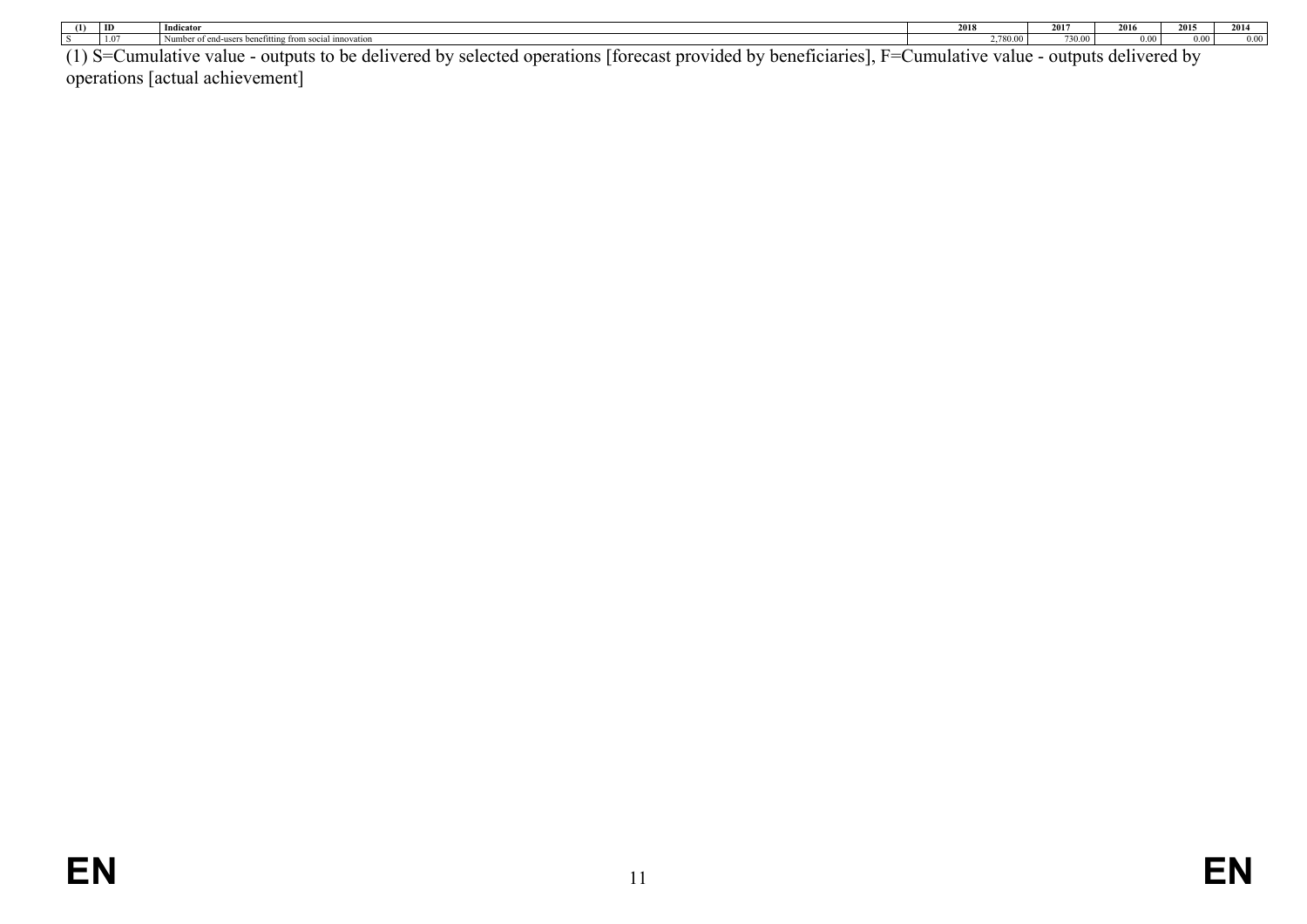| (1) | ID | Indicator | 2018 | 2017 | 2016 | 2015 | 2014 |
|---|---|---|---|---|---|---|---|
| S | 1.07 | Number of end-users benefitting from social innovation | 2,780.00 | 730.00 | 0.00 | 0.00 | 0.00 |

(1) S=Cumulative value - outputs to be delivered by selected operations [forecast provided by beneficiaries], F=Cumulative value - outputs delivered by operations [actual achievement]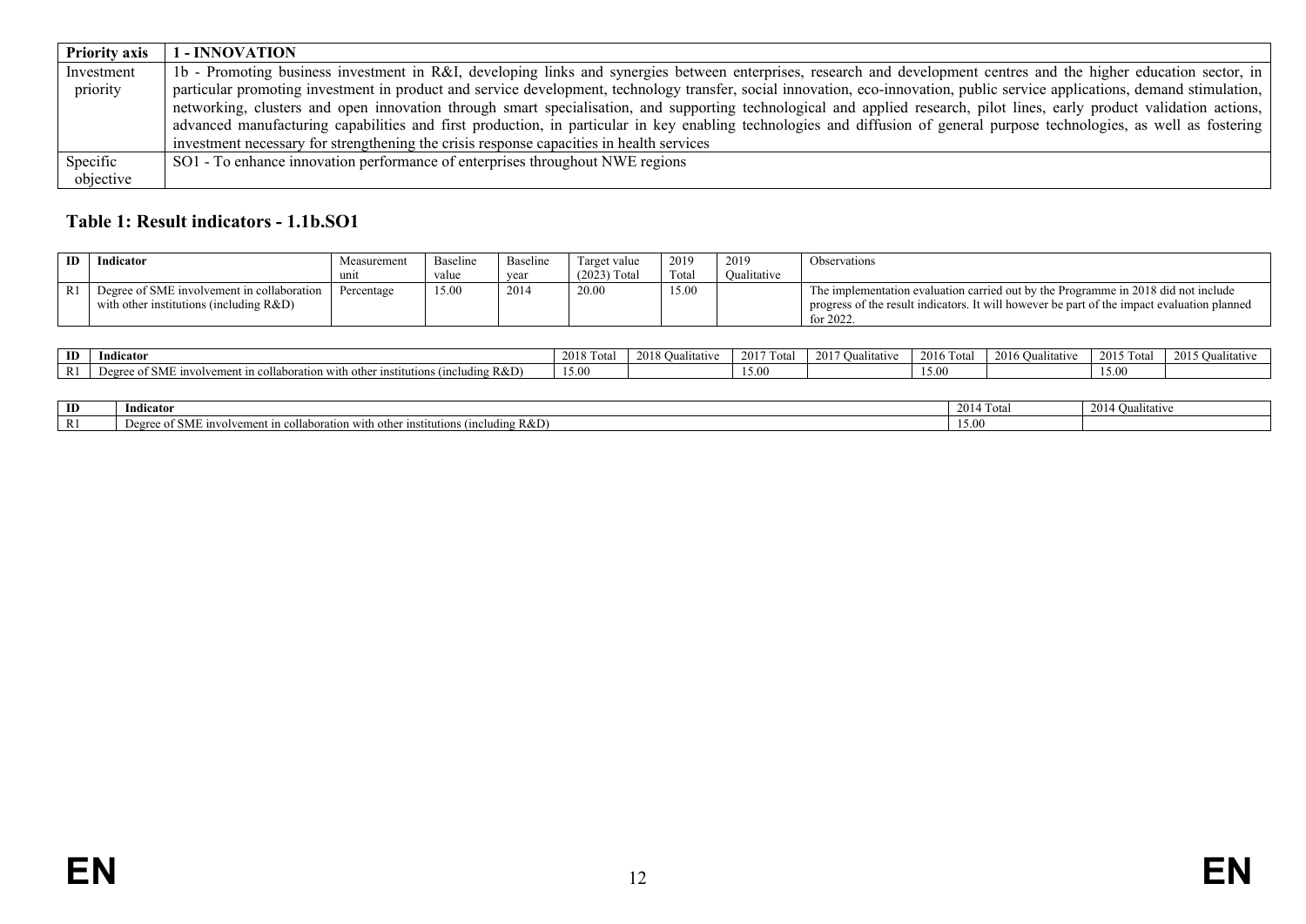| Priority axis | 1 - INNOVATION |
|---|---|
| Investment priority | 1b - Promoting business investment in R&I, developing links and synergies between enterprises, research and development centres and the higher education sector, in particular promoting investment in product and service development, technology transfer, social innovation, eco-innovation, public service applications, demand stimulation, networking, clusters and open innovation through smart specialisation, and supporting technological and applied research, pilot lines, early product validation actions, advanced manufacturing capabilities and first production, in particular in key enabling technologies and diffusion of general purpose technologies, as well as fostering investment necessary for strengthening the crisis response capacities in health services |
| Specific objective | SO1 - To enhance innovation performance of enterprises throughout NWE regions |

## Table 1: Result indicators - 1.1b.SO1

| ID | Indicator | Measurement unit | Baseline value | Baseline year | Target value (2023) Total | 2019 Total | 2019 Qualitative | Observations |
|---|---|---|---|---|---|---|---|---|
| R1 | Degree of SME involvement in collaboration with other institutions (including R&D) | Percentage | 15.00 | 2014 | 20.00 | 15.00 | | The implementation evaluation carried out by the Programme in 2018 did not include progress of the result indicators. It will however be part of the impact evaluation planned for 2022. |

| ID | Indicator | 2018 Total | 2018 Qualitative | 2017 Total | 2017 Qualitative | 2016 Total | 2016 Qualitative | 2015 Total | 2015 Qualitative |
|---|---|---|---|---|---|---|---|---|---|
| R1 | Degree of SME involvement in collaboration with other institutions (including R&D) | 15.00 | | 15.00 | | 15.00 | | 15.00 | |

| ID | Indicator | 2014 Total | 2014 Qualitative |
|---|---|---|---|
| R1 | Degree of SME involvement in collaboration with other institutions (including R&D) | 15.00 | |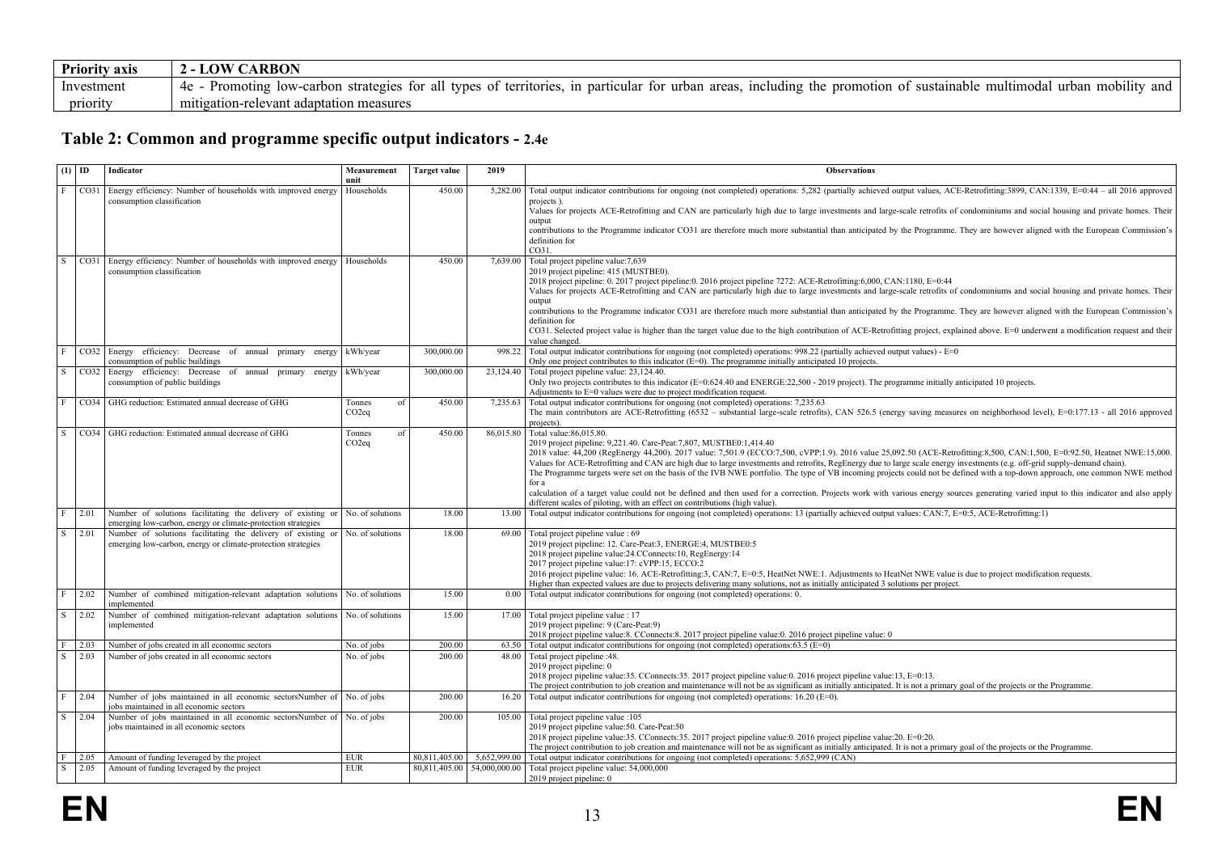| Priority axis | 2 - LOW CARBON |
|---|---|
| Investment priority | 4e - Promoting low-carbon strategies for all types of territories, in particular for urban areas, including the promotion of sustainable multimodal urban mobility and mitigation-relevant adaptation measures |

## Table 2: Common and programme specific output indicators - 2.4e

| (1) | ID | Indicator | Measurement unit | Target value | 2019 | Observations |
|---|---|---|---|---|---|---|
| F | CO31 | Energy efficiency: Number of households with improved energy consumption classification | Households | 450.00 | 5,282.00 | Total output indicator contributions for ongoing (not completed) operations: 5,282 (partially achieved output values, ACE-Retrofitting:3899, CAN:1339, E=0:44 – all 2016 approved projects ).<br>Values for projects ACE-Retrofitting and CAN are particularly high due to large investments and large-scale retrofits of condominiums and social housing and private homes. Their output<br>contributions to the Programme indicator CO31 are therefore much more substantial than anticipated by the Programme. They are however aligned with the European Commission's definition for<br>CO31. |
| S | CO31 | Energy efficiency: Number of households with improved energy consumption classification | Households | 450.00 | 7,639.00 | Total project pipeline value:7,639<br>2019 project pipeline: 415 (MUSTBE0).<br>2018 project pipeline: 0. 2017 project pipeline:0. 2016 project pipeline 7272: ACE-Retrofitting:6,000, CAN:1180, E=0:44<br>Values for projects ACE-Retrofitting and CAN are particularly high due to large investments and large-scale retrofits of condominiums and social housing and private homes. Their output<br>contributions to the Programme indicator CO31 are therefore much more substantial than anticipated by the Programme. They are however aligned with the European Commission's definition for<br>CO31. Selected project value is higher than the target value due to the high contribution of ACE-Retrofitting project, explained above. E=0 underwent a modification request and their value changed. |
| F | CO32 | Energy efficiency: Decrease of annual primary energy consumption of public buildings | kWh/year | 300,000.00 | 998.22 | Total output indicator contributions for ongoing (not completed) operations: 998.22 (partially achieved output values) - E=0<br>Only one project contributes to this indicator (E=0). The programme initially anticipated 10 projects. |
| S | CO32 | Energy efficiency: Decrease of annual primary energy consumption of public buildings | kWh/year | 300,000.00 | 23,124.40 | Total project pipeline value: 23,124.40.<br>Only two projects contributes to this indicator (E=0:624.40 and ENERGE:22,500 - 2019 project). The programme initially anticipated 10 projects.<br>Adjustments to E=0 values were due to project modification request. |
| F | CO34 | GHG reduction: Estimated annual decrease of GHG | Tonnes of $CO_2$eq | 450.00 | 7,235.63 | Total output indicator contributions for ongoing (not completed) operations: 7,235.63<br>The main contributors are ACE-Retrofitting (6532 – substantial large-scale retrofits), CAN 526.5 (energy saving measures on neighborhood level), E=0:177.13 - all 2016 approved projects). |
| S | CO34 | GHG reduction: Estimated annual decrease of GHG | Tonnes of $CO_2$eq | 450.00 | 86,015.80 | Total value:86,015.80.<br>2019 project pipeline: 9,221.40. Care-Peat:7,807, MUSTBE0:1,414.40<br>2018 value: 44,200 (RegEnergy 44,200). 2017 value: 7,501.9 (ECCO:7,500, cVPP:1.9). 2016 value 25,092.50 (ACE-Retrofitting:8,500, CAN:1,500, E=0:92.50, Heatnet NWE:15,000.<br>Values for ACE-Retrofitting and CAN are high due to large investments and retrofits, RegEnergy due to large scale energy investments (e.g. off-grid supply-demand chain).<br>The Programme targets were set on the basis of the IVB NWE portfolio. The type of VB incoming projects could not be defined with a top-down approach, one common NWE method for a<br>calculation of a target value could not be defined and then used for a correction. Projects work with various energy sources generating varied input to this indicator and also apply different scales of piloting, with an effect on contributions (high value). |
| F | 2.01 | Number of solutions facilitating the delivery of existing or emerging low-carbon, energy or climate-protection strategies | No. of solutions | 18.00 | 13.00 | Total output indicator contributions for ongoing (not completed) operations: 13 (partially achieved output values: CAN:7, E=0:5, ACE-Retrofitting:1) |
| S | 2.01 | Number of solutions facilitating the delivery of existing or emerging low-carbon, energy or climate-protection strategies | No. of solutions | 18.00 | 69.00 | Total project pipeline value : 69<br>2019 project pipeline: 12. Care-Peat:3, ENERGE:4, MUSTBE0:5<br>2018 project pipeline value:24.CConnects:10, RegEnergy:14<br>2017 project pipeline value:17: cVPP:15, ECCO:2<br>2016 project pipeline value: 16. ACE-Retrofitting:3, CAN:7, E=0:5, HeatNet NWE:1. Adjustments to HeatNet NWE value is due to project modification requests.<br>Higher than expected values are due to projects delivering many solutions, not as initially anticipated 3 solutions per project. |
| F | 2.02 | Number of combined mitigation-relevant adaptation solutions implemented | No. of solutions | 15.00 | 0.00 | Total output indicator contributions for ongoing (not completed) operations: 0. |
| S | 2.02 | Number of combined mitigation-relevant adaptation solutions implemented | No. of solutions | 15.00 | 17.00 | Total project pipeline value : 17<br>2019 project pipeline: 9 (Care-Peat:9)<br>2018 project pipeline value:8. CConnects:8. 2017 project pipeline value:0. 2016 project pipeline value: 0 |
| F | 2.03 | Number of jobs created in all economic sectors | No. of jobs | 200.00 | 63.50 | Total output indicator contributions for ongoing (not completed) operations:63.5 (E=0) |
| S | 2.03 | Number of jobs created in all economic sectors | No. of jobs | 200.00 | 48.00 | Total project pipeline :48.<br>2019 project pipeline: 0<br>2018 project pipeline value:35. CConnects:35. 2017 project pipeline value:0. 2016 project pipeline value:13, E=0:13.<br>The project contribution to job creation and maintenance will not be as significant as initially anticipated. It is not a primary goal of the projects or the Programme. |
| F | 2.04 | Number of jobs maintained in all economic sectorsNumber of jobs maintained in all economic sectors | No. of jobs | 200.00 | 16.20 | Total output indicator contributions for ongoing (not completed) operations: 16.20 (E=0). |
| S | 2.04 | Number of jobs maintained in all economic sectorsNumber of jobs maintained in all economic sectors | No. of jobs | 200.00 | 105.00 | Total project pipeline value :105<br>2019 project pipeline value:50. Care-Peat:50<br>2018 project pipeline value:35. CConnects:35. 2017 project pipeline value:0. 2016 project pipeline value:20. E=0:20.<br>The project contribution to job creation and maintenance will not be as significant as initially anticipated. It is not a primary goal of the projects or the Programme. |
| F | 2.05 | Amount of funding leveraged by the project | EUR | 80,811,405.00 | 5,652,999.00 | Total output indicator contributions for ongoing (not completed) operations: 5,652,999 (CAN) |
| S | 2.05 | Amount of funding leveraged by the project | EUR | 80,811,405.00 | 54,000,000.00 | Total project pipeline value: 54,000,000<br>2019 project pipeline: 0 |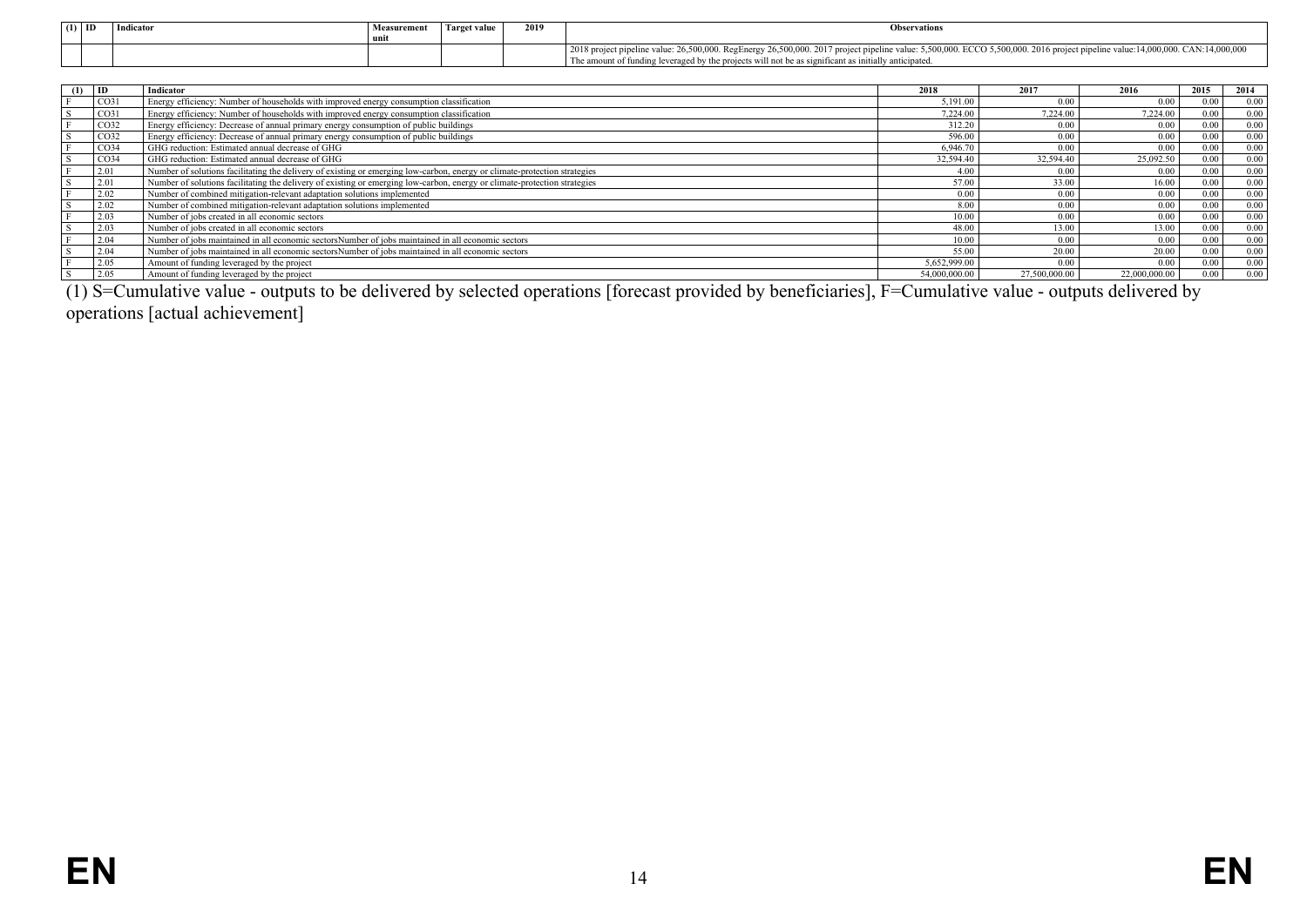| (1) | ID | Indicator | Measurement unit | Target value | 2019 | Observations |
|---|---|---|---|---|---|---|
| | | | | | | 2018 project pipeline value: 26,500,000. RegEnergy 26,500,000. 2017 project pipeline value: 5,500,000. ECCO 5,500,000. 2016 project pipeline value:14,000,000. CAN:14,000,000 The amount of funding leveraged by the projects will not be as significant as initially anticipated. |

| (1) | ID | Indicator | 2018 | 2017 | 2016 | 2015 | 2014 |
|---|---|---|---|---|---|---|---|
| F | CO31 | Energy efficiency: Number of households with improved energy consumption classification | 5,191.00 | 0.00 | 0.00 | 0.00 | 0.00 |
| S | CO31 | Energy efficiency: Number of households with improved energy consumption classification | 7,224.00 | 7,224.00 | 7,224.00 | 0.00 | 0.00 |
| F | CO32 | Energy efficiency: Decrease of annual primary energy consumption of public buildings | 312.20 | 0.00 | 0.00 | 0.00 | 0.00 |
| S | CO32 | Energy efficiency: Decrease of annual primary energy consumption of public buildings | 596.00 | 0.00 | 0.00 | 0.00 | 0.00 |
| F | CO34 | GHG reduction: Estimated annual decrease of GHG | 6,946.70 | 0.00 | 0.00 | 0.00 | 0.00 |
| S | CO34 | GHG reduction: Estimated annual decrease of GHG | 32,594.40 | 32,594.40 | 25,092.50 | 0.00 | 0.00 |
| F | 2.01 | Number of solutions facilitating the delivery of existing or emerging low-carbon, energy or climate-protection strategies | 4.00 | 0.00 | 0.00 | 0.00 | 0.00 |
| S | 2.01 | Number of solutions facilitating the delivery of existing or emerging low-carbon, energy or climate-protection strategies | 57.00 | 33.00 | 16.00 | 0.00 | 0.00 |
| F | 2.02 | Number of combined mitigation-relevant adaptation solutions implemented | 0.00 | 0.00 | 0.00 | 0.00 | 0.00 |
| S | 2.02 | Number of combined mitigation-relevant adaptation solutions implemented | 8.00 | 0.00 | 0.00 | 0.00 | 0.00 |
| F | 2.03 | Number of jobs created in all economic sectors | 10.00 | 0.00 | 0.00 | 0.00 | 0.00 |
| S | 2.03 | Number of jobs created in all economic sectors | 48.00 | 13.00 | 13.00 | 0.00 | 0.00 |
| F | 2.04 | Number of jobs maintained in all economic sectorsNumber of jobs maintained in all economic sectors | 10.00 | 0.00 | 0.00 | 0.00 | 0.00 |
| S | 2.04 | Number of jobs maintained in all economic sectorsNumber of jobs maintained in all economic sectors | 55.00 | 20.00 | 20.00 | 0.00 | 0.00 |
| F | 2.05 | Amount of funding leveraged by the project | 5,652,999.00 | 0.00 | 0.00 | 0.00 | 0.00 |
| S | 2.05 | Amount of funding leveraged by the project | 54,000,000.00 | 27,500,000.00 | 22,000,000.00 | 0.00 | 0.00 |

(1) S=Cumulative value - outputs to be delivered by selected operations [forecast provided by beneficiaries], F=Cumulative value - outputs delivered by operations [actual achievement]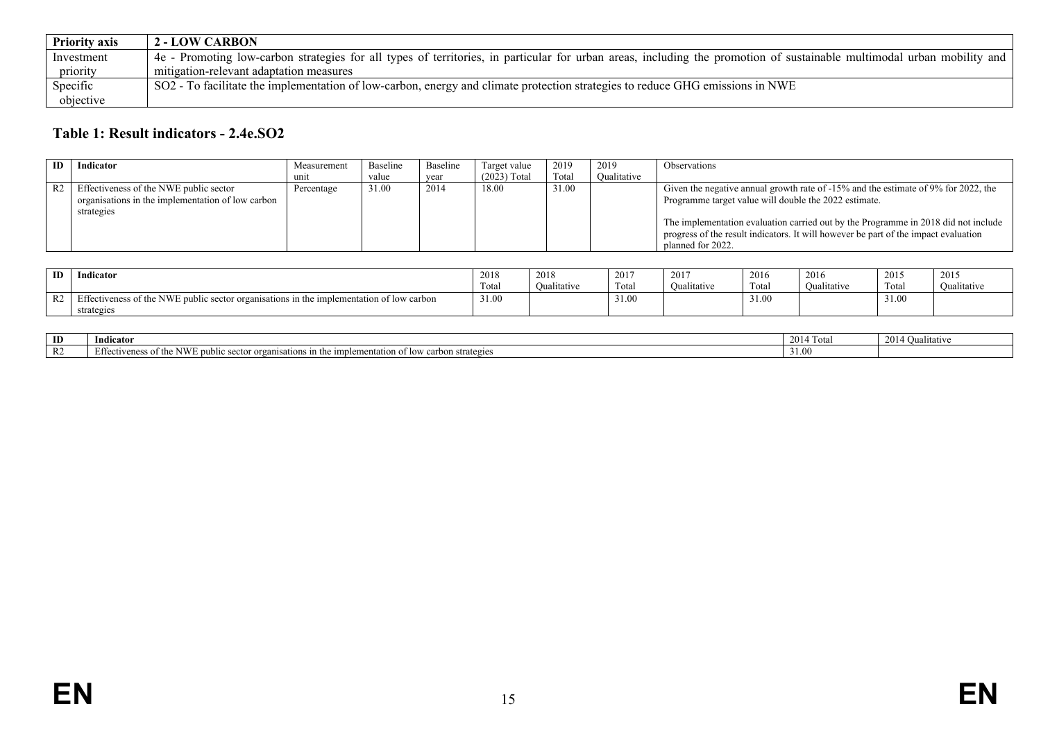| Priority axis | 2 - LOW CARBON |
|---|---|
| Investment priority | 4e - Promoting low-carbon strategies for all types of territories, in particular for urban areas, including the promotion of sustainable multimodal urban mobility and mitigation-relevant adaptation measures |
| Specific objective | SO2 - To facilitate the implementation of low-carbon, energy and climate protection strategies to reduce GHG emissions in NWE |

### Table 1: Result indicators - 2.4e.SO2

| ID | Indicator | Measurement unit | Baseline value | Baseline year | Target value (2023) Total | 2019 Total | 2019 Qualitative | Observations |
|---|---|---|---|---|---|---|---|---|
| R2 | Effectiveness of the NWE public sector organisations in the implementation of low carbon strategies | Percentage | 31.00 | 2014 | 18.00 | 31.00 | | Given the negative annual growth rate of -15% and the estimate of 9% for 2022, the Programme target value will double the 2022 estimate. The implementation evaluation carried out by the Programme in 2018 did not include progress of the result indicators. It will however be part of the impact evaluation planned for 2022. |

| ID | Indicator | 2018 Total | 2018 Qualitative | 2017 Total | 2017 Qualitative | 2016 Total | 2016 Qualitative | 2015 Total | 2015 Qualitative |
|---|---|---|---|---|---|---|---|---|---|
| R2 | Effectiveness of the NWE public sector organisations in the implementation of low carbon strategies | 31.00 | | 31.00 | | 31.00 | | 31.00 | |

| ID | Indicator | 2014 Total | 2014 Qualitative |
|---|---|---|---|
| R2 | Effectiveness of the NWE public sector organisations in the implementation of low carbon strategies | 31.00 | |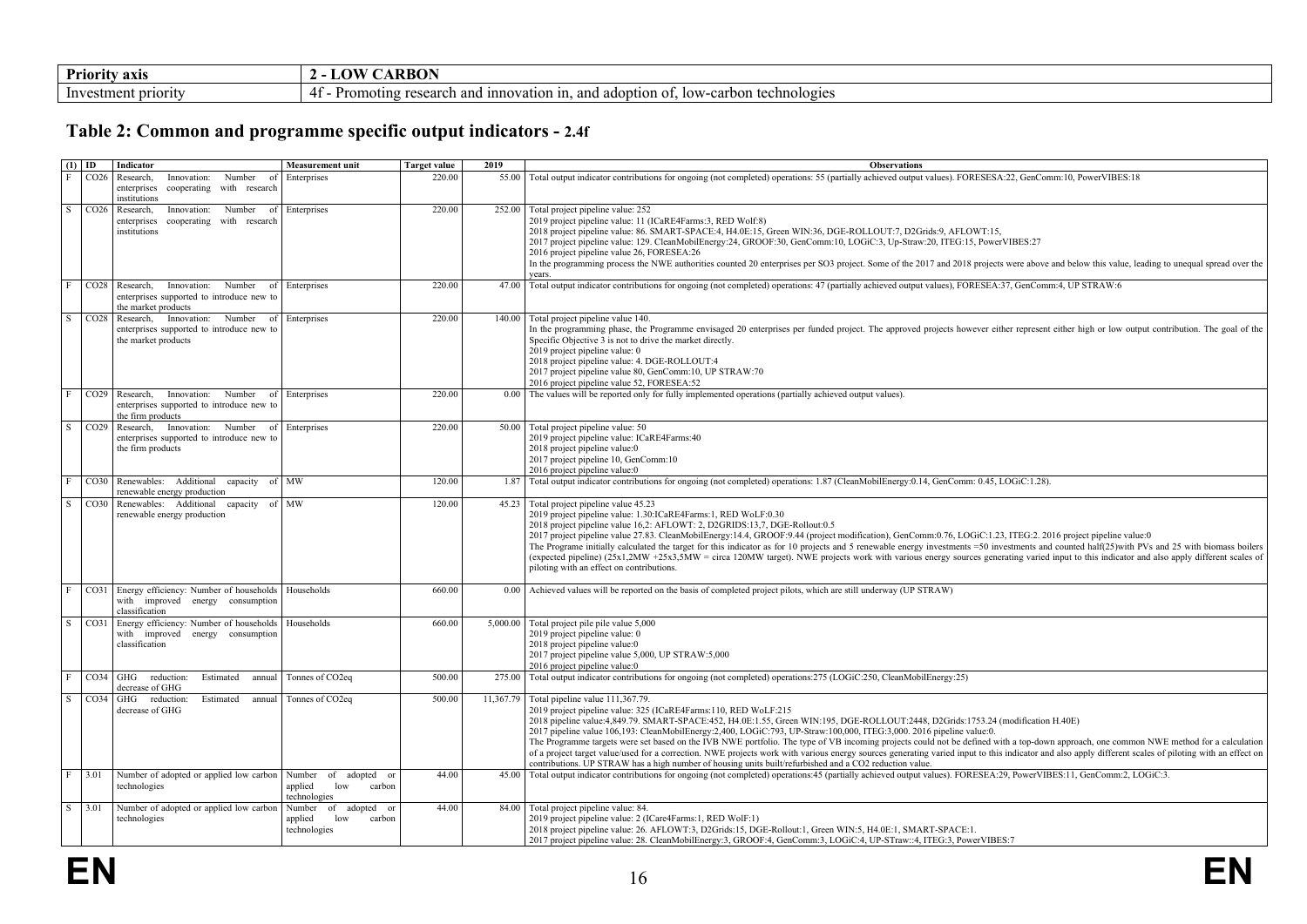| Priority axis | 2 - LOW CARBON |
|---|---|
| Investment priority | 4f - Promoting research and innovation in, and adoption of, low-carbon technologies |

## Table 2: Common and programme specific output indicators - 2.4f

| (1) | ID | Indicator | Measurement unit | Target value | 2019 | Observations |
|---|---|---|---|---|---|---|
| F | CO26 | Research, Innovation: Number of enterprises cooperating with research institutions | Enterprises | 220.00 | 55.00 | Total output indicator contributions for ongoing (not completed) operations: 55 (partially achieved output values). FORESESA:22, GenComm:10, PowerVIBES:18 |
| S | CO26 | Research, Innovation: Number of enterprises cooperating with research institutions | Enterprises | 220.00 | 252.00 | Total project pipeline value: 252<br>2019 project pipeline value: 11 (ICaRE4Farms:3, RED Wolf:8)<br>2018 project pipeline value: 86. SMART-SPACE:4, H4.0E:15, Green WIN:36, DGE-ROLLOUT:7, D2Grids:9, AFLOWT:15,<br>2017 project pipeline value: 129. CleanMobilEnergy:24, GROOF:30, GenComm:10, LOGiC:3, Up-Straw:20, ITEG:15, PowerVIBES:27<br>2016 project pipeline value 26, FORESEA:26<br>In the programming process the NWE authorities counted 20 enterprises per SO3 project. Some of the 2017 and 2018 projects were above and below this value, leading to unequal spread over the years. |
| F | CO28 | Research, Innovation: Number of enterprises supported to introduce new to the market products | Enterprises | 220.00 | 47.00 | Total output indicator contributions for ongoing (not completed) operations: 47 (partially achieved output values), FORESEA:37, GenComm:4, UP STRAW:6 |
| S | CO28 | Research, Innovation: Number of enterprises supported to introduce new to the market products | Enterprises | 220.00 | 140.00 | Total project pipeline value 140.<br>In the programming phase, the Programme envisaged 20 enterprises per funded project. The approved projects however either represent either high or low output contribution. The goal of the Specific Objective 3 is not to drive the market directly.<br>2019 project pipeline value: 0<br>2018 project pipeline value: 4. DGE-ROLLOUT:4<br>2017 project pipeline value 80, GenComm:10, UP STRAW:70<br>2016 project pipeline value 52, FORESEA:52 |
| F | CO29 | Research, Innovation: Number of enterprises supported to introduce new to the firm products | Enterprises | 220.00 | 0.00 | The values will be reported only for fully implemented operations (partially achieved output values). |
| S | CO29 | Research, Innovation: Number of enterprises supported to introduce new to the firm products | Enterprises | 220.00 | 50.00 | Total project pipeline value: 50<br>2019 project pipeline value: ICaRE4Farms:40<br>2018 project pipeline value:0<br>2017 project pipeline 10, GenComm:10<br>2016 project pipeline value:0 |
| F | CO30 | Renewables: Additional capacity of renewable energy production | MW | 120.00 | 1.87 | Total output indicator contributions for ongoing (not completed) operations: 1.87 (CleanMobilEnergy:0.14, GenComm: 0.45, LOGiC:1.28). |
| S | CO30 | Renewables: Additional capacity of renewable energy production | MW | 120.00 | 45.23 | Total project pipeline value 45.23<br>2019 project pipeline value: 1.30:ICaRE4Farms:1, RED WoLF:0.30<br>2018 project pipeline value 16,2: AFLOWT: 2, D2GRIDS:13,7, DGE-Rollout:0.5<br>2017 project pipeline value 27.83. CleanMobilEnergy:14.4, GROOF:9.44 (project modification), GenComm:0.76, LOGiC:1.23, ITEG:2. 2016 project pipeline value:0<br>The Programe initially calculated the target for this indicator as for 10 projects and 5 renewable energy investments =50 investments and counted half(25)with PVs and 25 with biomass boilers (expected pipeline) (25x1,2MW +25x3,5MW = circa 120MW target). NWE projects work with various energy sources generating varied input to this indicator and also apply different scales of piloting with an effect on contributions. |
| F | CO31 | Energy efficiency: Number of households with improved energy consumption classification | Households | 660.00 | 0.00 | Achieved values will be reported on the basis of completed project pilots, which are still underway (UP STRAW) |
| S | CO31 | Energy efficiency: Number of households with improved energy consumption classification | Households | 660.00 | 5,000.00 | Total project pile pile value 5,000<br>2019 project pipeline value: 0<br>2018 project pipeline value:0<br>2017 project pipeline value 5,000, UP STRAW:5,000<br>2016 project pipeline value:0 |
| F | CO34 | GHG reduction: Estimated annual decrease of GHG | Tonnes of CO2eq | 500.00 | 275.00 | Total output indicator contributions for ongoing (not completed) operations:275 (LOGiC:250, CleanMobilEnergy:25) |
| S | CO34 | GHG reduction: Estimated annual decrease of GHG | Tonnes of CO2eq | 500.00 | 11,367.79 | Total pipeline value 111,367.79.<br>2019 project pipeline value: 325 (ICaRE4Farms:110, RED WoLF:215<br>2018 pipeline value:4,849.79. SMART-SPACE:452, H4.0E:1.55, Green WIN:195, DGE-ROLLOUT:2448, D2Grids:1753.24 (modification H.40E)<br>2017 pipeline value 106,193: CleanMobilEnergy:2,400, LOGiC:793, UP-Straw:100,000, ITEG:3,000. 2016 pipeline value:0.<br>The Programme targets were set based on the IVB NWE portfolio. The type of VB incoming projects could not be defined with a top-down approach, one common NWE method for a calculation of a project target value/used for a correction. NWE projects work with various energy sources generating varied input to this indicator and also apply different scales of piloting with an effect on contributions. UP STRAW has a high number of housing units built/refurbished and a CO2 reduction value. |
| F | 3.01 | Number of adopted or applied low carbon technologies | Number of adopted or applied low carbon technologies | 44.00 | 45.00 | Total output indicator contributions for ongoing (not completed) operations:45 (partially achieved output values). FORESEA:29, PowerVIBES:11, GenComm:2, LOGiC:3. |
| S | 3.01 | Number of adopted or applied low carbon technologies | Number of adopted or applied low carbon technologies | 44.00 | 84.00 | Total project pipeline value: 84.<br>2019 project pipeline value: 2 (ICare4Farms:1, RED WolF:1)<br>2018 project pipeline value: 26. AFLOWT:3, D2Grids:15, DGE-Rollout:1, Green WIN:5, H4.0E:1, SMART-SPACE:1.<br>2017 project pipeline value: 28. CleanMobilEnergy:3, GROOF:4, GenComm:3, LOGiC:4, UP-STraw::4, ITEG:3, PowerVIBES:7 |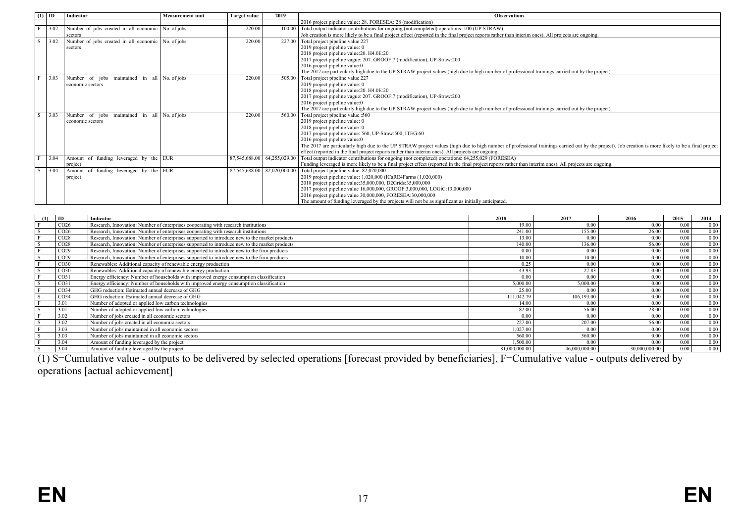| (1) | ID | Indicator | Measurement unit | Target value | 2019 | Observations |
|---|---|---|---|---|---|---|
| | | | | | | 2016 project pipeline value: 28. FORESEA: 28 (modification) |
| F | 3.02 | Number of jobs created in all economic sectors | No. of jobs | 220.00 | 100.00 | Total output indicator contributions for ongoing (not completed) operations: 100 (UP STRAW)<br>Job creation is more likely to be a final project effect (reported in the final project reports rather than interim ones). All projects are ongoing. |
| S | 3.02 | Number of jobs created in all economic sectors | No. of jobs | 220.00 | 227.00 | Total project pipeline value 227<br>2019 project pipeline value: 0<br>2018 project pipeline value:20. H4.0E:20<br>2017 project pipeline vague: 207. GROOF:7 (modification), UP-Straw:200<br>2016 project pipeline value:0<br>The 2017 are particularly high due to the UP STRAW project values (high due to high number of professional trainings carried out by the project). |
| F | 3.03 | Number of jobs maintained in all economic sectors | No. of jobs | 220.00 | 505.00 | Total project pipeline value 227<br>2019 project pipeline value: 0<br>2018 project pipeline value:20. H4.0E:20<br>2017 project pipeline vague: 207. GROOF:7 (modification), UP-Straw:200<br>2016 project pipeline value:0<br>The 2017 are particularly high due to the UP STRAW project values (high due to high number of professional trainings carried out by the project). |
| S | 3.03 | Number of jobs maintained in all economic sectors | No. of jobs | 220.00 | 560.00 | Total project pipeline value :560<br>2019 project pipeline value: 0<br>2018 project pipeline value :0<br>2017 project pipeline value: 560, UP-Straw:500, ITEG:60<br>2016 project pipeline value:0<br>The 2017 are particularly high due to the UP STRAW project values (high due to high number of professional trainings carried out by the project). Job creation is more likely to be a final project effect (reported in the final project reports rather than interim ones). All projects are ongoing. |
| F | 3.04 | Amount of funding leveraged by the project | EUR | 87,545,688.00 | 64,255,029.00 | Total output indicator contributions for ongoing (not completed) operations: 64,255,029 (FORESEA)<br>Funding leveraged is more likely to be a final project effect (reported in the final project reports rather than interim ones). All projects are ongoing. |
| S | 3.04 | Amount of funding leveraged by the project | EUR | 87,545,688.00 | 82,020,000.00 | Total project pipeline value: 82,020,000<br>2019 project pipeline value: 1,020,000 (ICaRE4Farms (1,020,000)<br>2018 project pipeline value:35,000,000. D2Grids:35,000,000<br>2017 project pipeline value 16,000,000, GROOF:3,000,000, LOGiC:13,000,000<br>2016 project pipeline value 30,000,000, FORESEA:30,000,000<br>The amount of funding leveraged by the projects will not be as significant as initially anticipated. |

| (1) | ID | Indicator | 2018 | 2017 | 2016 | 2015 | 2014 |
|---|---|---|---|---|---|---|---|
| F | CO26 | Research, Innovation: Number of enterprises cooperating with research institutions | 19.00 | 0.00 | 0.00 | 0.00 | 0.00 |
| S | CO26 | Research, Innovation: Number of enterprises cooperating with research institutions | 241.00 | 155.00 | 26.00 | 0.00 | 0.00 |
| F | CO28 | Research, Innovation: Number of enterprises supported to introduce new to the market products | 13.00 | 0.00 | 0.00 | 0.00 | 0.00 |
| S | CO28 | Research, Innovation: Number of enterprises supported to introduce new to the market products | 140.00 | 136.00 | 56.00 | 0.00 | 0.00 |
| F | CO29 | Research, Innovation: Number of enterprises supported to introduce new to the firm products | 0.00 | 0.00 | 0.00 | 0.00 | 0.00 |
| S | CO29 | Research, Innovation: Number of enterprises supported to introduce new to the firm products | 10.00 | 10.00 | 0.00 | 0.00 | 0.00 |
| F | CO30 | Renewables: Additional capacity of renewable energy production | 0.25 | 0.00 | 0.00 | 0.00 | 0.00 |
| S | CO30 | Renewables: Additional capacity of renewable energy production | 43.93 | 27.83 | 0.00 | 0.00 | 0.00 |
| F | CO31 | Energy efficiency: Number of households with improved energy consumption classification | 0.00 | 0.00 | 0.00 | 0.00 | 0.00 |
| S | CO31 | Energy efficiency: Number of households with improved energy consumption classification | 5,000.00 | 5,000.00 | 0.00 | 0.00 | 0.00 |
| F | CO34 | GHG reduction: Estimated annual decrease of GHG | 25.00 | 0.00 | 0.00 | 0.00 | 0.00 |
| S | CO34 | GHG reduction: Estimated annual decrease of GHG | 111,042.79 | 106,193.00 | 0.00 | 0.00 | 0.00 |
| F | 3.01 | Number of adopted or applied low carbon technologies | 14.00 | 0.00 | 0.00 | 0.00 | 0.00 |
| S | 3.01 | Number of adopted or applied low carbon technologies | 82.00 | 56.00 | 28.00 | 0.00 | 0.00 |
| F | 3.02 | Number of jobs created in all economic sectors | 0.00 | 0.00 | 0.00 | 0.00 | 0.00 |
| S | 3.02 | Number of jobs created in all economic sectors | 227.00 | 207.00 | 56.00 | 0.00 | 0.00 |
| F | 3.03 | Number of jobs maintained in all economic sectors | 1,027.00 | 0.00 | 0.00 | 0.00 | 0.00 |
| S | 3.03 | Number of jobs maintained in all economic sectors | 560.00 | 560.00 | 0.00 | 0.00 | 0.00 |
| F | 3.04 | Amount of funding leveraged by the project | 1,500.00 | 0.00 | 0.00 | 0.00 | 0.00 |
| S | 3.04 | Amount of funding leveraged by the project | 81,000,000.00 | 46,000,000.00 | 30,000,000.00 | 0.00 | 0.00 |

(1) S=Cumulative value - outputs to be delivered by selected operations [forecast provided by beneficiaries], F=Cumulative value - outputs delivered by operations [actual achievement]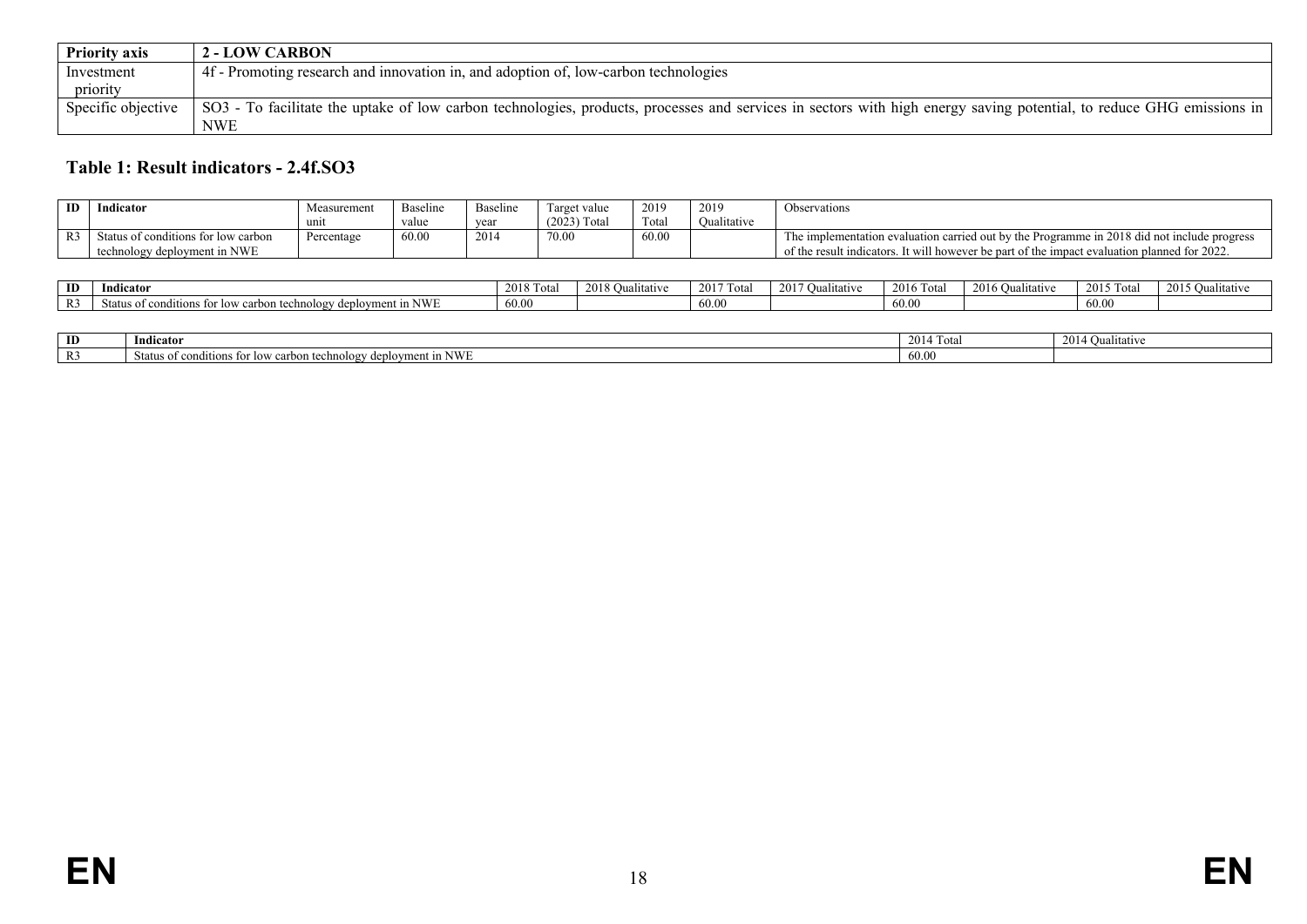| Priority axis | 2 - LOW CARBON |
| --- | --- |
| Investment priority | 4f - Promoting research and innovation in, and adoption of, low-carbon technologies |
| Specific objective | SO3 - To facilitate the uptake of low carbon technologies, products, processes and services in sectors with high energy saving potential, to reduce GHG emissions in NWE |

## Table 1: Result indicators - 2.4f.SO3

| ID | Indicator | Measurement unit | Baseline value | Baseline year | Target value (2023) Total | 2019 Total | 2019 Qualitative | Observations |
| --- | --- | --- | --- | --- | --- | --- | --- | --- |
| R3 | Status of conditions for low carbon technology deployment in NWE | Percentage | 60.00 | 2014 | 70.00 | 60.00 | | The implementation evaluation carried out by the Programme in 2018 did not include progress of the result indicators. It will however be part of the impact evaluation planned for 2022. |

| ID | Indicator | 2018 Total | 2018 Qualitative | 2017 Total | 2017 Qualitative | 2016 Total | 2016 Qualitative | 2015 Total | 2015 Qualitative |
| --- | --- | --- | --- | --- | --- | --- | --- | --- | --- |
| R3 | Status of conditions for low carbon technology deployment in NWE | 60.00 | | 60.00 | | 60.00 | | 60.00 | |

| ID | Indicator | 2014 Total | 2014 Qualitative |
| --- | --- | --- | --- |
| R3 | Status of conditions for low carbon technology deployment in NWE | 60.00 | |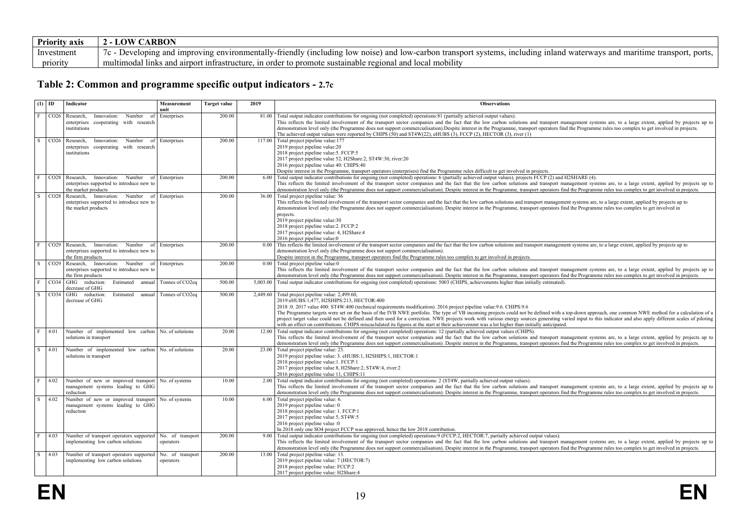| Priority axis | 2 - LOW CARBON |
|---|---|
| Investment priority | 7c - Developing and improving environmentally-friendly (including low noise) and low-carbon transport systems, including inland waterways and maritime transport, ports, multimodal links and airport infrastructure, in order to promote sustainable regional and local mobility |

## Table 2: Common and programme specific output indicators - 2.7c

| (1) | ID | Indicator | Measurement unit | Target value | 2019 | Observations |
|---|---|---|---|---|---|---|
| F | CO26 | Research, Innovation: Number of enterprises cooperating with research institutions | Enterprises | 200.00 | 81.00 | Total output indicator contributions for ongoing (not completed) operations:81 (partially achieved output values). This reflects the limited involvement of the transport sector companies and the fact that the low carbon solutions and transport management systems are, to a large extent, applied by projects up to demonstration level only (the Programme does not support commercialisation).Despite interest in the Programme, transport operators find the Programme rules too complex to get involved in projects. The achieved output values were reported by CHIPS (50) and ST4W(22), eHUBS (3), FCCP (2), HECTOR (3), river (1) |
| S | CO26 | Research, Innovation: Number of enterprises cooperating with research institutions | Enterprises | 200.00 | 117.00 | Total project pipeline value:177<br>2019 project pipeline value:20<br>2018 project pipeline value:5. FCCP:5<br>2017 project pipeline value 52, H2Share:2, ST4W:30, river:20<br>2016 project pipeline value 40: CHIPS:40<br>Despite interest in the Programme, transport operators (enterprises) find the Programme rules difficult to get involved in projects. |
| F | CO28 | Research, Innovation: Number of enterprises supported to introduce new to the market products | Enterprises | 200.00 | 6.00 | Total output indicator contributions for ongoing (not completed) operations: 6 (partially achieved output values), projects FCCP (2) and H2SHARE (4). This reflects the limited involvement of the transport sector companies and the fact that the low carbon solutions and transport management systems are, to a large extent, applied by projects up to demonstration level only (the Programme does not support commercialisation). Despite interest in the Programme, transport operators find the Programme rules too complex to get involved in projects. |
| S | CO28 | Research, Innovation: Number of enterprises supported to introduce new to the market products | Enterprises | 200.00 | 36.00 | Total project pipeline value: 36<br>This reflects the limited involvement of the transport sector companies and the fact that the low carbon solutions and transport management systems are, to a large extent, applied by projects up to demonstration level only (the Programme does not support commercialisation). Despite interest in the Programme, transport operators find the Programme rules too complex to get involved in projects.<br>2019 project pipeline value:30<br>2018 project pipeline value:2. FCCP:2<br>2017 project pipeline value: 4, H2Share:4<br>2016 project pipeline value:0 |
| F | CO29 | Research, Innovation: Number of enterprises supported to introduce new to the firm products | Enterprises | 200.00 | 0.00 | This reflects the limited involvement of the transport sector companies and the fact that the low carbon solutions and transport management systems are, to a large extent, applied by projects up to demonstration level only (the Programme does not support commercialisation).<br>Despite interest in the Programme, transport operators find the Programme rules too complex to get involved in projects. |
| S | CO29 | Research, Innovation: Number of enterprises supported to introduce new to the firm products | Enterprises | 200.00 | 0.00 | Total project pipeline value:0<br>This reflects the limited involvement of the transport sector companies and the fact that the low carbon solutions and transport management systems are, to a large extent, applied by projects up to demonstration level only (the Programme does not support commercialisation). Despite interest in the Programme, transport operators find the Programme rules too complex to get involved in projects. |
| F | CO34 | GHG reduction: Estimated annual decrease of GHG | Tonnes of CO2eq | 500.00 | 5,003.00 | Total output indicator contributions for ongoing (not completed) operations: 5003 (CHIPS, achievements higher than initially estimated). |
| S | CO34 | GHG reduction: Estimated annual decrease of GHG | Tonnes of CO2eq | 500.00 | 2,449.60 | Total project pipeline value: 2,499.60,<br>2019:eHUBS:1,477, H2SHIPS:213, HECTOR:400<br>2018 :0. 2017 value 400: ST4W:400 (technical requirements modification). 2016 project pipeline value:9.6. CHIPS:9.6<br>The Programme targets were set on the basis of the IVB NWE portfolio. The type of VB incoming projects could not be defined with a top-down approach, one common NWE method for a calculation of a project target value could not be defined and then used for a correction. NWE projects work with various energy sources generating varied input to this indicator and also apply different scales of piloting with an effect on contributions. CHIPS miscalculated its figures at the start at their achievement was a lot higher than initially anticipated. |
| F | 4.01 | Number of implemented low carbon solutions in transport | No. of solutions | 20.00 | 12.00 | Total output indicator contributions for ongoing (not completed) operations: 12 (partially achieved output values (CHIPS). This reflects the limited involvement of the transport sector companies and the fact that the low carbon solutions and transport management systems are, to a large extent, applied by projects up to demonstration level only (the Programme does not support commercialisation). Despite interest in the Programme, transport operators find the Programme rules too complex to get involved in projects. |
| S | 4.01 | Number of implemented low carbon solutions in transport | No. of solutions | 20.00 | 23.00 | Total project pipeline value: 23.<br>2019 project pipeline value: 3. eHUBS:1, H2SHIPS:1, HECTOR:1<br>2018 project pipeline value:1. FCCP:1<br>2017 project pipeline value 8, H2Share:2, ST4W:4, river:2<br>2016 project pipeline value 11, CHIPS:11 |
| F | 4.02 | Number of new or improved transport management systems leading to GHG reduction | No. of systems | 10.00 | 2.00 | Total output indicator contributions for ongoing (not completed) operations: 2 (ST4W, partially achieved output values). This reflects the limited involvement of the transport sector companies and the fact that the low carbon solutions and transport management systems are, to a large extent, applied by projects up to demonstration level only (the Programme does not support commercialisation). Despite interest in the Programme, transport operators find the Programme rules too complex to get involved in projects. |
| S | 4.02 | Number of new or improved transport management systems leading to GHG reduction | No. of systems | 10.00 | 6.00 | Total project pipeline value: 6.<br>2019 project pipeline value: 0<br>2018 project pipeline value: 1. FCCP:1<br>2017 project pipeline value 5, ST4W:5<br>2016 project pipeline value :0<br>In 2018 only one SO4 project FCCP was approved, hence the low 2018 contribution. |
| F | 4.03 | Number of transport operators supported implementing low carbon solutions | No. of transport operators | 200.00 | 9.00 | Total output indicator contributions for ongoing (not completed) operations:9 (FCCP:2, HECTOR:7, partially achieved output values). This reflects the limited involvement of the transport sector companies and the fact that the low carbon solutions and transport management systems are, to a large extent, applied by projects up to demonstration level only (the Programme does not support commercialisation). Despite interest in the Programme, transport operators find the Programme rules too complex to get involved in projects. |
| S | 4.03 | Number of transport operators supported implementing low carbon solutions | No. of transport operators | 200.00 | 13.00 | Total project pipeline value: 13.<br>2019 project pipeline value: 7 (HECTOR:7)<br>2018 project pipeline value: FCCP:2<br>2017 project pipeline value: H2Share:4 |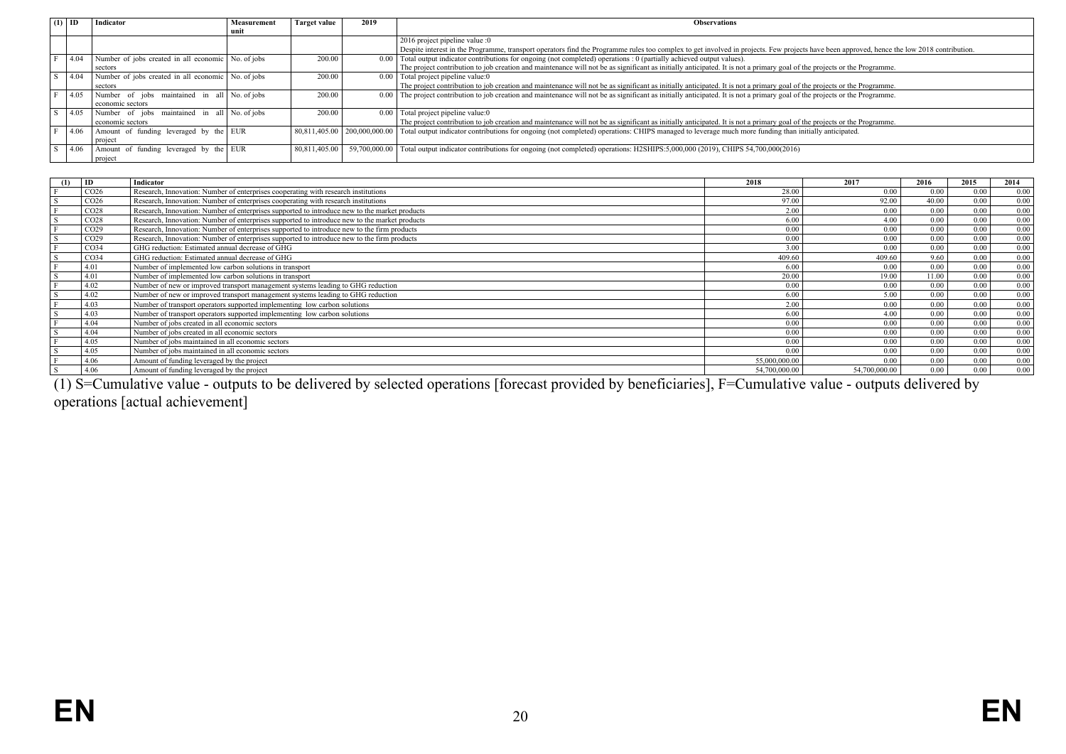| (1) | ID | Indicator | Measurement unit | Target value | 2019 | Observations |
|---|---|---|---|---|---|---|
| | | | | | | 2016 project pipeline value :0<br>Despite interest in the Programme, transport operators find the Programme rules too complex to get involved in projects. Few projects have been approved, hence the low 2018 contribution. |
| F | 4.04 | Number of jobs created in all economic sectors | No. of jobs | 200.00 | 0.00 | Total output indicator contributions for ongoing (not completed) operations : 0 (partially achieved output values).<br>The project contribution to job creation and maintenance will not be as significant as initially anticipated. It is not a primary goal of the projects or the Programme. |
| S | 4.04 | Number of jobs created in all economic sectors | No. of jobs | 200.00 | 0.00 | Total project pipeline value:0<br>The project contribution to job creation and maintenance will not be as significant as initially anticipated. It is not a primary goal of the projects or the Programme. |
| F | 4.05 | Number of jobs maintained in all economic sectors | No. of jobs | 200.00 | 0.00 | The project contribution to job creation and maintenance will not be as significant as initially anticipated. It is not a primary goal of the projects or the Programme. |
| S | 4.05 | Number of jobs maintained in all economic sectors | No. of jobs | 200.00 | 0.00 | Total project pipeline value:0<br>The project contribution to job creation and maintenance will not be as significant as initially anticipated. It is not a primary goal of the projects or the Programme. |
| F | 4.06 | Amount of funding leveraged by the project | EUR | 80,811,405.00 | 200,000,000.00 | Total output indicator contributions for ongoing (not completed) operations: CHIPS managed to leverage much more funding than initially anticipated. |
| S | 4.06 | Amount of funding leveraged by the project | EUR | 80,811,405.00 | 59,700,000.00 | Total output indicator contributions for ongoing (not completed) operations: H2SHIPS:5,000,000 (2019), CHIPS 54,700,000(2016) |

| (1) | ID | Indicator | 2018 | 2017 | 2016 | 2015 | 2014 |
|---|---|---|---|---|---|---|---|
| F | CO26 | Research, Innovation: Number of enterprises cooperating with research institutions | 28.00 | 0.00 | 0.00 | 0.00 | 0.00 |
| S | CO26 | Research, Innovation: Number of enterprises cooperating with research institutions | 97.00 | 92.00 | 40.00 | 0.00 | 0.00 |
| F | CO28 | Research, Innovation: Number of enterprises supported to introduce new to the market products | 2.00 | 0.00 | 0.00 | 0.00 | 0.00 |
| S | CO28 | Research, Innovation: Number of enterprises supported to introduce new to the market products | 6.00 | 4.00 | 0.00 | 0.00 | 0.00 |
| F | CO29 | Research, Innovation: Number of enterprises supported to introduce new to the firm products | 0.00 | 0.00 | 0.00 | 0.00 | 0.00 |
| S | CO29 | Research, Innovation: Number of enterprises supported to introduce new to the firm products | 0.00 | 0.00 | 0.00 | 0.00 | 0.00 |
| F | CO34 | GHG reduction: Estimated annual decrease of GHG | 3.00 | 0.00 | 0.00 | 0.00 | 0.00 |
| S | CO34 | GHG reduction: Estimated annual decrease of GHG | 409.60 | 409.60 | 9.60 | 0.00 | 0.00 |
| F | 4.01 | Number of implemented low carbon solutions in transport | 6.00 | 0.00 | 0.00 | 0.00 | 0.00 |
| S | 4.01 | Number of implemented low carbon solutions in transport | 20.00 | 19.00 | 11.00 | 0.00 | 0.00 |
| F | 4.02 | Number of new or improved transport management systems leading to GHG reduction | 0.00 | 0.00 | 0.00 | 0.00 | 0.00 |
| S | 4.02 | Number of new or improved transport management systems leading to GHG reduction | 6.00 | 5.00 | 0.00 | 0.00 | 0.00 |
| F | 4.03 | Number of transport operators supported implementing low carbon solutions | 2.00 | 0.00 | 0.00 | 0.00 | 0.00 |
| S | 4.03 | Number of transport operators supported implementing low carbon solutions | 6.00 | 4.00 | 0.00 | 0.00 | 0.00 |
| F | 4.04 | Number of jobs created in all economic sectors | 0.00 | 0.00 | 0.00 | 0.00 | 0.00 |
| S | 4.04 | Number of jobs created in all economic sectors | 0.00 | 0.00 | 0.00 | 0.00 | 0.00 |
| F | 4.05 | Number of jobs maintained in all economic sectors | 0.00 | 0.00 | 0.00 | 0.00 | 0.00 |
| S | 4.05 | Number of jobs maintained in all economic sectors | 0.00 | 0.00 | 0.00 | 0.00 | 0.00 |
| F | 4.06 | Amount of funding leveraged by the project | 55,000,000.00 | 0.00 | 0.00 | 0.00 | 0.00 |
| S | 4.06 | Amount of funding leveraged by the project | 54,700,000.00 | 54,700,000.00 | 0.00 | 0.00 | 0.00 |

(1) S=Cumulative value - outputs to be delivered by selected operations [forecast provided by beneficiaries], F=Cumulative value - outputs delivered by operations [actual achievement]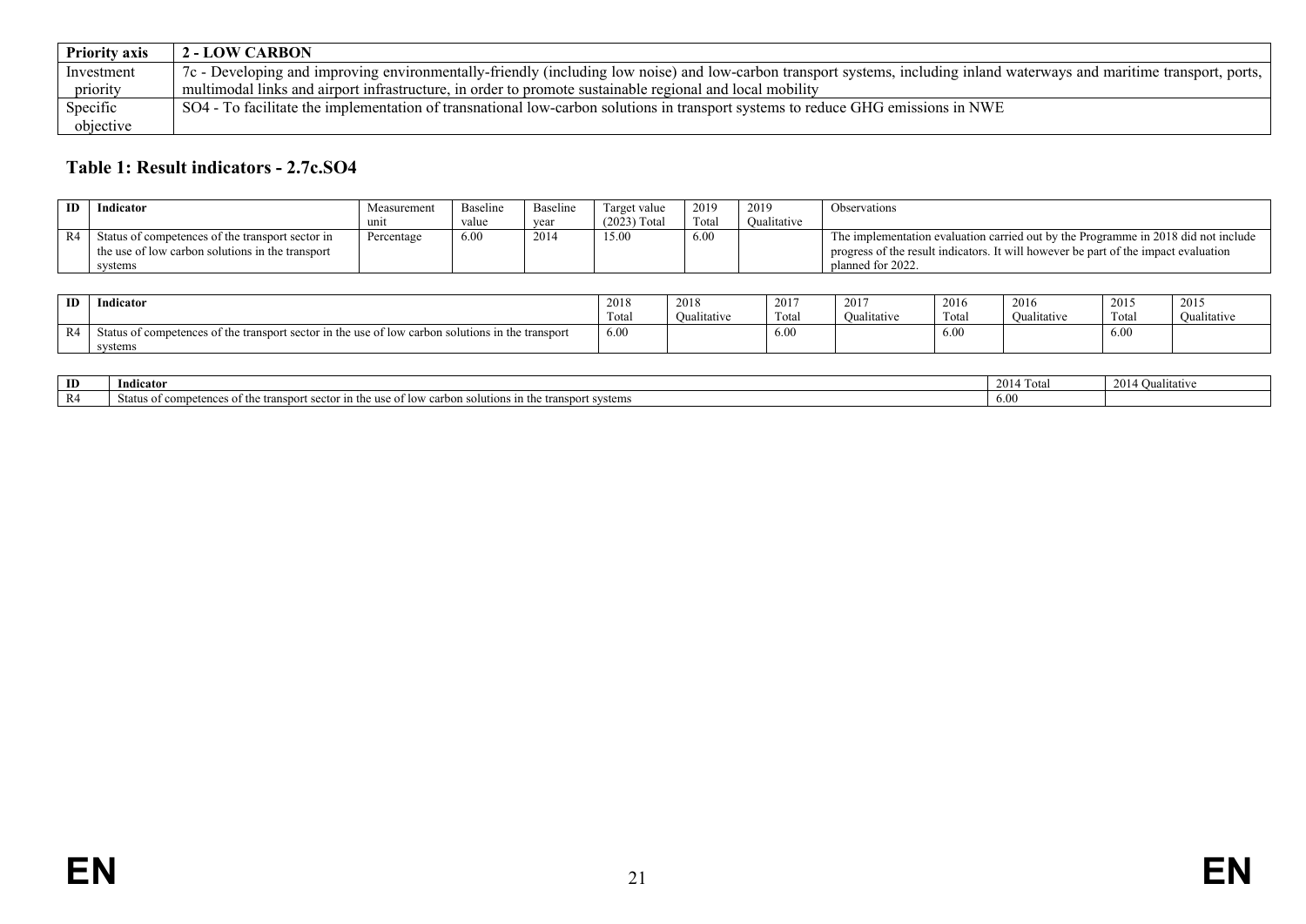| Priority axis | 2 - LOW CARBON |
|---|---|
| Investment priority | 7c - Developing and improving environmentally-friendly (including low noise) and low-carbon transport systems, including inland waterways and maritime transport, ports, multimodal links and airport infrastructure, in order to promote sustainable regional and local mobility |
| Specific objective | SO4 - To facilitate the implementation of transnational low-carbon solutions in transport systems to reduce GHG emissions in NWE |

### Table 1: Result indicators - 2.7c.SO4

| ID | Indicator | Measurement unit | Baseline value | Baseline year | Target value (2023) Total | 2019 Total | 2019 Qualitative | Observations |
|---|---|---|---|---|---|---|---|---|
| R4 | Status of competences of the transport sector in the use of low carbon solutions in the transport systems | Percentage | 6.00 | 2014 | 15.00 | 6.00 | | The implementation evaluation carried out by the Programme in 2018 did not include progress of the result indicators. It will however be part of the impact evaluation planned for 2022. |

| ID | Indicator | 2018 Total | 2018 Qualitative | 2017 Total | 2017 Qualitative | 2016 Total | 2016 Qualitative | 2015 Total | 2015 Qualitative |
|---|---|---|---|---|---|---|---|---|---|
| R4 | Status of competences of the transport sector in the use of low carbon solutions in the transport systems | 6.00 | | 6.00 | | 6.00 | | 6.00 | |

| ID | Indicator | 2014 Total | 2014 Qualitative |
|---|---|---|---|
| R4 | Status of competences of the transport sector in the use of low carbon solutions in the transport systems | 6.00 | |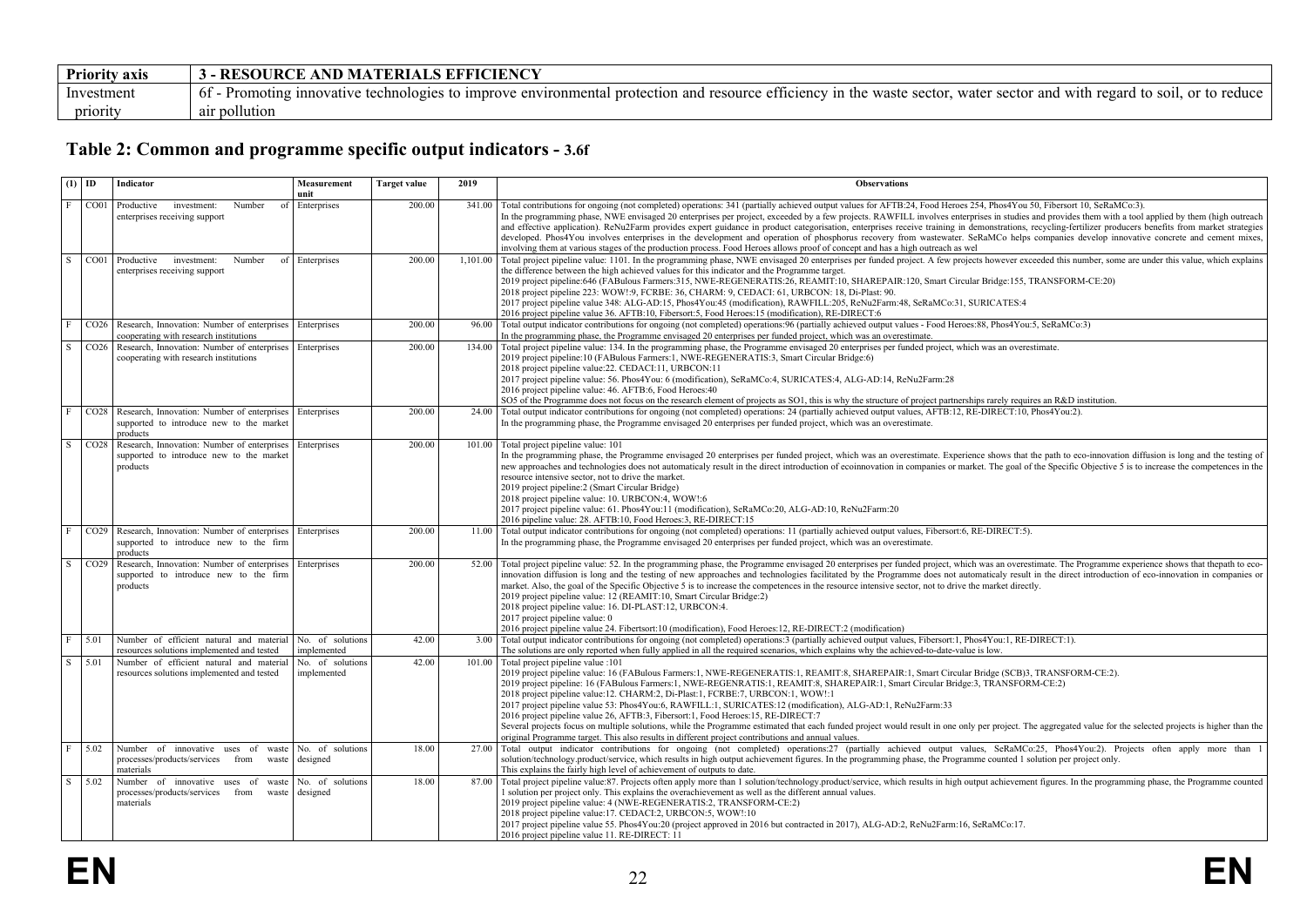| Priority axis | 3 - RESOURCE AND MATERIALS EFFICIENCY |
|---|---|
| Investment priority | 6f - Promoting innovative technologies to improve environmental protection and resource efficiency in the waste sector, water sector and with regard to soil, or to reduce air pollution |

## Table 2: Common and programme specific output indicators - 3.6f

| (1) | ID | Indicator | Measurement unit | Target value | 2019 | Observations |
|---|---|---|---|---|---|---|
| F | CO01 | Productive investment: Number of enterprises receiving support | Enterprises | 200.00 | 341.00 | Total contributions for ongoing (not completed) operations: 341 (partially achieved output values for AFTB:24, Food Heroes 254, Phos4You 50, Fibersort 10, SeRaMCo:3). In the programming phase, NWE envisaged 20 enterprises per project, exceeded by a few projects. RAWFILL involves enterprises in studies and provides them with a tool applied by them (high outreach and effective application). ReNu2Farm provides expert guidance in product categorisation, enterprises receive training in demonstrations, recycling-fertilizer producers benefits from market strategies developed. Phos4You involves enterprises in the development and operation of phosphorus recovery from wastewater. SeRaMCo helps companies develop innovative concrete and cement mixes, involving them at various stages of the production process. Food Heroes allows proof of concept and has a high outreach as wel |
| S | CO01 | Productive investment: Number of enterprises receiving support | Enterprises | 200.00 | 1,101.00 | Total project pipeline value: 1101. In the programming phase, NWE envisaged 20 enterprises per funded project. A few projects however exceeded this number, some are under this value, which explains the difference between the high achieved values for this indicator and the Programme target. 2019 project pipeline:646 (FABulous Farmers:315, NWE-REGENERATIS:26, REAMIT:10, SHAREPAIR:120, Smart Circular Bridge:155, TRANSFORM-CE:20) 2018 project pipeline 223: WOW!:9, FCRBE: 36, CHARM: 9, CEDACI: 61, URBCON: 18, Di-Plast: 90. 2017 project pipeline value 348: ALG-AD:15, Phos4You:45 (modification), RAWFILL:205, ReNu2Farm:48, SeRaMCo:31, SURICATES:4 2016 project pipeline value 36. AFTB:10, Fibersort:5, Food Heroes:15 (modification), RE-DIRECT:6 |
| F | CO26 | Research, Innovation: Number of enterprises cooperating with research institutions | Enterprises | 200.00 | 96.00 | Total output indicator contributions for ongoing (not completed) operations:96 (partially achieved output values - Food Heroes:88, Phos4You:5, SeRaMCo:3) In the programming phase, the Programme envisaged 20 enterprises per funded project, which was an overestimate. |
| S | CO26 | Research, Innovation: Number of enterprises cooperating with research institutions | Enterprises | 200.00 | 134.00 | Total project pipeline value: 134. In the programming phase, the Programme envisaged 20 enterprises per funded project, which was an overestimate. 2019 project pipeline:10 (FABulous Farmers:1, NWE-REGENERATIS:3, Smart Circular Bridge:6) 2018 project pipeline value:22. CEDACI:11, URBCON:11 2017 project pipeline value: 56. Phos4You: 6 (modification), SeRaMCo:4, SURICATES:4, ALG-AD:14, ReNu2Farm:28 2016 project pipeline value: 46. AFTB:6, Food Heroes:40 SO5 of the Programme does not focus on the research element of projects as SO1, this is why the structure of project partnerships rarely requires an R&D institution. |
| F | CO28 | Research, Innovation: Number of enterprises supported to introduce new to the market products | Enterprises | 200.00 | 24.00 | Total output indicator contributions for ongoing (not completed) operations: 24 (partially achieved output values, AFTB:12, RE-DIRECT:10, Phos4You:2). In the programming phase, the Programme envisaged 20 enterprises per funded project, which was an overestimate. |
| S | CO28 | Research, Innovation: Number of enterprises supported to introduce new to the market products | Enterprises | 200.00 | 101.00 | Total project pipeline value: 101 In the programming phase, the Programme envisaged 20 enterprises per funded project, which was an overestimate. Experience shows that the path to eco-innovation diffusion is long and the testing of new approaches and technologies does not automaticaly result in the direct introduction of ecoinnovation in companies or market. The goal of the Specific Objective 5 is to increase the competences in the resource intensive sector, not to drive the market. 2019 project pipeline:2 (Smart Circular Bridge) 2018 project pipeline value: 10. URBCON:4, WOW!:6 2017 project pipeline value: 61. Phos4You:11 (modification), SeRaMCo:20, ALG-AD:10, ReNu2Farm:20 2016 pipeline value: 28. AFTB:10, Food Heroes:3, RE-DIRECT:15 |
| F | CO29 | Research, Innovation: Number of enterprises supported to introduce new to the firm products | Enterprises | 200.00 | 11.00 | Total output indicator contributions for ongoing (not completed) operations: 11 (partially achieved output values, Fibersort:6, RE-DIRECT:5). In the programming phase, the Programme envisaged 20 enterprises per funded project, which was an overestimate. |
| S | CO29 | Research, Innovation: Number of enterprises supported to introduce new to the firm products | Enterprises | 200.00 | 52.00 | Total project pipeline value: 52. In the programming phase, the Programme envisaged 20 enterprises per funded project, which was an overestimate. The Programme experience shows that thepath to eco-innovation diffusion is long and the testing of new approaches and technologies facilitated by the Programme does not automaticaly result in the direct introduction of eco-innovation in companies or market. Also, the goal of the Specific Objective 5 is to increase the competences in the resource intensive sector, not to drive the market directly. 2019 project pipeline value: 12 (REAMIT:10, Smart Circular Bridge:2) 2018 project pipeline value: 16. DI-PLAST:12, URBCON:4. 2017 project pipeline value: 0 2016 project pipeline value 24. Fibertsort:10 (modification), Food Heroes:12, RE-DIRECT:2 (modification) |
| F | 5.01 | Number of efficient natural and material resources solutions implemented and tested | No. of solutions implemented | 42.00 | 3.00 | Total output indicator contributions for ongoing (not completed) operations:3 (partially achieved output values, Fibersort:1, Phos4You:1, RE-DIRECT:1). The solutions are only reported when fully applied in all the required scenarios, which explains why the achieved-to-date-value is low. |
| S | 5.01 | Number of efficient natural and material resources solutions implemented and tested | No. of solutions implemented | 42.00 | 101.00 | Total project pipeline value :101 2019 project pipeline value: 16 (FABulous Farmers:1, NWE-REGENERATIS:1, REAMIT:8, SHAREPAIR:1, Smart Circular Bridge (SCB)3, TRANSFORM-CE:2). 2019 project pipeline: 16 (FABulous Farmers:1, NWE-REGENRATIS:1, REAMIT:8, SHAREPAIR:1, Smart Circular Bridge:3, TRANSFORM-CE:2) 2018 project pipeline value:12. CHARM:2, Di-Plast:1, FCRBE:7, URBCON:1, WOW!:1 2017 project pipeline value 53: Phos4You:6, RAWFILL:1, SURICATES:12 (modification), ALG-AD:1, ReNu2Farm:33 2016 project pipeline value 26, AFTB:3, Fibersort:1, Food Heroes:15, RE-DIRECT:7 Several projects focus on multiple solutions, while the Programme estimated that each funded project would result in one only per project. The aggregated value for the selected projects is higher than the original Programme target. This also results in different project contributions and annual values. |
| F | 5.02 | Number of innovative uses of waste processes/products/services from waste materials | No. of solutions designed | 18.00 | 27.00 | Total output indicator contributions for ongoing (not completed) operations:27 (partially achieved output values, SeRaMCo:25, Phos4You:2). Projects often apply more than 1 solution/technology.product/service, which results in high output achievement figures. In the programming phase, the Programme counted 1 solution per project only. This explains the fairly high level of achievement of outputs to date. |
| S | 5.02 | Number of innovative uses of waste processes/products/services from waste materials | No. of solutions designed | 18.00 | 87.00 | Total project pipeline value:87. Projects often apply more than 1 solution/technology.product/service, which results in high output achievement figures. In the programming phase, the Programme counted 1 solution per project only. This explains the overachievement as well as the different annual values. 2019 project pipeline value: 4 (NWE-REGENERATIS:2, TRANSFORM-CE:2) 2018 project pipeline value:17. CEDACI:2, URBCON:5, WOW!:10 2017 project pipeline value 55. Phos4You:20 (project approved in 2016 but contracted in 2017), ALG-AD:2, ReNu2Farm:16, SeRaMCo:17. 2016 project pipeline value 11. RE-DIRECT: 11 |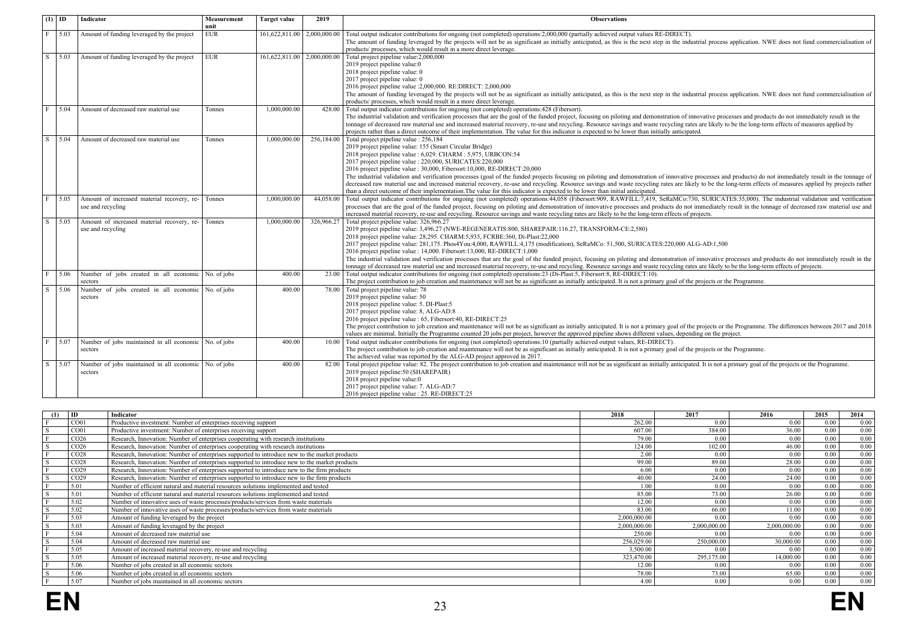| (1) | ID | Indicator | Measurement unit | Target value | 2019 | Observations |
| --- | --- | --- | --- | --- | --- | --- |
| F | 5.03 | Amount of funding leveraged by the project | EUR | 161,622,811.00 | 2,000,000.00 | Total output indicator contributions for ongoing (not completed) operations:2,000,000 (partially achieved output values RE-DIRECT). The amount of funding leveraged by the projects will not be as significant as initially anticipated, as this is the next step in the industrial process application. NWE does not fund commercialisation of products/ processes, which would result in a more direct leverage. |
| S | 5.03 | Amount of funding leveraged by the project | EUR | 161,622,811.00 | 2,000,000.00 | Total project pipeline value:2,000,000<br>2019 project pipeline value:0<br>2018 project pipeline value: 0<br>2017 project pipeline value: 0<br>2016 project pipeline value :2,000,000. RE:DIRECT: 2,000,000<br>The amount of funding leveraged by the projects will not be as significant as initially anticipated, as this is the next step in the industrial process application. NWE does not fund commercialisation of products/ processes, which would result in a more direct leverage. |
| F | 5.04 | Amount of decreased raw material use | Tonnes | 1,000,000.00 | 428.00 | Total output indicator contributions for ongoing (not completed) operations:428 (Fibersort).<br>The industrial validation and verification processes that are the goal of the funded project, focusing on piloting and demonstration of innovative processes and products do not immediately result in the tonnage of decreased raw material use and increased material recovery, re-use and recycling. Resource savings and waste recycling rates are likely to be the long-term effects of measures applied by projects rather than a direct outcome of their implementation. The value for this indicator is expected to be lower than initially anticipated. |
| S | 5.04 | Amount of decreased raw material use | Tonnes | 1,000,000.00 | 256,184.00 | Total project pipeline value : 256,184<br>2019 project pipeline value: 155 (Smart Circular Bridge)<br>2018 project pipeline value : 6,029. CHARM : 5,975, URBCON:54<br>2017 project pipeline value : 220,000, SURICATES:220,000<br>2016 project pipeline value : 30,000, Fibersort:10,000, RE-DIRECT:20,000<br>The industrial validation and verification processes (goal of the funded projects focusing on piloting and demonstration of innovative processes and products) do not immediately result in the tonnage of decreased raw material use and increased material recovery, re-use and recycling. Resource savings and waste recycling rates are likely to be the long-term effects of measures applied by projects rather than a direct outcome of their implementation.The value for this indicator is expected to be lower than initial anticipated. |
| F | 5.05 | Amount of increased material recovery, re-use and recycling | Tonnes | 1,000,000.00 | 44,058.00 | Total output indicator contributions for ongoing (not completed) operations:44,058 (Fibersort:909, RAWFILL:7,419, SeRaMCo:730, SURICATES:35,000). The industrial validation and verification processes that are the goal of the funded project, focusing on piloting and demonstration of innovative processes and products do not immediately result in the tonnage of decreased raw material use and increased material recovery, re-use and recycling. Resource savings and waste recycling rates are likely to be the long-term effects of projects. |
| S | 5.05 | Amount of increased material recovery, re-use and recycling | Tonnes | 1,000,000.00 | 326,966.27 | Total project pipeline value: 326,966.27<br>2019 project pipeline value: 3,496.27 (NWE-REGENERATIS:800, SHAREPAIR:116.27, TRANSFORM-CE:2,580)<br>2018 project pipeline value: 28,295. CHARM:5,935, FCRBE:360, Di-Plast:22,000<br>2017 project pipeline value: 281,175. Phos4You:4,000, RAWFILL:4,175 (modification), SeRaMCo: 51,500, SURICATES:220,000 ALG-AD:1,500<br>2016 project pipeline value : 14,000. Fibersort:13,000, RE-DIRECT:1,000<br>The industrial validation and verification processes that are the goal of the funded project, focusing on piloting and demonstration of innovative processes and products do not immediately result in the tonnage of decreased raw material use and increased material recovery, re-use and recycling. Resource savings and waste recycling rates are likely to be the long-term effects of projects. |
| F | 5.06 | Number of jobs created in all economic sectors | No. of jobs | 400.00 | 23.00 | Total output indicator contributions for ongoing (not completed) operations:23 (Di-Plast:5, Fibersort:8, RE-DIRECT:10).<br>The project contribution to job creation and maintenance will not be as significant as initially anticipated. It is not a primary goal of the projects or the Programme. |
| S | 5.06 | Number of jobs created in all economic sectors | No. of jobs | 400.00 | 78.00 | Total project pipeline value: 78<br>2019 project pipeline value: 50<br>2018 project pipeline value: 5. DI-Plast:5<br>2017 project pipeline value: 8, ALG-AD:8<br>2016 project pipeline value : 65, Fibersort:40, RE-DIRECT:25<br>The project contribution to job creation and maintenance will not be as significant as initially anticipated. It is not a primary goal of the projects or the Programme. The differences between 2017 and 2018 values are minimal. Initially the Programme counted 20 jobs per project, however the approved pipeline shows different values, depending on the project. |
| F | 5.07 | Number of jobs maintained in all economic sectors | No. of jobs | 400.00 | 10.00 | Total output indicator contributions for ongoing (not completed) operations:10 (partially achieved output values, RE-DIRECT).<br>The project contribution to job creation and maintenance will not be as significant as initially anticipated. It is not a primary goal of the projects or the Programme.<br>The achieved value was reported by the ALG-AD project approved in 2017. |
| S | 5.07 | Number of jobs maintained in all economic sectors | No. of jobs | 400.00 | 82.00 | Total project pipeline value: 82. The project contribution to job creation and maintenance will not be as significant as initially anticipated. It is not a primary goal of the projects or the Programme.<br>2019 project pipeline:50 (SHAREPAIR)<br>2018 project pipeline value:0<br>2017 project pipeline value: 7. ALG-AD:7<br>2016 project pipeline value : 25. RE-DIRECT:25 |

| (1) | ID | Indicator | 2018 | 2017 | 2016 | 2015 | 2014 |
| --- | --- | --- | --- | --- | --- | --- | --- |
| F | CO01 | Productive investment: Number of enterprises receiving support | 262.00 | 0.00 | 0.00 | 0.00 | 0.00 |
| S | CO01 | Productive investment: Number of enterprises receiving support | 607.00 | 384.00 | 36.00 | 0.00 | 0.00 |
| F | CO26 | Research, Innovation: Number of enterprises cooperating with research institutions | 79.00 | 0.00 | 0.00 | 0.00 | 0.00 |
| S | CO26 | Research, Innovation: Number of enterprises cooperating with research institutions | 124.00 | 102.00 | 46.00 | 0.00 | 0.00 |
| F | CO28 | Research, Innovation: Number of enterprises supported to introduce new to the market products | 2.00 | 0.00 | 0.00 | 0.00 | 0.00 |
| S | CO28 | Research, Innovation: Number of enterprises supported to introduce new to the market products | 99.00 | 89.00 | 28.00 | 0.00 | 0.00 |
| F | CO29 | Research, Innovation: Number of enterprises supported to introduce new to the firm products | 6.00 | 0.00 | 0.00 | 0.00 | 0.00 |
| S | CO29 | Research, Innovation: Number of enterprises supported to introduce new to the firm products | 40.00 | 24.00 | 24.00 | 0.00 | 0.00 |
| F | 5.01 | Number of efficient natural and material resources solutions implemented and tested | 1.00 | 0.00 | 0.00 | 0.00 | 0.00 |
| S | 5.01 | Number of efficient natural and material resources solutions implemented and tested | 85.00 | 73.00 | 26.00 | 0.00 | 0.00 |
| F | 5.02 | Number of innovative uses of waste processes/products/services from waste materials | 12.00 | 0.00 | 0.00 | 0.00 | 0.00 |
| S | 5.02 | Number of innovative uses of waste processes/products/services from waste materials | 83.00 | 66.00 | 11.00 | 0.00 | 0.00 |
| F | 5.03 | Amount of funding leveraged by the project | 2,000,000.00 | 0.00 | 0.00 | 0.00 | 0.00 |
| S | 5.03 | Amount of funding leveraged by the project | 2,000,000.00 | 2,000,000.00 | 2,000,000.00 | 0.00 | 0.00 |
| F | 5.04 | Amount of decreased raw material use | 250.00 | 0.00 | 0.00 | 0.00 | 0.00 |
| S | 5.04 | Amount of decreased raw material use | 256,029.00 | 250,000.00 | 30,000.00 | 0.00 | 0.00 |
| F | 5.05 | Amount of increased material recovery, re-use and recycling | 3,500.00 | 0.00 | 0.00 | 0.00 | 0.00 |
| S | 5.05 | Amount of increased material recovery, re-use and recycling | 323,470.00 | 295,175.00 | 14,000.00 | 0.00 | 0.00 |
| F | 5.06 | Number of jobs created in all economic sectors | 12.00 | 0.00 | 0.00 | 0.00 | 0.00 |
| S | 5.06 | Number of jobs created in all economic sectors | 78.00 | 73.00 | 65.00 | 0.00 | 0.00 |
| F | 5.07 | Number of jobs maintained in all economic sectors | 4.00 | 0.00 | 0.00 | 0.00 | 0.00 |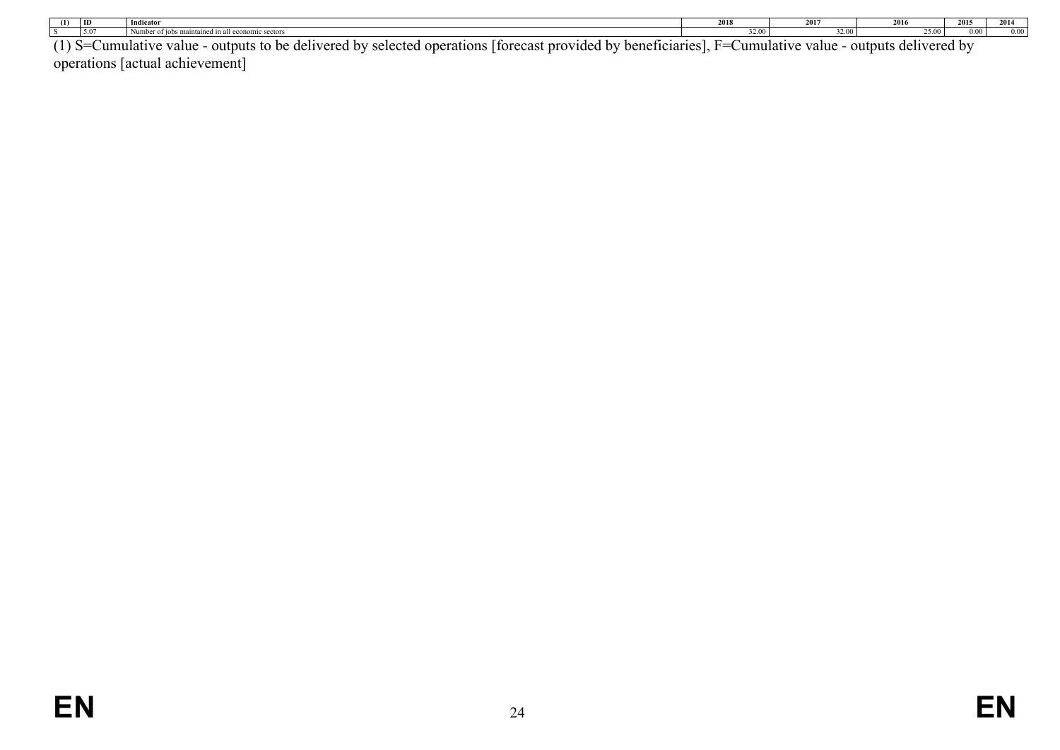| (1) | ID | Indicator | 2018 | 2017 | 2016 | 2015 | 2014 |
|---|---|---|---|---|---|---|---|
| S | 5.07 | Number of jobs maintained in all economic sectors | 32.00 | 32.00 | 25.00 | 0.00 | 0.00 |

(1) S=Cumulative value - outputs to be delivered by selected operations [forecast provided by beneficiaries], F=Cumulative value - outputs delivered by operations [actual achievement]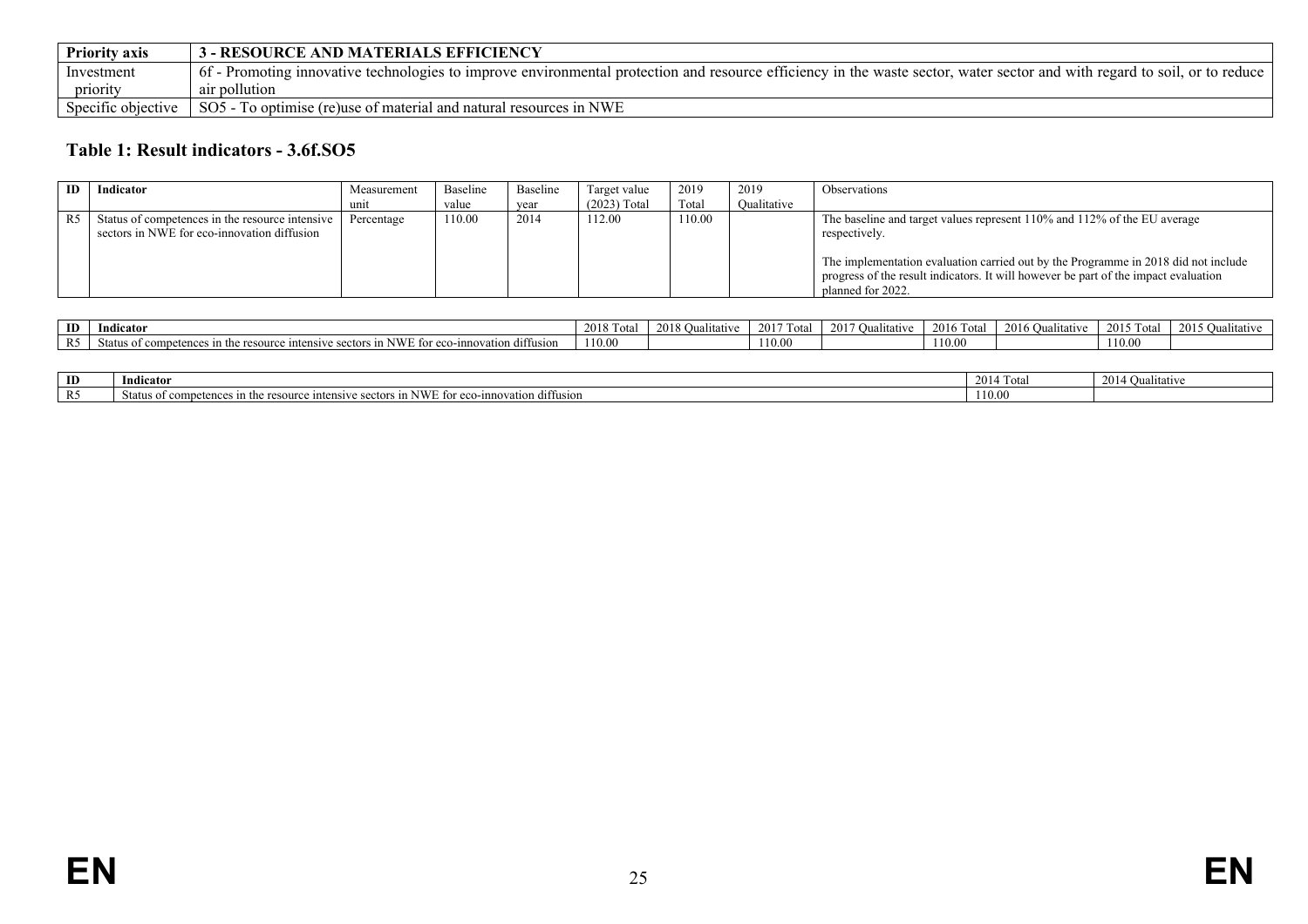| Priority axis | 3 - RESOURCE AND MATERIALS EFFICIENCY |
|---|---|
| Investment priority | 6f - Promoting innovative technologies to improve environmental protection and resource efficiency in the waste sector, water sector and with regard to soil, or to reduce air pollution |
| Specific objective | SO5 - To optimise (re)use of material and natural resources in NWE |

### Table 1: Result indicators - 3.6f.SO5

| ID | Indicator | Measurement unit | Baseline value | Baseline year | Target value (2023) Total | 2019 Total | 2019 Qualitative | Observations |
|---|---|---|---|---|---|---|---|---|
| R5 | Status of competences in the resource intensive sectors in NWE for eco-innovation diffusion | Percentage | 110.00 | 2014 | 112.00 | 110.00 | | The baseline and target values represent 110% and 112% of the EU average respectively. The implementation evaluation carried out by the Programme in 2018 did not include progress of the result indicators. It will however be part of the impact evaluation planned for 2022. |

| ID | Indicator | 2018 Total | 2018 Qualitative | 2017 Total | 2017 Qualitative | 2016 Total | 2016 Qualitative | 2015 Total | 2015 Qualitative |
|---|---|---|---|---|---|---|---|---|---|
| R5 | Status of competences in the resource intensive sectors in NWE for eco-innovation diffusion | 110.00 | | 110.00 | | 110.00 | | 110.00 | |

| ID | Indicator | 2014 Total | 2014 Qualitative |
|---|---|---|---|
| R5 | Status of competences in the resource intensive sectors in NWE for eco-innovation diffusion | 110.00 | |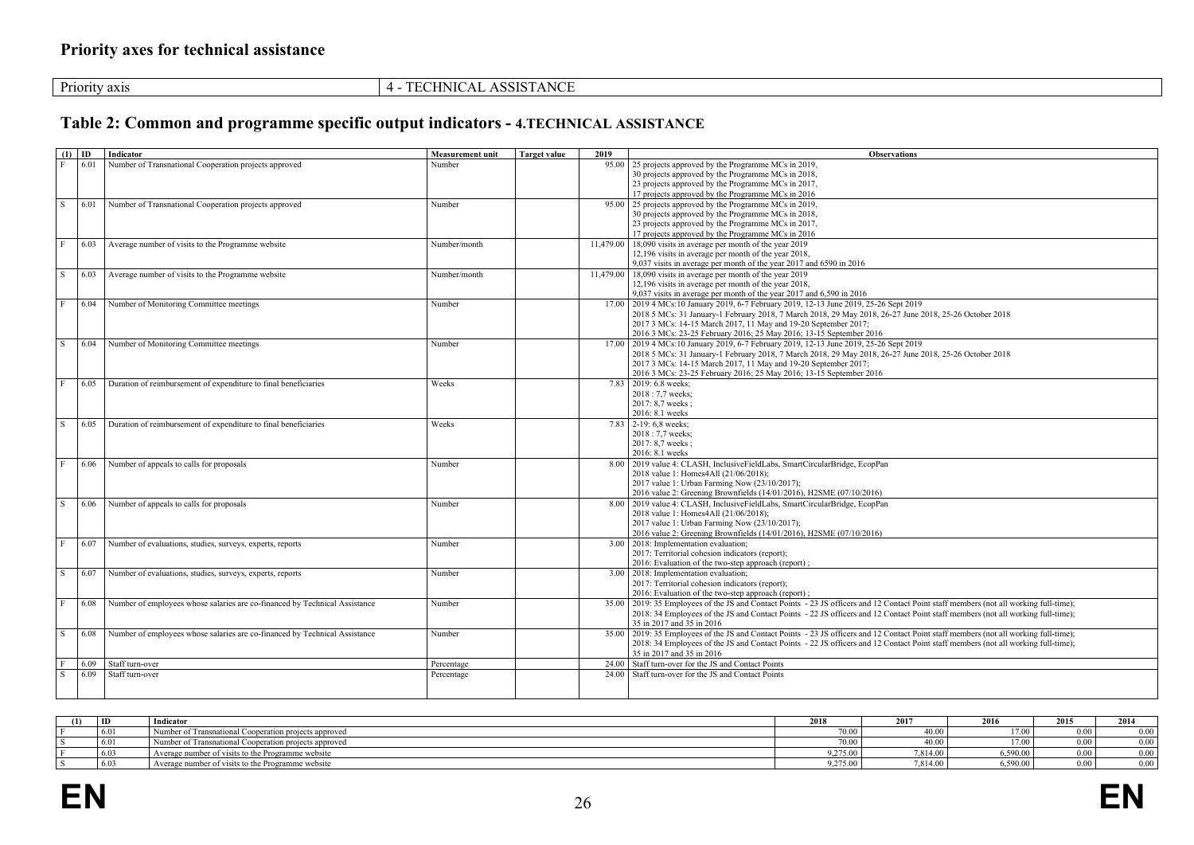## Priority axes for technical assistance

| Priority axis | 4 - TECHNICAL ASSISTANCE |
|---|---|

### Table 2: Common and programme specific output indicators - 4.TECHNICAL ASSISTANCE

| (1) | ID | Indicator | Measurement unit | Target value | 2019 | Observations |
|---|---|---|---|---|---|---|
| F | 6.01 | Number of Transnational Cooperation projects approved | Number | | 95.00 | 25 projects approved by the Programme MCs in 2019,<br>30 projects approved by the Programme MCs in 2018,<br>23 projects approved by the Programme MCs in 2017,<br>17 projects approved by the Programme MCs in 2016 |
| S | 6.01 | Number of Transnational Cooperation projects approved | Number | | 95.00 | 25 projects approved by the Programme MCs in 2019,<br>30 projects approved by the Programme MCs in 2018,<br>23 projects approved by the Programme MCs in 2017,<br>17 projects approved by the Programme MCs in 2016 |
| F | 6.03 | Average number of visits to the Programme website | Number/month | | 11,479.00 | 18,090 visits in average per month of the year 2019<br>12,196 visits in average per month of the year 2018,<br>9,037 visits in average per month of the year 2017 and 6590 in 2016 |
| S | 6.03 | Average number of visits to the Programme website | Number/month | | 11,479.00 | 18,090 visits in average per month of the year 2019<br>12,196 visits in average per month of the year 2018,<br>9,037 visits in average per month of the year 2017 and 6,590 in 2016 |
| F | 6.04 | Number of Monitoring Committee meetings | Number | | 17.00 | 2019 4 MCs:10 January 2019, 6-7 February 2019, 12-13 June 2019, 25-26 Sept 2019<br>2018 5 MCs: 31 January-1 February 2018, 7 March 2018, 29 May 2018, 26-27 June 2018, 25-26 October 2018<br>2017 3 MCs: 14-15 March 2017, 11 May and 19-20 September 2017;<br>2016 3 MCs: 23-25 February 2016; 25 May 2016; 13-15 September 2016 |
| S | 6.04 | Number of Monitoring Committee meetings | Number | | 17.00 | 2019 4 MCs:10 January 2019, 6-7 February 2019, 12-13 June 2019, 25-26 Sept 2019<br>2018 5 MCs: 31 January-1 February 2018, 7 March 2018, 29 May 2018, 26-27 June 2018, 25-26 October 2018<br>2017 3 MCs: 14-15 March 2017, 11 May and 19-20 September 2017;<br>2016 3 MCs: 23-25 February 2016; 25 May 2016; 13-15 September 2016 |
| F | 6.05 | Duration of reimbursement of expenditure to final beneficiaries | Weeks | | 7.83 | 2019: 6.8 weeks;<br>2018 : 7,7 weeks;<br>2017: 8,7 weeks ;<br>2016: 8.1 weeks |
| S | 6.05 | Duration of reimbursement of expenditure to final beneficiaries | Weeks | | 7.83 | 2-19: 6,8 weeks;<br>2018 : 7,7 weeks;<br>2017: 8,7 weeks ;<br>2016: 8.1 weeks |
| F | 6.06 | Number of appeals to calls for proposals | Number | | 8.00 | 2019 value 4: CLASH, InclusiveFieldLabs, SmartCircularBridge, EcopPan<br>2018 value 1: Homes4All (21/06/2018);<br>2017 value 1: Urban Farming Now (23/10/2017);<br>2016 value 2: Greening Brownfields (14/01/2016), H2SME (07/10/2016) |
| S | 6.06 | Number of appeals to calls for proposals | Number | | 8.00 | 2019 value 4: CLASH, InclusiveFieldLabs, SmartCircularBridge, EcopPan<br>2018 value 1: Homes4All (21/06/2018);<br>2017 value 1: Urban Farming Now (23/10/2017);<br>2016 value 2: Greening Brownfields (14/01/2016), H2SME (07/10/2016) |
| F | 6.07 | Number of evaluations, studies, surveys, experts, reports | Number | | 3.00 | 2018: Implementation evaluation;<br>2017: Territorial cohesion indicators (report);<br>2016: Evaluation of the two-step approach (report) ; |
| S | 6.07 | Number of evaluations, studies, surveys, experts, reports | Number | | 3.00 | 2018: Implementation evaluation;<br>2017: Territorial cohesion indicators (report);<br>2016: Evaluation of the two-step approach (report) ; |
| F | 6.08 | Number of employees whose salaries are co-financed by Technical Assistance | Number | | 35.00 | 2019: 35 Employees of the JS and Contact Points - 23 JS officers and 12 Contact Point staff members (not all working full-time);<br>2018: 34 Employees of the JS and Contact Points - 22 JS officers and 12 Contact Point staff members (not all working full-time);<br>35 in 2017 and 35 in 2016 |
| S | 6.08 | Number of employees whose salaries are co-financed by Technical Assistance | Number | | 35.00 | 2019: 35 Employees of the JS and Contact Points - 23 JS officers and 12 Contact Point staff members (not all working full-time);<br>2018: 34 Employees of the JS and Contact Points - 22 JS officers and 12 Contact Point staff members (not all working full-time);<br>35 in 2017 and 35 in 2016 |
| F | 6.09 | Staff turn-over | Percentage | | 24.00 | Staff turn-over for the JS and Contact Points |
| S | 6.09 | Staff turn-over | Percentage | | 24.00 | Staff turn-over for the JS and Contact Points |

| (1) | ID | Indicator | 2018 | 2017 | 2016 | 2015 | 2014 |
|---|---|---|---|---|---|---|---|
| F | 6.01 | Number of Transnational Cooperation projects approved | 70.00 | 40.00 | 17.00 | 0.00 | 0.00 |
| S | 6.01 | Number of Transnational Cooperation projects approved | 70.00 | 40.00 | 17.00 | 0.00 | 0.00 |
| F | 6.03 | Average number of visits to the Programme website | 9,275.00 | 7,814.00 | 6,590.00 | 0.00 | 0.00 |
| S | 6.03 | Average number of visits to the Programme website | 9,275.00 | 7,814.00 | 6,590.00 | 0.00 | 0.00 |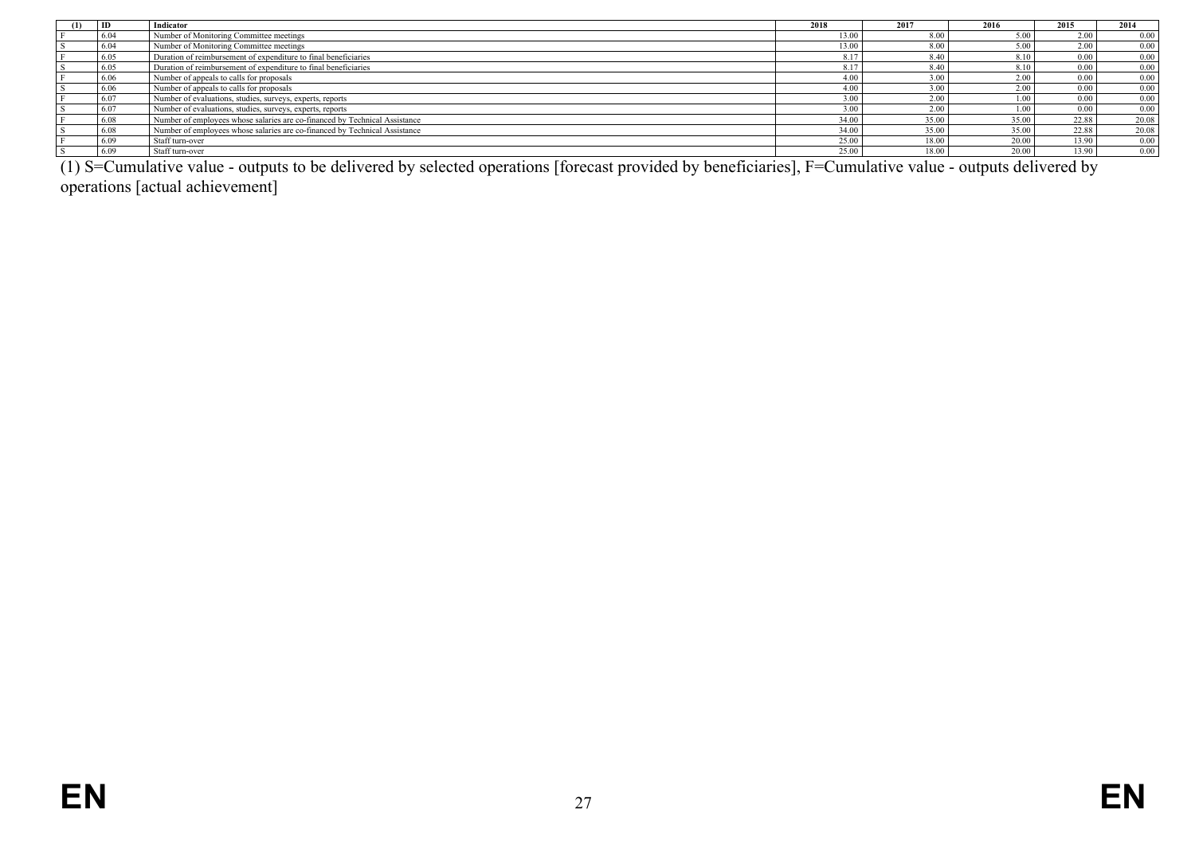| (1) | ID | Indicator | 2018 | 2017 | 2016 | 2015 | 2014 |
|---|---|---|---|---|---|---|---|
| F | 6.04 | Number of Monitoring Committee meetings | 13.00 | 8.00 | 5.00 | 2.00 | 0.00 |
| S | 6.04 | Number of Monitoring Committee meetings | 13.00 | 8.00 | 5.00 | 2.00 | 0.00 |
| F | 6.05 | Duration of reimbursement of expenditure to final beneficiaries | 8.17 | 8.40 | 8.10 | 0.00 | 0.00 |
| S | 6.05 | Duration of reimbursement of expenditure to final beneficiaries | 8.17 | 8.40 | 8.10 | 0.00 | 0.00 |
| F | 6.06 | Number of appeals to calls for proposals | 4.00 | 3.00 | 2.00 | 0.00 | 0.00 |
| S | 6.06 | Number of appeals to calls for proposals | 4.00 | 3.00 | 2.00 | 0.00 | 0.00 |
| F | 6.07 | Number of evaluations, studies, surveys, experts, reports | 3.00 | 2.00 | 1.00 | 0.00 | 0.00 |
| S | 6.07 | Number of evaluations, studies, surveys, experts, reports | 3.00 | 2.00 | 1.00 | 0.00 | 0.00 |
| F | 6.08 | Number of employees whose salaries are co-financed by Technical Assistance | 34.00 | 35.00 | 35.00 | 22.88 | 20.08 |
| S | 6.08 | Number of employees whose salaries are co-financed by Technical Assistance | 34.00 | 35.00 | 35.00 | 22.88 | 20.08 |
| F | 6.09 | Staff turn-over | 25.00 | 18.00 | 20.00 | 13.90 | 0.00 |
| S | 6.09 | Staff turn-over | 25.00 | 18.00 | 20.00 | 13.90 | 0.00 |

(1) S=Cumulative value - outputs to be delivered by selected operations [forecast provided by beneficiaries], F=Cumulative value - outputs delivered by operations [actual achievement]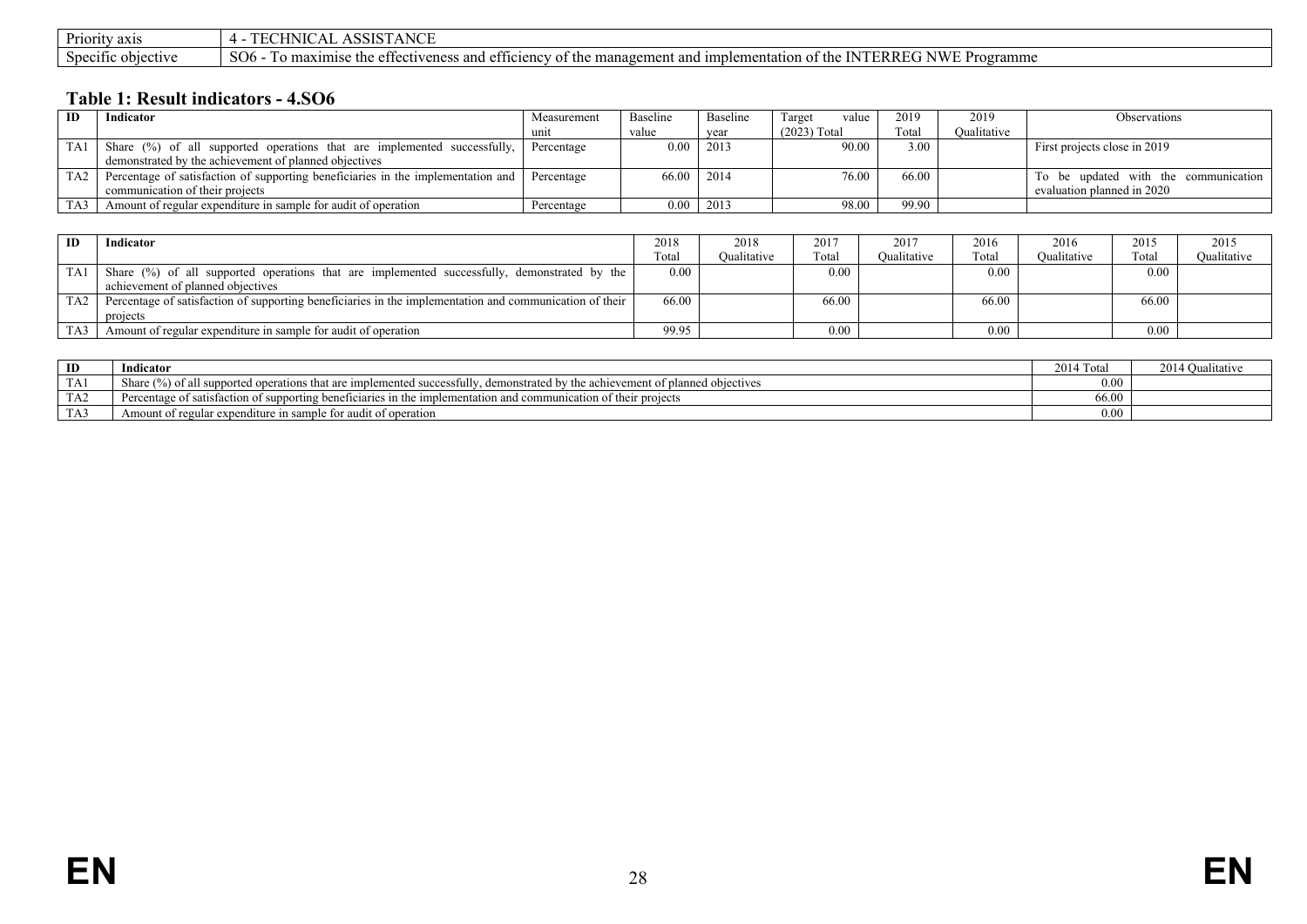| Priority axis | 4 - TECHNICAL ASSISTANCE |
| --- | --- |
| Specific objective | SO6 - To maximise the effectiveness and efficiency of the management and implementation of the INTERREG NWE Programme |

### Table 1: Result indicators - 4.SO6

| ID | Indicator | Measurement unit | Baseline value | Baseline year | Target value (2023) Total | 2019 Total | 2019 Qualitative | Observations |
| --- | --- | --- | --- | --- | --- | --- | --- | --- |
| TA1 | Share (%) of all supported operations that are implemented successfully, demonstrated by the achievement of planned objectives | Percentage | 0.00 | 2013 | 90.00 | 3.00 | | First projects close in 2019 |
| TA2 | Percentage of satisfaction of supporting beneficiaries in the implementation and communication of their projects | Percentage | 66.00 | 2014 | 76.00 | 66.00 | | To be updated with the communication evaluation planned in 2020 |
| TA3 | Amount of regular expenditure in sample for audit of operation | Percentage | 0.00 | 2013 | 98.00 | 99.90 | | |

| ID | Indicator | 2018 Total | 2018 Qualitative | 2017 Total | 2017 Qualitative | 2016 Total | 2016 Qualitative | 2015 Total | 2015 Qualitative |
| --- | --- | --- | --- | --- | --- | --- | --- | --- | --- |
| TA1 | Share (%) of all supported operations that are implemented successfully, demonstrated by the achievement of planned objectives | 0.00 | | 0.00 | | 0.00 | | 0.00 | |
| TA2 | Percentage of satisfaction of supporting beneficiaries in the implementation and communication of their projects | 66.00 | | 66.00 | | 66.00 | | 66.00 | |
| TA3 | Amount of regular expenditure in sample for audit of operation | 99.95 | | 0.00 | | 0.00 | | 0.00 | |

| ID | Indicator | 2014 Total | 2014 Qualitative |
| --- | --- | --- | --- |
| TA1 | Share (%) of all supported operations that are implemented successfully, demonstrated by the achievement of planned objectives | 0.00 | |
| TA2 | Percentage of satisfaction of supporting beneficiaries in the implementation and communication of their projects | 66.00 | |
| TA3 | Amount of regular expenditure in sample for audit of operation | 0.00 | |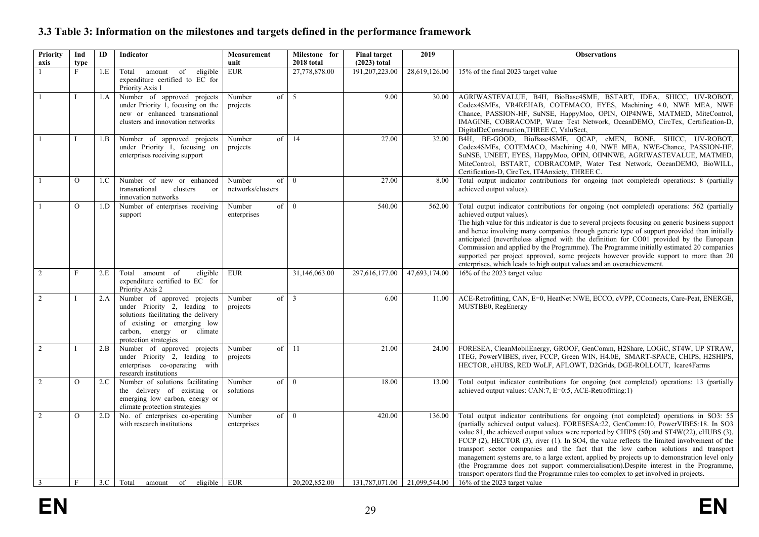### 3.3 Table 3: Information on the milestones and targets defined in the performance framework

| Priority axis | Ind type | ID | Indicator | Measurement unit | Milestone for 2018 total | Final target (2023) total | 2019 | Observations |
|---|---|---|---|---|---|---|---|---|
| 1 | F | 1.E | Total amount of eligible expenditure certified to EC for Priority Axis 1 | EUR | 27,778,878.00 | 191,207,223.00 | 28,619,126.00 | 15% of the final 2023 target value |
| 1 | I | 1.A | Number of approved projects under Priority 1, focusing on the new or enhanced transnational clusters and innovation networks | Number of projects | 5 | 9.00 | 30.00 | AGRIWASTEVALUE, B4H, BioBase4SME, BSTART, IDEA, SHICC, UV-ROBOT, Codex4SMEs, VR4REHAB, COTEMACO, EYES, Machining 4.0, NWE MEA, NWE Chance, PASSION-HF, SuNSE, HappyMoo, OPIN, OIP4NWE, MATMED, MiteControl, IMAGINE, COBRACOMP, Water Test Network, OceanDEMO, CircTex, Certification-D, DigitalDeConstruction,THREE C, ValuSect, |
| 1 | I | 1.B | Number of approved projects under Priority 1, focusing on enterprises receiving support | Number of projects | 14 | 27.00 | 32.00 | B4H, BE-GOOD, BioBase4SME, QCAP, eMEN, BONE, SHICC, UV-ROBOT, Codex4SMEs, COTEMACO, Machining 4.0, NWE MEA, NWE-Chance, PASSION-HF, SuNSE, UNEET, EYES, HappyMoo, OPIN, OIP4NWE, AGRIWASTEVALUE, MATMED, MiteControl, BSTART, COBRACOMP, Water Test Network, OceanDEMO, BioWILL, Certification-D, CircTex, IT4Anxiety, THREE C. |
| 1 | O | 1.C | Number of new or enhanced transnational clusters or innovation networks | Number of networks/clusters | 0 | 27.00 | 8.00 | Total output indicator contributions for ongoing (not completed) operations: 8 (partially achieved output values). |
| 1 | O | 1.D | Number of enterprises receiving support | Number of enterprises | 0 | 540.00 | 562.00 | Total output indicator contributions for ongoing (not completed) operations: 562 (partially achieved output values).<br>The high value for this indicator is due to several projects focusing on generic business support and hence involving many companies through generic type of support provided than initially anticipated (nevertheless aligned with the definition for CO01 provided by the European Commission and applied by the Programme). The Programme initially estimated 20 companies supported per project approved, some projects however provide support to more than 20 enterprises, which leads to high output values and an overachievement. |
| 2 | F | 2.E | Total amount of eligible expenditure certified to EC for Priority Axis 2 | EUR | 31,146,063.00 | 297,616,177.00 | 47,693,174.00 | 16% of the 2023 target value |
| 2 | I | 2.A | Number of approved projects under Priority 2, leading to solutions facilitating the delivery of existing or emerging low carbon, energy or climate protection strategies | Number of projects | 3 | 6.00 | 11.00 | ACE-Retrofitting, CAN, E=0, HeatNet NWE, ECCO, cVPP, CConnects, Care-Peat, ENERGE, MUSTBE0, RegEnergy |
| 2 | I | 2.B | Number of approved projects under Priority 2, leading to enterprises co-operating with research institutions | Number of projects | 11 | 21.00 | 24.00 | FORESEA, CleanMobilEnergy, GROOF, GenComm, H2Share, LOGiC, ST4W, UP STRAW, ITEG, PowerVIBES, river, FCCP, Green WIN, H4.0E, SMART-SPACE, CHIPS, H2SHIPS, HECTOR, eHUBS, RED WoLF, AFLOWT, D2Grids, DGE-ROLLOUT, Icare4Farms |
| 2 | O | 2.C | Number of solutions facilitating the delivery of existing or emerging low carbon, energy or climate protection strategies | Number of solutions | 0 | 18.00 | 13.00 | Total output indicator contributions for ongoing (not completed) operations: 13 (partially achieved output values: CAN:7, E=0:5, ACE-Retrofitting:1) |
| 2 | O | 2.D | No. of enterprises co-operating with research institutions | Number of enterprises | 0 | 420.00 | 136.00 | Total output indicator contributions for ongoing (not completed) operations in SO3: 55 (partially achieved output values). FORESESA:22, GenComm:10, PowerVIBES:18. In SO3 value 81, the achieved output values were reported by CHIPS (50) and ST4W(22), eHUBS (3), FCCP (2), HECTOR (3), river (1). In SO4, the value reflects the limited involvement of the transport sector companies and the fact that the low carbon solutions and transport management systems are, to a large extent, applied by projects up to demonstration level only (the Programme does not support commercialisation).Despite interest in the Programme, transport operators find the Programme rules too complex to get involved in projects. |
| 3 | F | 3.C | Total amount of eligible | EUR | 20,202,852.00 | 131,787,071.00 | 21,099,544.00 | 16% of the 2023 target value |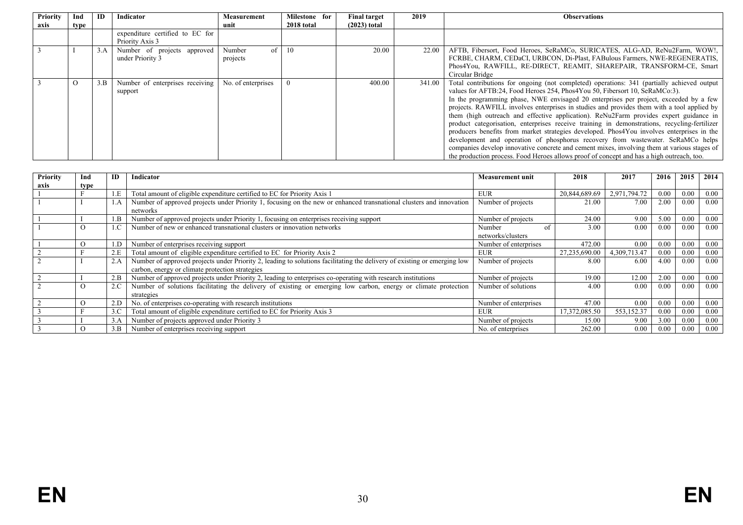| Priority axis | Ind type | ID | Indicator | Measurement unit | Milestone for 2018 total | Final target (2023) total | 2019 | Observations |
|---|---|---|---|---|---|---|---|---|
| | | | expenditure certified to EC for Priority Axis 3 | | | | | |
| 3 | I | 3.A | Number of projects approved under Priority 3 | Number of projects | 10 | 20.00 | 22.00 | AFTB, Fibersort, Food Heroes, SeRaMCo, SURICATES, ALG-AD, ReNu2Farm, WOW!, FCRBE, CHARM, CEDaCI, URBCON, Di-Plast, FABulous Farmers, NWE-REGENERATIS, Phos4You, RAWFILL, RE-DIRECT, REAMIT, SHAREPAIR, TRANSFORM-CE, Smart Circular Bridge |
| 3 | O | 3.B | Number of enterprises receiving support | No. of enterprises | 0 | 400.00 | 341.00 | Total contributions for ongoing (not completed) operations: 341 (partially achieved output values for AFTB:24, Food Heroes 254, Phos4You 50, Fibersort 10, SeRaMCo:3). In the programming phase, NWE envisaged 20 enterprises per project, exceeded by a few projects. RAWFILL involves enterprises in studies and provides them with a tool applied by them (high outreach and effective application). ReNu2Farm provides expert guidance in product categorisation, enterprises receive training in demonstrations, recycling-fertilizer producers benefits from market strategies developed. Phos4You involves enterprises in the development and operation of phosphorus recovery from wastewater. SeRaMCo helps companies develop innovative concrete and cement mixes, involving them at various stages of the production process. Food Heroes allows proof of concept and has a high outreach, too. |

| Priority axis | Ind type | ID | Indicator | Measurement unit | 2018 | 2017 | 2016 | 2015 | 2014 |
|---|---|---|---|---|---|---|---|---|---|
| 1 | F | 1.E | Total amount of eligible expenditure certified to EC for Priority Axis 1 | EUR | 20,844,689.69 | 2,971,794.72 | 0.00 | 0.00 | 0.00 |
| 1 | I | 1.A | Number of approved projects under Priority 1, focusing on the new or enhanced transnational clusters and innovation networks | Number of projects | 21.00 | 7.00 | 2.00 | 0.00 | 0.00 |
| 1 | I | 1.B | Number of approved projects under Priority 1, focusing on enterprises receiving support | Number of projects | 24.00 | 9.00 | 5.00 | 0.00 | 0.00 |
| 1 | O | 1.C | Number of new or enhanced transnational clusters or innovation networks | Number of networks/clusters | 3.00 | 0.00 | 0.00 | 0.00 | 0.00 |
| 1 | O | 1.D | Number of enterprises receiving support | Number of enterprises | 472.00 | 0.00 | 0.00 | 0.00 | 0.00 |
| 2 | F | 2.E | Total amount of eligible expenditure certified to EC for Priority Axis 2 | EUR | 27,235,690.00 | 4,309,713.47 | 0.00 | 0.00 | 0.00 |
| 2 | I | 2.A | Number of approved projects under Priority 2, leading to solutions facilitating the delivery of existing or emerging low carbon, energy or climate protection strategies | Number of projects | 8.00 | 6.00 | 4.00 | 0.00 | 0.00 |
| 2 | I | 2.B | Number of approved projects under Priority 2, leading to enterprises co-operating with research institutions | Number of projects | 19.00 | 12.00 | 2.00 | 0.00 | 0.00 |
| 2 | O | 2.C | Number of solutions facilitating the delivery of existing or emerging low carbon, energy or climate protection strategies | Number of solutions | 4.00 | 0.00 | 0.00 | 0.00 | 0.00 |
| 2 | O | 2.D | No. of enterprises co-operating with research institutions | Number of enterprises | 47.00 | 0.00 | 0.00 | 0.00 | 0.00 |
| 3 | F | 3.C | Total amount of eligible expenditure certified to EC for Priority Axis 3 | EUR | 17,372,085.50 | 553,152.37 | 0.00 | 0.00 | 0.00 |
| 3 | I | 3.A | Number of projects approved under Priority 3 | Number of projects | 15.00 | 9.00 | 3.00 | 0.00 | 0.00 |
| 3 | O | 3.B | Number of enterprises receiving support | No. of enterprises | 262.00 | 0.00 | 0.00 | 0.00 | 0.00 |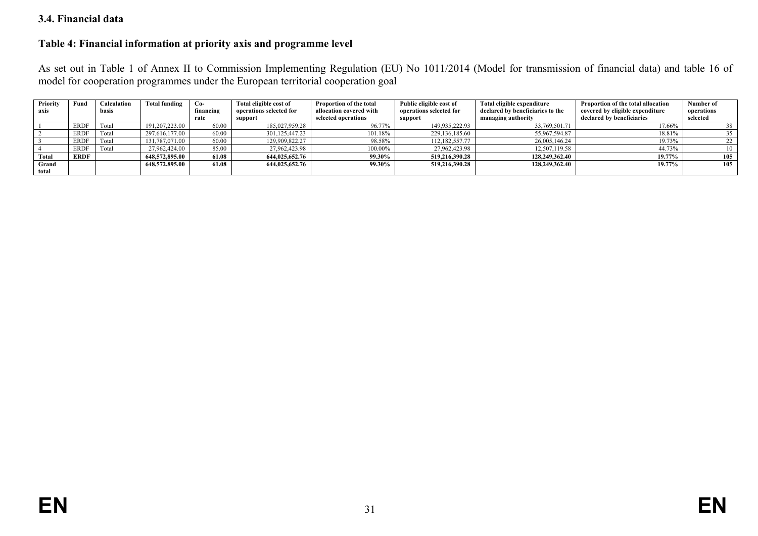### 3.4. Financial data

### Table 4: Financial information at priority axis and programme level

As set out in Table 1 of Annex II to Commission Implementing Regulation (EU) No 1011/2014 (Model for transmission of financial data) and table 16 of model for cooperation programmes under the European territorial cooperation goal

| Priority axis | Fund | Calculation basis | Total funding | Co-financing rate | Total eligible cost of operations selected for support | Proportion of the total allocation covered with selected operations | Public eligible cost of operations selected for support | Total eligible expenditure declared by beneficiaries to the managing authority | Proportion of the total allocation covered by eligible expenditure declared by beneficiaries | Number of operations selected |
|---|---|---|---|---|---|---|---|---|---|---|
| 1 | ERDF | Total | 191,207,223.00 | 60.00 | 185,027,959.28 | 96.77% | 149,935,222.93 | 33,769,501.71 | 17.66% | 38 |
| 2 | ERDF | Total | 297,616,177.00 | 60.00 | 301,125,447.23 | 101.18% | 229,136,185.60 | 55,967,594.87 | 18.81% | 35 |
| 3 | ERDF | Total | 131,787,071.00 | 60.00 | 129,909,822.27 | 98.58% | 112,182,557.77 | 26,005,146.24 | 19.73% | 22 |
| 4 | ERDF | Total | 27,962,424.00 | 85.00 | 27,962,423.98 | 100.00% | 27,962,423.98 | 12,507,119.58 | 44.73% | 10 |
| **Total** | **ERDF** | | **648,572,895.00** | **61.08** | **644,025,652.76** | **99.30%** | **519,216,390.28** | **128,249,362.40** | **19.77%** | **105** |
| **Grand total** | | | **648,572,895.00** | **61.08** | **644,025,652.76** | **99.30%** | **519,216,390.28** | **128,249,362.40** | **19.77%** | **105** |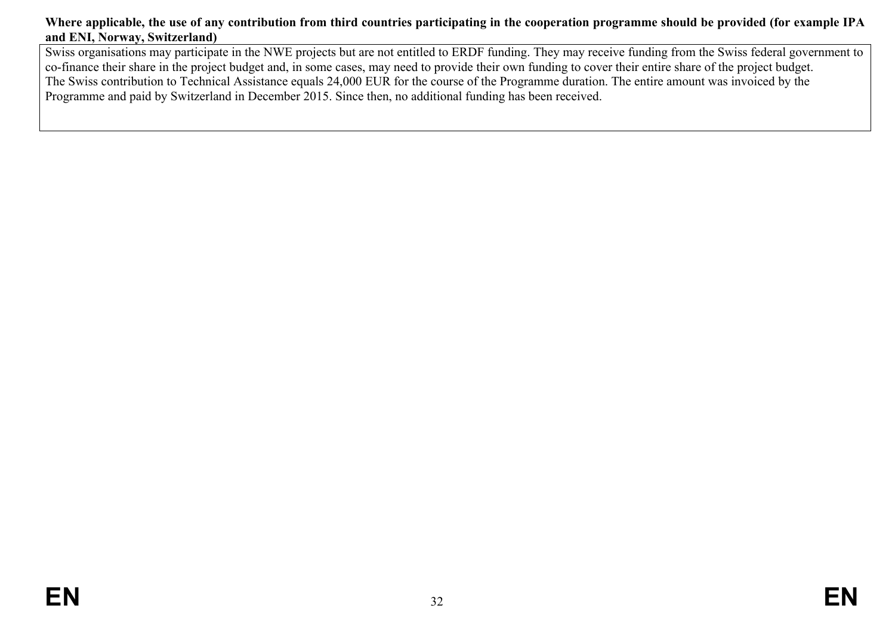**Where applicable, the use of any contribution from third countries participating in the cooperation programme should be provided (for example IPA and ENI, Norway, Switzerland)**

| |
|---|
| Swiss organisations may participate in the NWE projects but are not entitled to ERDF funding. They may receive funding from the Swiss federal government to co-finance their share in the project budget and, in some cases, may need to provide their own funding to cover their entire share of the project budget.<br>The Swiss contribution to Technical Assistance equals 24,000 EUR for the course of the Programme duration. The entire amount was invoiced by the Programme and paid by Switzerland in December 2015. Since then, no additional funding has been received. |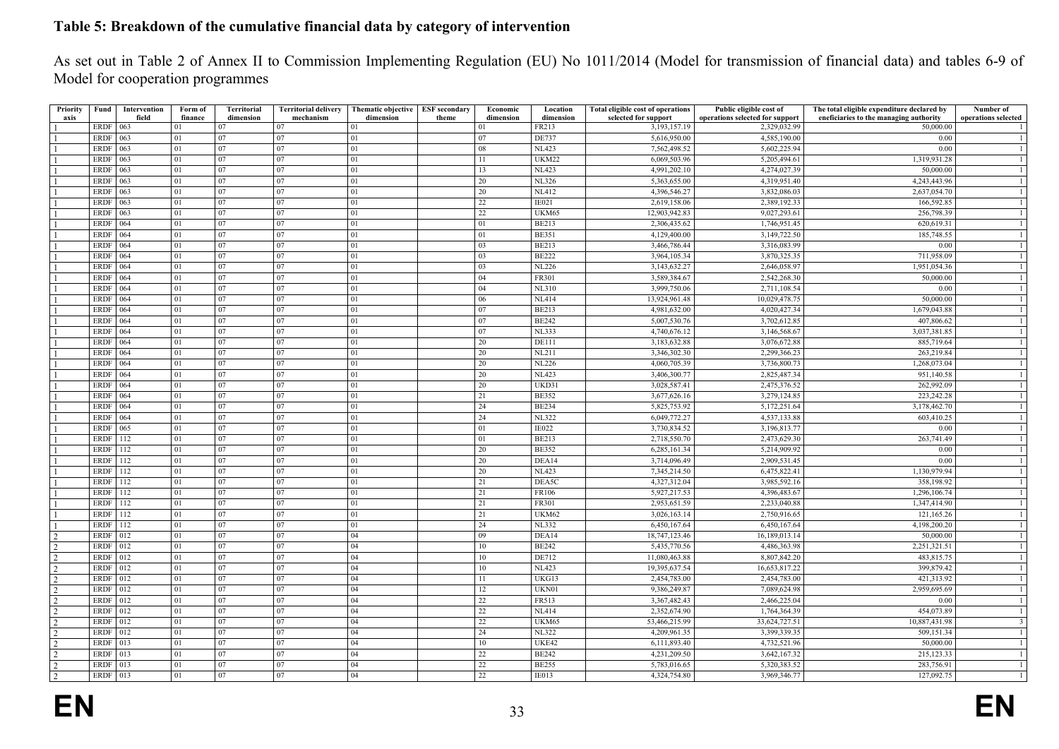### Table 5: Breakdown of the cumulative financial data by category of intervention

As set out in Table 2 of Annex II to Commission Implementing Regulation (EU) No 1011/2014 (Model for transmission of financial data) and tables 6-9 of Model for cooperation programmes

| Priority axis | Fund | Intervention field | Form of finance | Territorial dimension | Territorial delivery mechanism | Thematic objective dimension | ESF secondary theme | Economic dimension | Location dimension | Total eligible cost of operations selected for support | Public eligible cost of operations selected for support | The total eligible expenditure declared by eneficiaries to the managing authority | Number of operations selected |
|---|---|---|---|---|---|---|---|---|---|---|---|---|---|
| 1 | ERDF | 063 | 01 | 07 | 07 | 01 | | 01 | FR213 | 3,193,157.19 | 2,329,032.99 | 50,000.00 | 1 |
| 1 | ERDF | 063 | 01 | 07 | 07 | 01 | | 07 | DE737 | 5,616,950.00 | 4,585,190.00 | 0.00 | 1 |
| 1 | ERDF | 063 | 01 | 07 | 07 | 01 | | 08 | NL423 | 7,562,498.52 | 5,602,225.94 | 0.00 | 1 |
| 1 | ERDF | 063 | 01 | 07 | 07 | 01 | | 11 | UKM22 | 6,069,503.96 | 5,205,494.61 | 1,319,931.28 | 1 |
| 1 | ERDF | 063 | 01 | 07 | 07 | 01 | | 13 | NL423 | 4,991,202.10 | 4,274,027.39 | 50,000.00 | 1 |
| 1 | ERDF | 063 | 01 | 07 | 07 | 01 | | 20 | NL326 | 5,363,655.00 | 4,319,951.40 | 4,243,443.96 | 1 |
| 1 | ERDF | 063 | 01 | 07 | 07 | 01 | | 20 | NL412 | 4,396,546.27 | 3,832,086.03 | 2,637,054.70 | 1 |
| 1 | ERDF | 063 | 01 | 07 | 07 | 01 | | 22 | IE021 | 2,619,158.06 | 2,389,192.33 | 166,592.85 | 1 |
| 1 | ERDF | 063 | 01 | 07 | 07 | 01 | | 22 | UKM65 | 12,903,942.83 | 9,027,293.61 | 256,798.39 | 1 |
| 1 | ERDF | 064 | 01 | 07 | 07 | 01 | | 01 | BE213 | 2,306,435.62 | 1,746,951.45 | 620,619.31 | 1 |
| 1 | ERDF | 064 | 01 | 07 | 07 | 01 | | 01 | BE351 | 4,129,400.00 | 3,149,722.50 | 185,748.55 | 1 |
| 1 | ERDF | 064 | 01 | 07 | 07 | 01 | | 03 | BE213 | 3,466,786.44 | 3,316,083.99 | 0.00 | 1 |
| 1 | ERDF | 064 | 01 | 07 | 07 | 01 | | 03 | BE222 | 3,964,105.34 | 3,870,325.35 | 711,958.09 | 1 |
| 1 | ERDF | 064 | 01 | 07 | 07 | 01 | | 03 | NL226 | 3,143,632.27 | 2,646,058.97 | 1,951,054.36 | 1 |
| 1 | ERDF | 064 | 01 | 07 | 07 | 01 | | 04 | FR301 | 3,589,384.67 | 2,542,268.30 | 50,000.00 | 1 |
| 1 | ERDF | 064 | 01 | 07 | 07 | 01 | | 04 | NL310 | 3,999,750.06 | 2,711,108.54 | 0.00 | 1 |
| 1 | ERDF | 064 | 01 | 07 | 07 | 01 | | 06 | NL414 | 13,924,961.48 | 10,029,478.75 | 50,000.00 | 1 |
| 1 | ERDF | 064 | 01 | 07 | 07 | 01 | | 07 | BE213 | 4,981,632.00 | 4,020,427.34 | 1,679,043.88 | 1 |
| 1 | ERDF | 064 | 01 | 07 | 07 | 01 | | 07 | BE242 | 5,007,530.76 | 3,702,612.85 | 407,806.62 | 1 |
| 1 | ERDF | 064 | 01 | 07 | 07 | 01 | | 07 | NL333 | 4,740,676.12 | 3,146,568.67 | 3,037,381.85 | 1 |
| 1 | ERDF | 064 | 01 | 07 | 07 | 01 | | 20 | DE111 | 3,183,632.88 | 3,076,672.88 | 885,719.64 | 1 |
| 1 | ERDF | 064 | 01 | 07 | 07 | 01 | | 20 | NL211 | 3,346,302.30 | 2,299,366.23 | 263,219.84 | 1 |
| 1 | ERDF | 064 | 01 | 07 | 07 | 01 | | 20 | NL226 | 4,060,705.39 | 3,736,800.73 | 1,268,073.04 | 1 |
| 1 | ERDF | 064 | 01 | 07 | 07 | 01 | | 20 | NL423 | 3,406,300.77 | 2,825,487.34 | 951,140.58 | 1 |
| 1 | ERDF | 064 | 01 | 07 | 07 | 01 | | 20 | UKD31 | 3,028,587.41 | 2,475,376.52 | 262,992.09 | 1 |
| 1 | ERDF | 064 | 01 | 07 | 07 | 01 | | 21 | BE352 | 3,677,626.16 | 3,279,124.85 | 223,242.28 | 1 |
| 1 | ERDF | 064 | 01 | 07 | 07 | 01 | | 24 | BE234 | 5,825,753.92 | 5,172,251.64 | 3,178,462.70 | 1 |
| 1 | ERDF | 064 | 01 | 07 | 07 | 01 | | 24 | NL322 | 6,049,772.27 | 4,537,133.88 | 603,410.25 | 1 |
| 1 | ERDF | 065 | 01 | 07 | 07 | 01 | | 01 | IE022 | 3,730,834.52 | 3,196,813.77 | 0.00 | 1 |
| 1 | ERDF | 112 | 01 | 07 | 07 | 01 | | 01 | BE213 | 2,718,550.70 | 2,473,629.30 | 263,741.49 | 1 |
| 1 | ERDF | 112 | 01 | 07 | 07 | 01 | | 20 | BE352 | 6,285,161.34 | 5,214,909.92 | 0.00 | 1 |
| 1 | ERDF | 112 | 01 | 07 | 07 | 01 | | 20 | DEA14 | 3,714,096.49 | 2,909,531.45 | 0.00 | 1 |
| 1 | ERDF | 112 | 01 | 07 | 07 | 01 | | 20 | NL423 | 7,345,214.50 | 6,475,822.41 | 1,130,979.94 | 1 |
| 1 | ERDF | 112 | 01 | 07 | 07 | 01 | | 21 | DEA5C | 4,327,312.04 | 3,985,592.16 | 358,198.92 | 1 |
| 1 | ERDF | 112 | 01 | 07 | 07 | 01 | | 21 | FR106 | 5,927,217.53 | 4,396,483.67 | 1,296,106.74 | 1 |
| 1 | ERDF | 112 | 01 | 07 | 07 | 01 | | 21 | FR301 | 2,953,651.59 | 2,233,040.88 | 1,347,414.90 | 1 |
| 1 | ERDF | 112 | 01 | 07 | 07 | 01 | | 21 | UKM62 | 3,026,163.14 | 2,750,916.65 | 121,165.26 | 1 |
| 1 | ERDF | 112 | 01 | 07 | 07 | 01 | | 24 | NL332 | 6,450,167.64 | 6,450,167.64 | 4,198,200.20 | 1 |
| 2 | ERDF | 012 | 01 | 07 | 07 | 04 | | 09 | DEA14 | 18,747,123.46 | 16,189,013.14 | 50,000.00 | 1 |
| 2 | ERDF | 012 | 01 | 07 | 07 | 04 | | 10 | BE242 | 5,435,770.56 | 4,486,363.98 | 2,251,321.51 | 1 |
| 2 | ERDF | 012 | 01 | 07 | 07 | 04 | | 10 | DE712 | 11,080,463.88 | 8,807,842.20 | 483,815.75 | 1 |
| 2 | ERDF | 012 | 01 | 07 | 07 | 04 | | 10 | NL423 | 19,395,637.54 | 16,653,817.22 | 399,879.42 | 1 |
| 2 | ERDF | 012 | 01 | 07 | 07 | 04 | | 11 | UKG13 | 2,454,783.00 | 2,454,783.00 | 421,313.92 | 1 |
| 2 | ERDF | 012 | 01 | 07 | 07 | 04 | | 12 | UKN01 | 9,386,249.87 | 7,089,624.98 | 2,959,695.69 | 1 |
| 2 | ERDF | 012 | 01 | 07 | 07 | 04 | | 22 | FR513 | 3,367,482.43 | 2,466,225.04 | 0.00 | 1 |
| 2 | ERDF | 012 | 01 | 07 | 07 | 04 | | 22 | NL414 | 2,352,674.90 | 1,764,364.39 | 454,073.89 | 1 |
| 2 | ERDF | 012 | 01 | 07 | 07 | 04 | | 22 | UKM65 | 53,466,215.99 | 33,624,727.51 | 10,887,431.98 | 3 |
| 2 | ERDF | 012 | 01 | 07 | 07 | 04 | | 24 | NL322 | 4,209,961.35 | 3,399,339.35 | 509,151.34 | 1 |
| 2 | ERDF | 013 | 01 | 07 | 07 | 04 | | 10 | UKE42 | 6,111,893.40 | 4,732,521.96 | 50,000.00 | 1 |
| 2 | ERDF | 013 | 01 | 07 | 07 | 04 | | 22 | BE242 | 4,231,209.50 | 3,642,167.32 | 215,123.33 | 1 |
| 2 | ERDF | 013 | 01 | 07 | 07 | 04 | | 22 | BE255 | 5,783,016.65 | 5,320,383.52 | 283,756.91 | 1 |
| 2 | ERDF | 013 | 01 | 07 | 07 | 04 | | 22 | IE013 | 4,324,754.80 | 3,969,346.77 | 127,092.75 | 1 |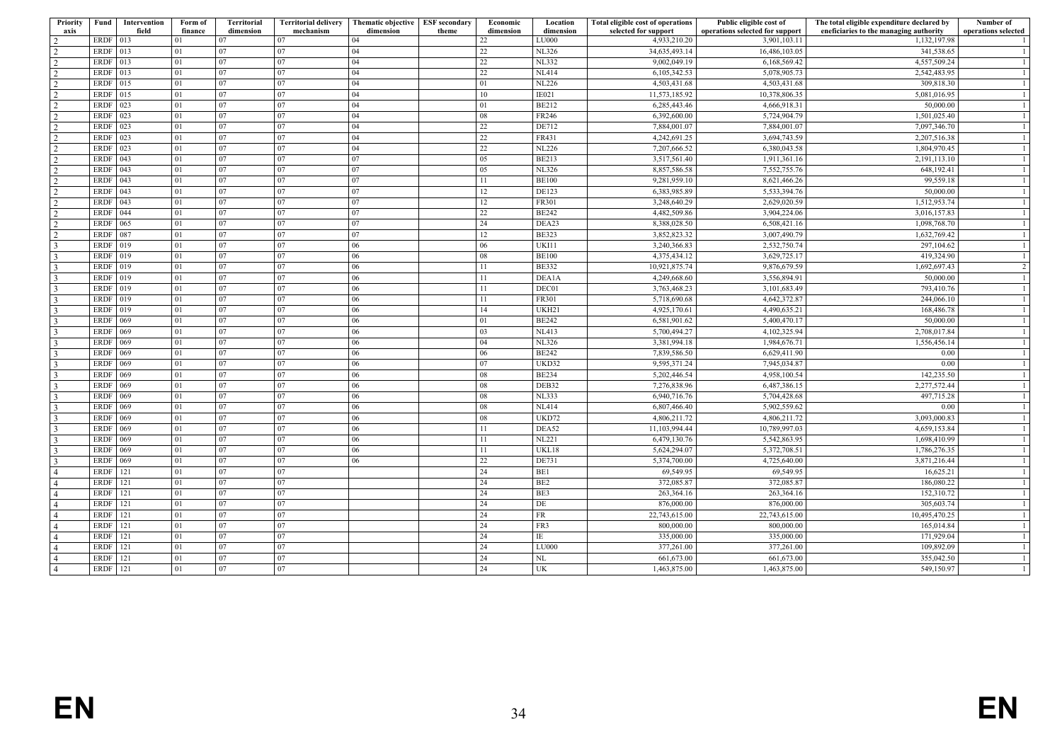| Priority axis | Fund | Intervention field | Form of finance | Territorial dimension | Territorial delivery mechanism | Thematic objective dimension | ESF secondary theme | Economic dimension | Location dimension | Total eligible cost of operations selected for support | Public eligible cost of operations selected for support | The total eligible expenditure declared by eneficiaries to the managing authority | Number of operations selected |
|---|---|---|---|---|---|---|---|---|---|---|---|---|---|
| 2 | ERDF | 013 | 01 | 07 | 07 | 04 | | 22 | LU000 | 4,933,210.20 | 3,901,103.11 | 1,132,197.98 | 1 |
| 2 | ERDF | 013 | 01 | 07 | 07 | 04 | | 22 | NL326 | 34,635,493.14 | 16,486,103.05 | 341,538.65 | 1 |
| 2 | ERDF | 013 | 01 | 07 | 07 | 04 | | 22 | NL332 | 9,002,049.19 | 6,168,569.42 | 4,557,509.24 | 1 |
| 2 | ERDF | 013 | 01 | 07 | 07 | 04 | | 22 | NL414 | 6,105,342.53 | 5,078,905.73 | 2,542,483.95 | 1 |
| 2 | ERDF | 015 | 01 | 07 | 07 | 04 | | 01 | NL226 | 4,503,431.68 | 4,503,431.68 | 309,818.30 | 1 |
| 2 | ERDF | 015 | 01 | 07 | 07 | 04 | | 10 | IE021 | 11,573,185.92 | 10,378,806.35 | 5,081,016.95 | 1 |
| 2 | ERDF | 023 | 01 | 07 | 07 | 04 | | 01 | BE212 | 6,285,443.46 | 4,666,918.31 | 50,000.00 | 1 |
| 2 | ERDF | 023 | 01 | 07 | 07 | 04 | | 08 | FR246 | 6,392,600.00 | 5,724,904.79 | 1,501,025.40 | 1 |
| 2 | ERDF | 023 | 01 | 07 | 07 | 04 | | 22 | DE712 | 7,884,001.07 | 7,884,001.07 | 7,097,346.70 | 1 |
| 2 | ERDF | 023 | 01 | 07 | 07 | 04 | | 22 | FR431 | 4,242,691.25 | 3,694,743.59 | 2,207,516.38 | 1 |
| 2 | ERDF | 023 | 01 | 07 | 07 | 04 | | 22 | NL226 | 7,207,666.52 | 6,380,043.58 | 1,804,970.45 | 1 |
| 2 | ERDF | 043 | 01 | 07 | 07 | 07 | | 05 | BE213 | 3,517,561.40 | 1,911,361.16 | 2,191,113.10 | 1 |
| 2 | ERDF | 043 | 01 | 07 | 07 | 07 | | 05 | NL326 | 8,857,586.58 | 7,552,755.76 | 648,192.41 | 1 |
| 2 | ERDF | 043 | 01 | 07 | 07 | 07 | | 11 | BE100 | 9,281,959.10 | 8,621,466.26 | 99,559.18 | 1 |
| 2 | ERDF | 043 | 01 | 07 | 07 | 07 | | 12 | DE123 | 6,383,985.89 | 5,533,394.76 | 50,000.00 | 1 |
| 2 | ERDF | 043 | 01 | 07 | 07 | 07 | | 12 | FR301 | 3,248,640.29 | 2,629,020.59 | 1,512,953.74 | 1 |
| 2 | ERDF | 044 | 01 | 07 | 07 | 07 | | 22 | BE242 | 4,482,509.86 | 3,904,224.06 | 3,016,157.83 | 1 |
| 2 | ERDF | 065 | 01 | 07 | 07 | 07 | | 24 | DEA23 | 8,388,028.50 | 6,508,421.16 | 1,098,768.70 | 1 |
| 2 | ERDF | 087 | 01 | 07 | 07 | 07 | | 12 | BE323 | 3,852,823.32 | 3,007,490.79 | 1,632,769.42 | 1 |
| 3 | ERDF | 019 | 01 | 07 | 07 | 06 | | 06 | UKI11 | 3,240,366.83 | 2,532,750.74 | 297,104.62 | 1 |
| 3 | ERDF | 019 | 01 | 07 | 07 | 06 | | 08 | BE100 | 4,375,434.12 | 3,629,725.17 | 419,324.90 | 1 |
| 3 | ERDF | 019 | 01 | 07 | 07 | 06 | | 11 | BE332 | 10,921,875.74 | 9,876,679.59 | 1,692,697.43 | 2 |
| 3 | ERDF | 019 | 01 | 07 | 07 | 06 | | 11 | DEA1A | 4,249,668.60 | 3,556,894.91 | 50,000.00 | 1 |
| 3 | ERDF | 019 | 01 | 07 | 07 | 06 | | 11 | DEC01 | 3,763,468.23 | 3,101,683.49 | 793,410.76 | 1 |
| 3 | ERDF | 019 | 01 | 07 | 07 | 06 | | 11 | FR301 | 5,718,690.68 | 4,642,372.87 | 244,066.10 | 1 |
| 3 | ERDF | 019 | 01 | 07 | 07 | 06 | | 14 | UKH21 | 4,925,170.61 | 4,490,635.21 | 168,486.78 | 1 |
| 3 | ERDF | 069 | 01 | 07 | 07 | 06 | | 01 | BE242 | 6,581,901.62 | 5,400,470.17 | 50,000.00 | 1 |
| 3 | ERDF | 069 | 01 | 07 | 07 | 06 | | 03 | NL413 | 5,700,494.27 | 4,102,325.94 | 2,708,017.84 | 1 |
| 3 | ERDF | 069 | 01 | 07 | 07 | 06 | | 04 | NL326 | 3,381,994.18 | 1,984,676.71 | 1,556,456.14 | 1 |
| 3 | ERDF | 069 | 01 | 07 | 07 | 06 | | 06 | BE242 | 7,839,586.50 | 6,629,411.90 | 0.00 | 1 |
| 3 | ERDF | 069 | 01 | 07 | 07 | 06 | | 07 | UKD32 | 9,595,371.24 | 7,945,034.87 | 0.00 | 1 |
| 3 | ERDF | 069 | 01 | 07 | 07 | 06 | | 08 | BE234 | 5,202,446.54 | 4,958,100.54 | 142,235.50 | 1 |
| 3 | ERDF | 069 | 01 | 07 | 07 | 06 | | 08 | DEB32 | 7,276,838.96 | 6,487,386.15 | 2,277,572.44 | 1 |
| 3 | ERDF | 069 | 01 | 07 | 07 | 06 | | 08 | NL333 | 6,940,716.76 | 5,704,428.68 | 497,715.28 | 1 |
| 3 | ERDF | 069 | 01 | 07 | 07 | 06 | | 08 | NL414 | 6,807,466.40 | 5,902,559.62 | 0.00 | 1 |
| 3 | ERDF | 069 | 01 | 07 | 07 | 06 | | 08 | UKD72 | 4,806,211.72 | 4,806,211.72 | 3,093,000.83 | 1 |
| 3 | ERDF | 069 | 01 | 07 | 07 | 06 | | 11 | DEA52 | 11,103,994.44 | 10,789,997.03 | 4,659,153.84 | 1 |
| 3 | ERDF | 069 | 01 | 07 | 07 | 06 | | 11 | NL221 | 6,479,130.76 | 5,542,863.95 | 1,698,410.99 | 1 |
| 3 | ERDF | 069 | 01 | 07 | 07 | 06 | | 11 | UKL18 | 5,624,294.07 | 5,372,708.51 | 1,786,276.35 | 1 |
| 3 | ERDF | 069 | 01 | 07 | 07 | 06 | | 22 | DE731 | 5,374,700.00 | 4,725,640.00 | 3,871,216.44 | 1 |
| 4 | ERDF | 121 | 01 | 07 | 07 | | | 24 | BE1 | 69,549.95 | 69,549.95 | 16,625.21 | 1 |
| 4 | ERDF | 121 | 01 | 07 | 07 | | | 24 | BE2 | 372,085.87 | 372,085.87 | 186,080.22 | 1 |
| 4 | ERDF | 121 | 01 | 07 | 07 | | | 24 | BE3 | 263,364.16 | 263,364.16 | 152,310.72 | 1 |
| 4 | ERDF | 121 | 01 | 07 | 07 | | | 24 | DE | 876,000.00 | 876,000.00 | 305,603.74 | 1 |
| 4 | ERDF | 121 | 01 | 07 | 07 | | | 24 | FR | 22,743,615.00 | 22,743,615.00 | 10,495,470.25 | 1 |
| 4 | ERDF | 121 | 01 | 07 | 07 | | | 24 | FR3 | 800,000.00 | 800,000.00 | 165,014.84 | 1 |
| 4 | ERDF | 121 | 01 | 07 | 07 | | | 24 | IE | 335,000.00 | 335,000.00 | 171,929.04 | 1 |
| 4 | ERDF | 121 | 01 | 07 | 07 | | | 24 | LU000 | 377,261.00 | 377,261.00 | 109,892.09 | 1 |
| 4 | ERDF | 121 | 01 | 07 | 07 | | | 24 | NL | 661,673.00 | 661,673.00 | 355,042.50 | 1 |
| 4 | ERDF | 121 | 01 | 07 | 07 | | | 24 | UK | 1,463,875.00 | 1,463,875.00 | 549,150.97 | 1 |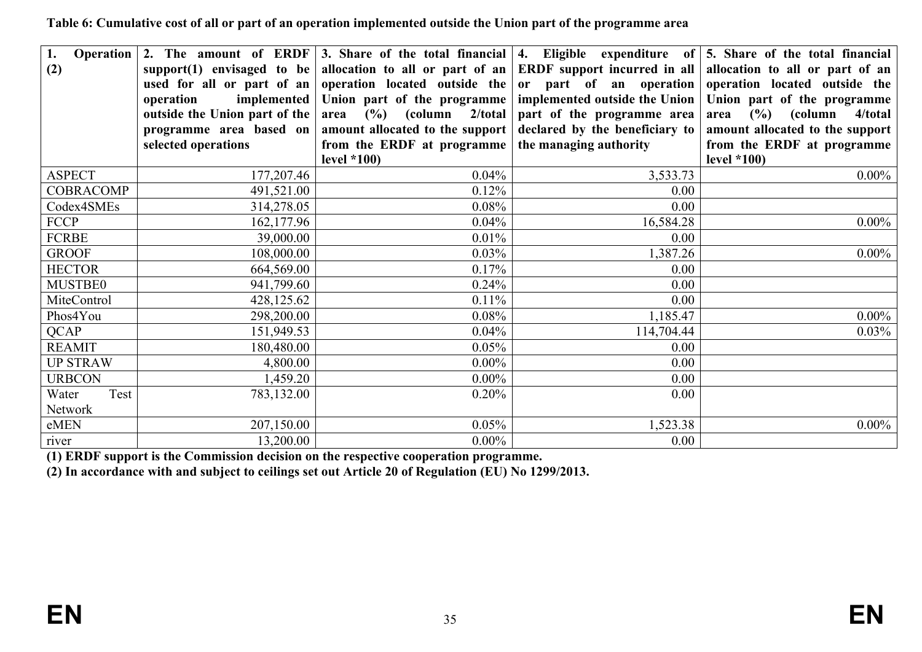**Table 6: Cumulative cost of all or part of an operation implemented outside the Union part of the programme area**

| 1. Operation (2) | 2. The amount of ERDF support(1) envisaged to be used for all or part of an operation implemented outside the Union part of the programme area based on selected operations | 3. Share of the total financial allocation to all or part of an operation located outside the Union part of the programme area (%) (column 2/total amount allocated to the support from the ERDF at programme level *100) | 4. Eligible expenditure of ERDF support incurred in all or part of an operation implemented outside the Union part of the programme area declared by the beneficiary to the managing authority | 5. Share of the total financial allocation to all or part of an operation located outside the Union part of the programme area (%) (column 4/total amount allocated to the support from the ERDF at programme level *100) |
|---|---|---|---|---|
| ASPECT | 177,207.46 | 0.04% | 3,533.73 | 0.00% |
| COBRACOMP | 491,521.00 | 0.12% | 0.00 | |
| Codex4SMEs | 314,278.05 | 0.08% | 0.00 | |
| FCCP | 162,177.96 | 0.04% | 16,584.28 | 0.00% |
| FCRBE | 39,000.00 | 0.01% | 0.00 | |
| GROOF | 108,000.00 | 0.03% | 1,387.26 | 0.00% |
| HECTOR | 664,569.00 | 0.17% | 0.00 | |
| MUSTBE0 | 941,799.60 | 0.24% | 0.00 | |
| MiteControl | 428,125.62 | 0.11% | 0.00 | |
| Phos4You | 298,200.00 | 0.08% | 1,185.47 | 0.00% |
| QCAP | 151,949.53 | 0.04% | 114,704.44 | 0.03% |
| REAMIT | 180,480.00 | 0.05% | 0.00 | |
| UP STRAW | 4,800.00 | 0.00% | 0.00 | |
| URBCON | 1,459.20 | 0.00% | 0.00 | |
| Water Test Network | 783,132.00 | 0.20% | 0.00 | |
| eMEN | 207,150.00 | 0.05% | 1,523.38 | 0.00% |
| river | 13,200.00 | 0.00% | 0.00 | |

**(1) ERDF support is the Commission decision on the respective cooperation programme.**

**(2) In accordance with and subject to ceilings set out Article 20 of Regulation (EU) No 1299/2013.**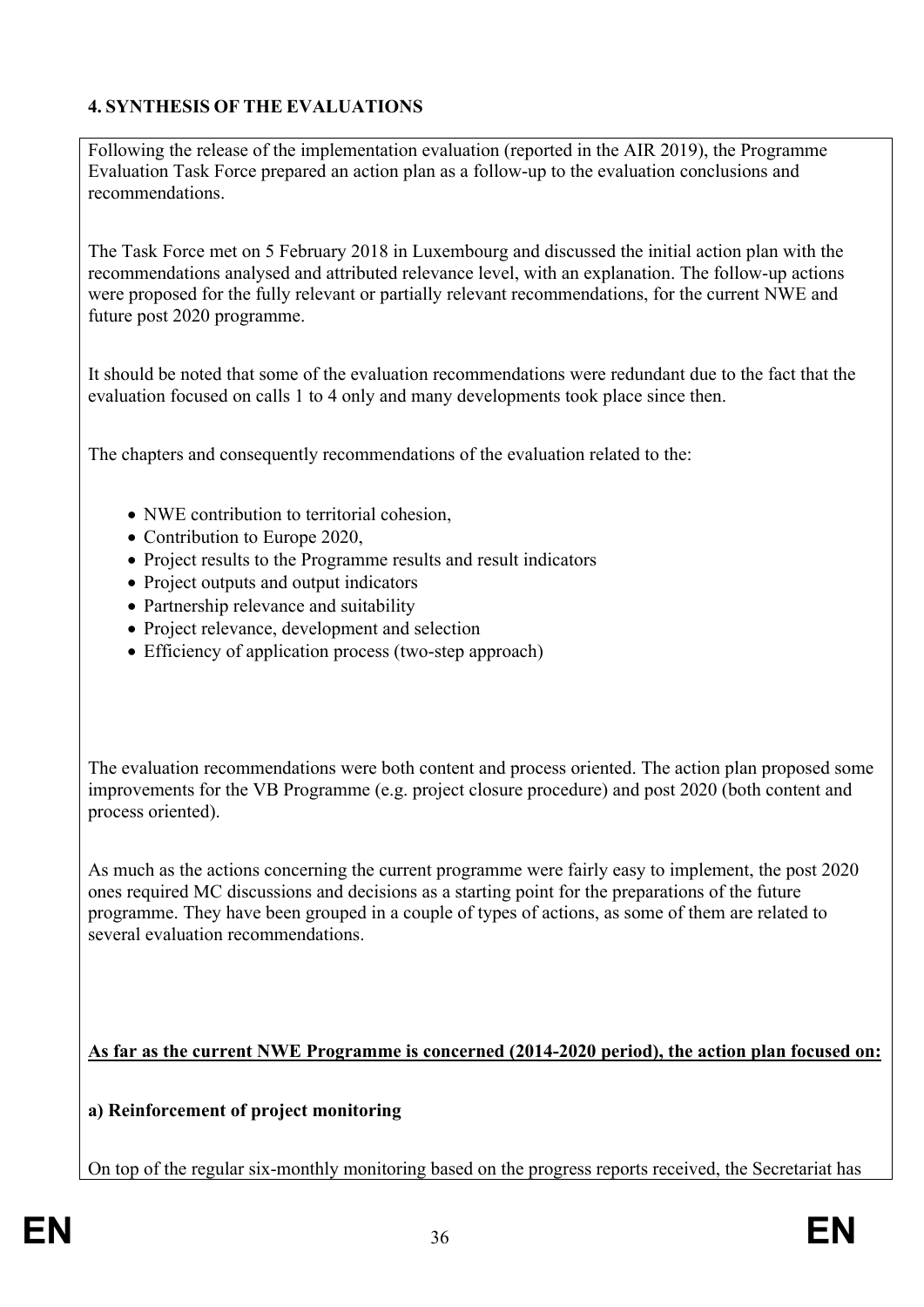## 4. SYNTHESIS OF THE EVALUATIONS

Following the release of the implementation evaluation (reported in the AIR 2019), the Programme Evaluation Task Force prepared an action plan as a follow-up to the evaluation conclusions and recommendations.

The Task Force met on 5 February 2018 in Luxembourg and discussed the initial action plan with the recommendations analysed and attributed relevance level, with an explanation. The follow-up actions were proposed for the fully relevant or partially relevant recommendations, for the current NWE and future post 2020 programme.

It should be noted that some of the evaluation recommendations were redundant due to the fact that the evaluation focused on calls 1 to 4 only and many developments took place since then.

The chapters and consequently recommendations of the evaluation related to the:

- NWE contribution to territorial cohesion,
- Contribution to Europe 2020,
- Project results to the Programme results and result indicators
- Project outputs and output indicators
- Partnership relevance and suitability
- Project relevance, development and selection
- Efficiency of application process (two-step approach)

The evaluation recommendations were both content and process oriented. The action plan proposed some improvements for the VB Programme (e.g. project closure procedure) and post 2020 (both content and process oriented).

As much as the actions concerning the current programme were fairly easy to implement, the post 2020 ones required MC discussions and decisions as a starting point for the preparations of the future programme. They have been grouped in a couple of types of actions, as some of them are related to several evaluation recommendations.

**As far as the current NWE Programme is concerned (2014-2020 period), the action plan focused on:**

**a) Reinforcement of project monitoring**

On top of the regular six-monthly monitoring based on the progress reports received, the Secretariat has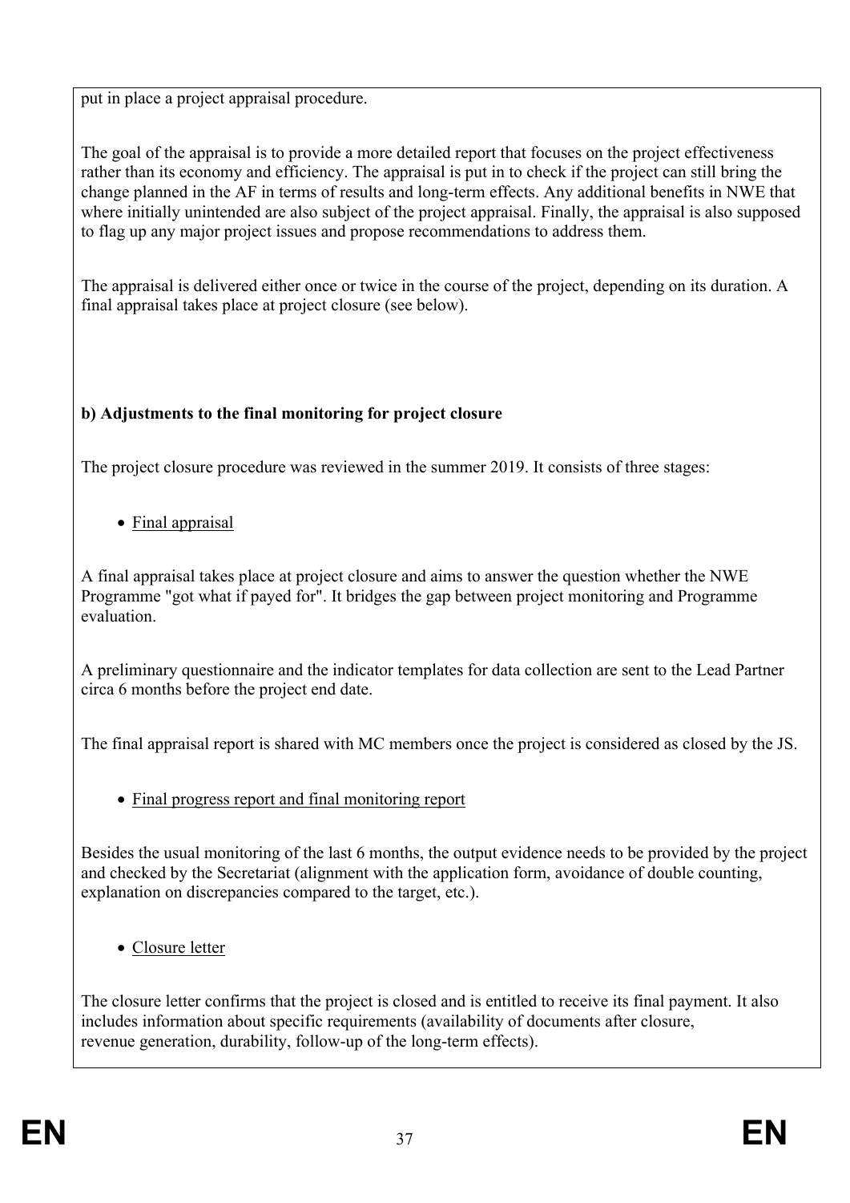put in place a project appraisal procedure.

The goal of the appraisal is to provide a more detailed report that focuses on the project effectiveness rather than its economy and efficiency. The appraisal is put in to check if the project can still bring the change planned in the AF in terms of results and long-term effects. Any additional benefits in NWE that where initially unintended are also subject of the project appraisal. Finally, the appraisal is also supposed to flag up any major project issues and propose recommendations to address them.

The appraisal is delivered either once or twice in the course of the project, depending on its duration. A final appraisal takes place at project closure (see below).

**b) Adjustments to the final monitoring for project closure**

The project closure procedure was reviewed in the summer 2019. It consists of three stages:

- Final appraisal

A final appraisal takes place at project closure and aims to answer the question whether the NWE Programme "got what if payed for". It bridges the gap between project monitoring and Programme evaluation.

A preliminary questionnaire and the indicator templates for data collection are sent to the Lead Partner circa 6 months before the project end date.

The final appraisal report is shared with MC members once the project is considered as closed by the JS.

- Final progress report and final monitoring report

Besides the usual monitoring of the last 6 months, the output evidence needs to be provided by the project and checked by the Secretariat (alignment with the application form, avoidance of double counting, explanation on discrepancies compared to the target, etc.).

- Closure letter

The closure letter confirms that the project is closed and is entitled to receive its final payment. It also includes information about specific requirements (availability of documents after closure, revenue generation, durability, follow-up of the long-term effects).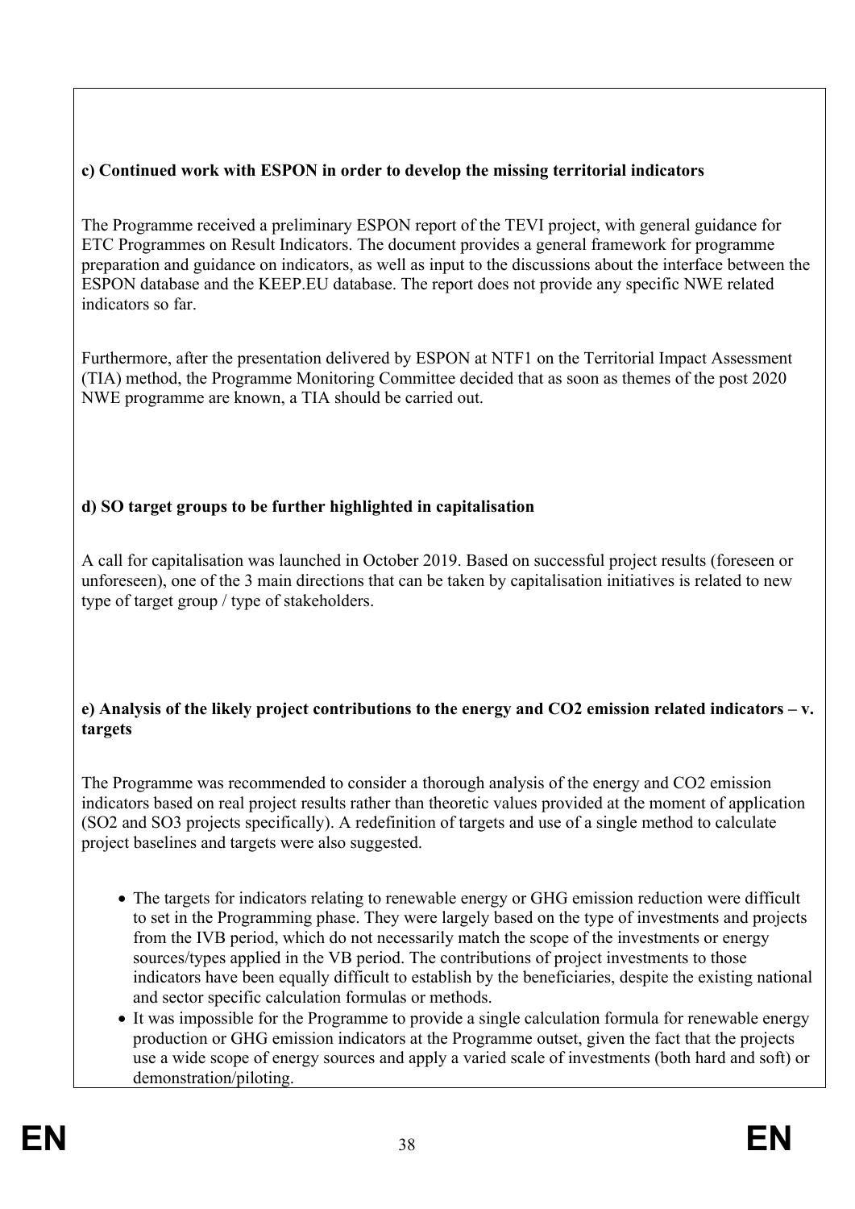**c) Continued work with ESPON in order to develop the missing territorial indicators**

The Programme received a preliminary ESPON report of the TEVI project, with general guidance for ETC Programmes on Result Indicators. The document provides a general framework for programme preparation and guidance on indicators, as well as input to the discussions about the interface between the ESPON database and the KEEP.EU database. The report does not provide any specific NWE related indicators so far.

Furthermore, after the presentation delivered by ESPON at NTF1 on the Territorial Impact Assessment (TIA) method, the Programme Monitoring Committee decided that as soon as themes of the post 2020 NWE programme are known, a TIA should be carried out.

**d) SO target groups to be further highlighted in capitalisation**

A call for capitalisation was launched in October 2019. Based on successful project results (foreseen or unforeseen), one of the 3 main directions that can be taken by capitalisation initiatives is related to new type of target group / type of stakeholders.

**e) Analysis of the likely project contributions to the energy and CO2 emission related indicators – v. targets**

The Programme was recommended to consider a thorough analysis of the energy and CO2 emission indicators based on real project results rather than theoretic values provided at the moment of application (SO2 and SO3 projects specifically). A redefinition of targets and use of a single method to calculate project baselines and targets were also suggested.

- The targets for indicators relating to renewable energy or GHG emission reduction were difficult to set in the Programming phase. They were largely based on the type of investments and projects from the IVB period, which do not necessarily match the scope of the investments or energy sources/types applied in the VB period. The contributions of project investments to those indicators have been equally difficult to establish by the beneficiaries, despite the existing national and sector specific calculation formulas or methods.
- It was impossible for the Programme to provide a single calculation formula for renewable energy production or GHG emission indicators at the Programme outset, given the fact that the projects use a wide scope of energy sources and apply a varied scale of investments (both hard and soft) or demonstration/piloting.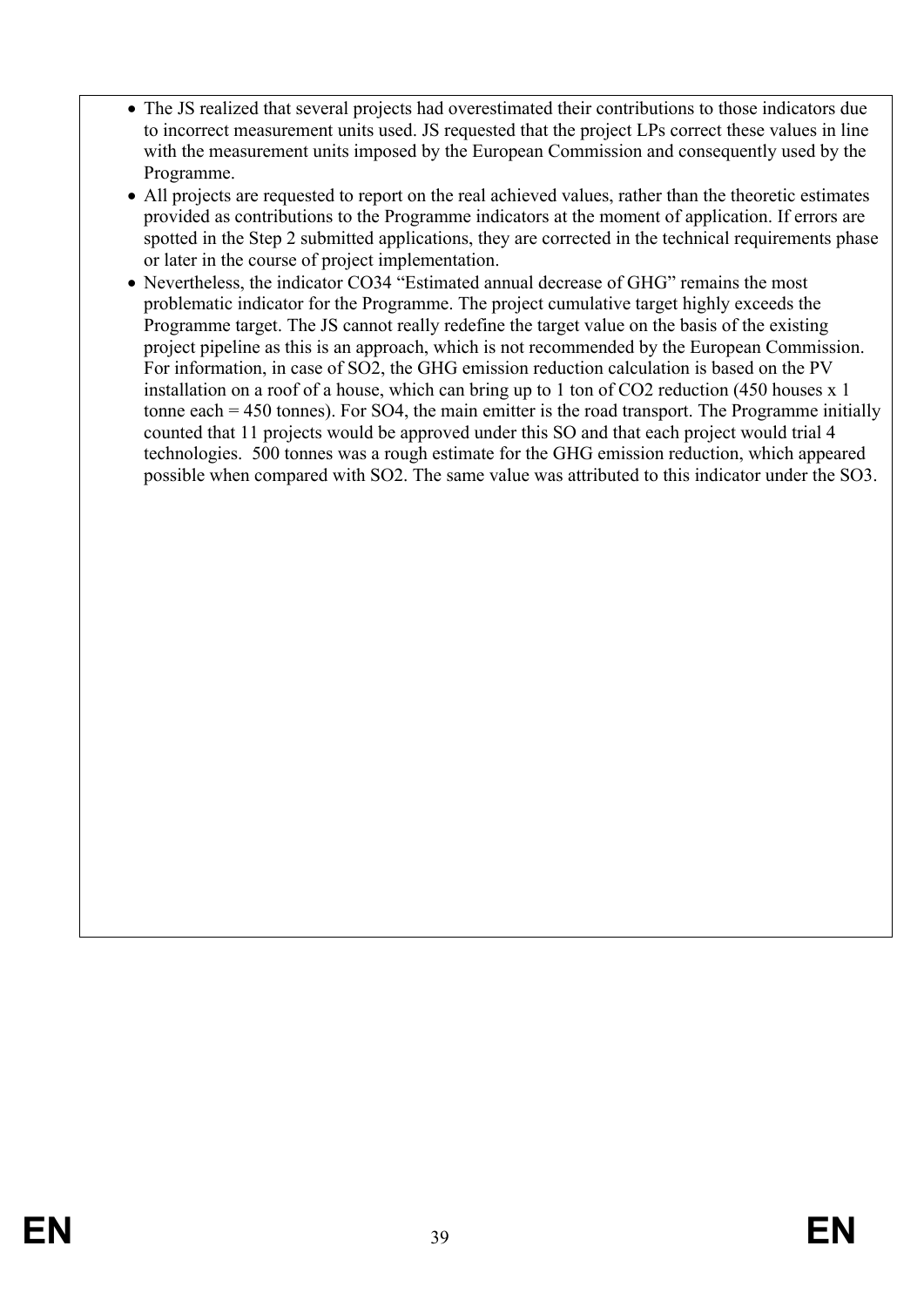- The JS realized that several projects had overestimated their contributions to those indicators due to incorrect measurement units used. JS requested that the project LPs correct these values in line with the measurement units imposed by the European Commission and consequently used by the Programme.
- All projects are requested to report on the real achieved values, rather than the theoretic estimates provided as contributions to the Programme indicators at the moment of application. If errors are spotted in the Step 2 submitted applications, they are corrected in the technical requirements phase or later in the course of project implementation.
- Nevertheless, the indicator CO34 "Estimated annual decrease of GHG" remains the most problematic indicator for the Programme. The project cumulative target highly exceeds the Programme target. The JS cannot really redefine the target value on the basis of the existing project pipeline as this is an approach, which is not recommended by the European Commission. For information, in case of SO2, the GHG emission reduction calculation is based on the PV installation on a roof of a house, which can bring up to 1 ton of $CO_2$ reduction (450 houses x 1 tonne each = 450 tonnes). For SO4, the main emitter is the road transport. The Programme initially counted that 11 projects would be approved under this SO and that each project would trial 4 technologies. 500 tonnes was a rough estimate for the GHG emission reduction, which appeared possible when compared with SO2. The same value was attributed to this indicator under the SO3.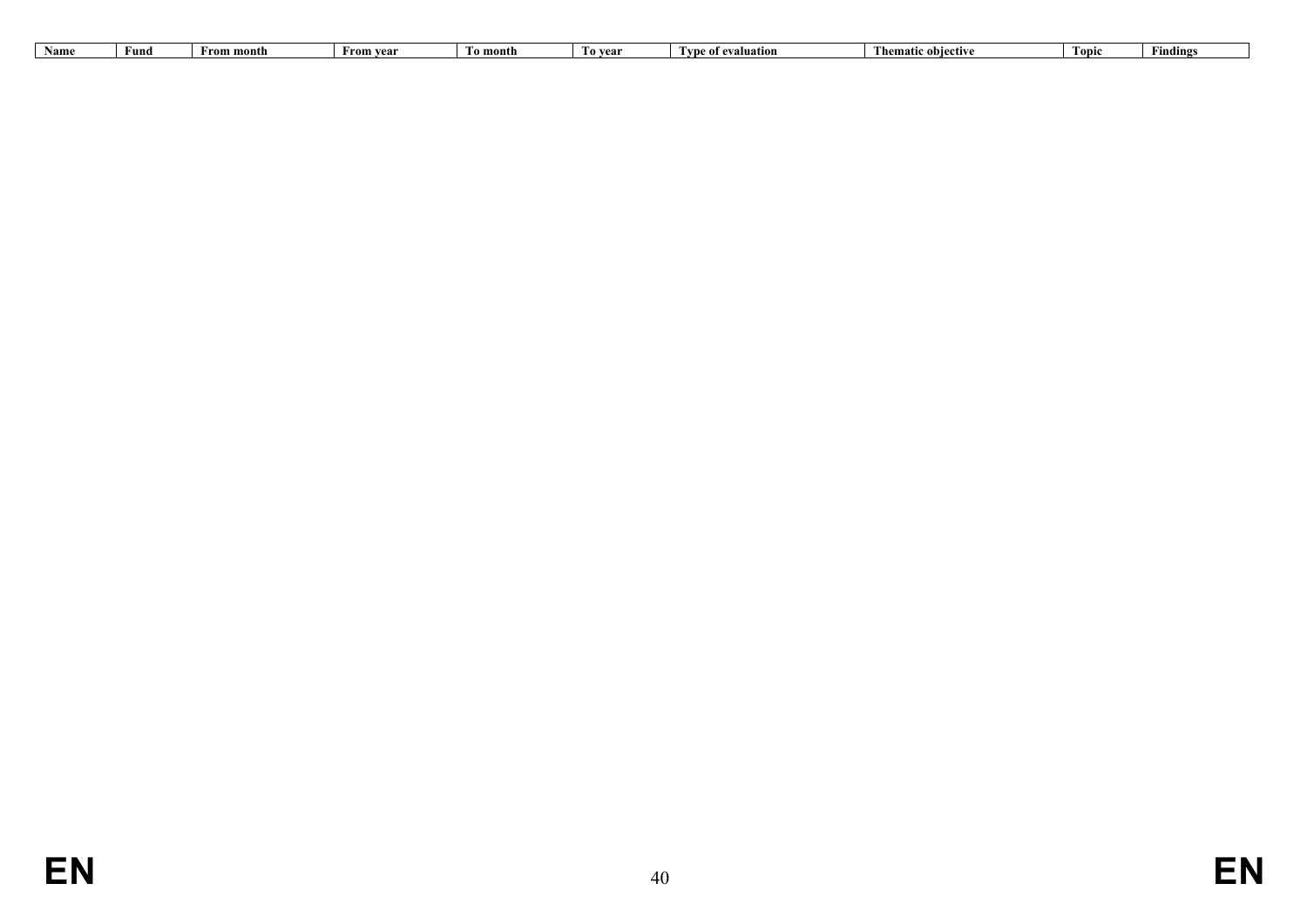| Name | Fund | From month | From year | To month | To year | Type of evaluation | Thematic objective | Topic | Findings |
| --- | --- | --- | --- | --- | --- | --- | --- | --- | --- |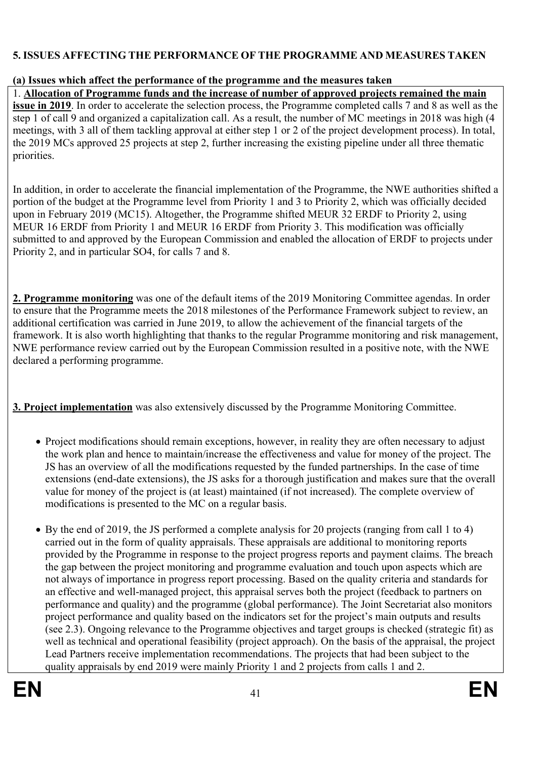## 5. ISSUES AFFECTING THE PERFORMANCE OF THE PROGRAMME AND MEASURES TAKEN

### (a) Issues which affect the performance of the programme and the measures taken

1. **Allocation of Programme funds and the increase of number of approved projects remained the main issue in 2019**. In order to accelerate the selection process, the Programme completed calls 7 and 8 as well as the step 1 of call 9 and organized a capitalization call. As a result, the number of MC meetings in 2018 was high (4 meetings, with 3 all of them tackling approval at either step 1 or 2 of the project development process). In total, the 2019 MCs approved 25 projects at step 2, further increasing the existing pipeline under all three thematic priorities.

In addition, in order to accelerate the financial implementation of the Programme, the NWE authorities shifted a portion of the budget at the Programme level from Priority 1 and 3 to Priority 2, which was officially decided upon in February 2019 (MC15). Altogether, the Programme shifted MEUR 32 ERDF to Priority 2, using MEUR 16 ERDF from Priority 1 and MEUR 16 ERDF from Priority 3. This modification was officially submitted to and approved by the European Commission and enabled the allocation of ERDF to projects under Priority 2, and in particular SO4, for calls 7 and 8.

**2. Programme monitoring** was one of the default items of the 2019 Monitoring Committee agendas. In order to ensure that the Programme meets the 2018 milestones of the Performance Framework subject to review, an additional certification was carried in June 2019, to allow the achievement of the financial targets of the framework. It is also worth highlighting that thanks to the regular Programme monitoring and risk management, NWE performance review carried out by the European Commission resulted in a positive note, with the NWE declared a performing programme.

**3. Project implementation** was also extensively discussed by the Programme Monitoring Committee.

- Project modifications should remain exceptions, however, in reality they are often necessary to adjust the work plan and hence to maintain/increase the effectiveness and value for money of the project. The JS has an overview of all the modifications requested by the funded partnerships. In the case of time extensions (end-date extensions), the JS asks for a thorough justification and makes sure that the overall value for money of the project is (at least) maintained (if not increased). The complete overview of modifications is presented to the MC on a regular basis.
- By the end of 2019, the JS performed a complete analysis for 20 projects (ranging from call 1 to 4) carried out in the form of quality appraisals. These appraisals are additional to monitoring reports provided by the Programme in response to the project progress reports and payment claims. The breach the gap between the project monitoring and programme evaluation and touch upon aspects which are not always of importance in progress report processing. Based on the quality criteria and standards for an effective and well-managed project, this appraisal serves both the project (feedback to partners on performance and quality) and the programme (global performance). The Joint Secretariat also monitors project performance and quality based on the indicators set for the project's main outputs and results (see 2.3). Ongoing relevance to the Programme objectives and target groups is checked (strategic fit) as well as technical and operational feasibility (project approach). On the basis of the appraisal, the project Lead Partners receive implementation recommendations. The projects that had been subject to the quality appraisals by end 2019 were mainly Priority 1 and 2 projects from calls 1 and 2.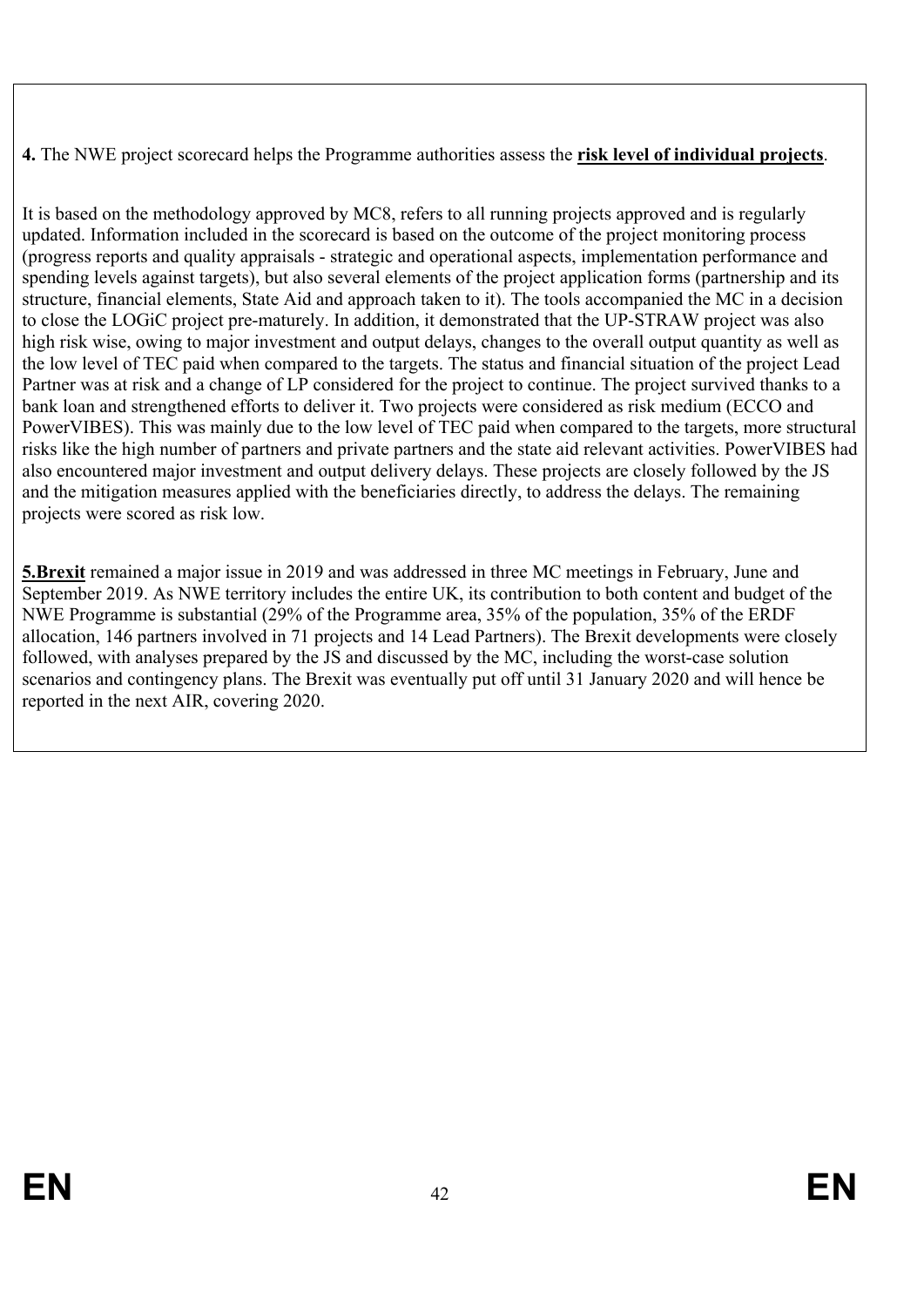**4.** The NWE project scorecard helps the Programme authorities assess the **risk level of individual projects**.

It is based on the methodology approved by MC8, refers to all running projects approved and is regularly updated. Information included in the scorecard is based on the outcome of the project monitoring process (progress reports and quality appraisals - strategic and operational aspects, implementation performance and spending levels against targets), but also several elements of the project application forms (partnership and its structure, financial elements, State Aid and approach taken to it). The tools accompanied the MC in a decision to close the LOGiC project pre-maturely. In addition, it demonstrated that the UP-STRAW project was also high risk wise, owing to major investment and output delays, changes to the overall output quantity as well as the low level of TEC paid when compared to the targets. The status and financial situation of the project Lead Partner was at risk and a change of LP considered for the project to continue. The project survived thanks to a bank loan and strengthened efforts to deliver it. Two projects were considered as risk medium (ECCO and PowerVIBES). This was mainly due to the low level of TEC paid when compared to the targets, more structural risks like the high number of partners and private partners and the state aid relevant activities. PowerVIBES had also encountered major investment and output delivery delays. These projects are closely followed by the JS and the mitigation measures applied with the beneficiaries directly, to address the delays. The remaining projects were scored as risk low.

**5.Brexit** remained a major issue in 2019 and was addressed in three MC meetings in February, June and September 2019. As NWE territory includes the entire UK, its contribution to both content and budget of the NWE Programme is substantial (29% of the Programme area, 35% of the population, 35% of the ERDF allocation, 146 partners involved in 71 projects and 14 Lead Partners). The Brexit developments were closely followed, with analyses prepared by the JS and discussed by the MC, including the worst-case solution scenarios and contingency plans. The Brexit was eventually put off until 31 January 2020 and will hence be reported in the next AIR, covering 2020.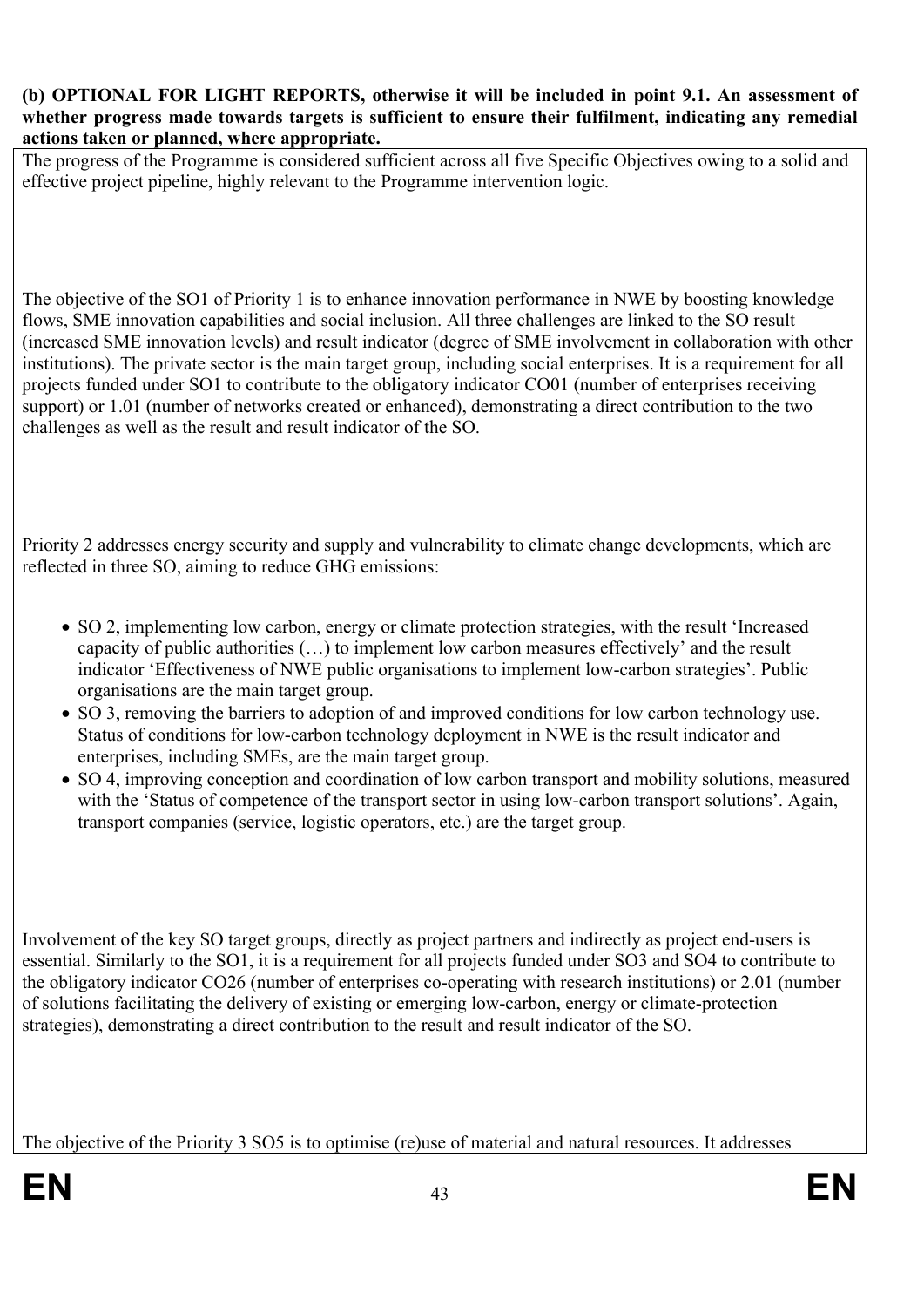**(b) OPTIONAL FOR LIGHT REPORTS, otherwise it will be included in point 9.1. An assessment of whether progress made towards targets is sufficient to ensure their fulfilment, indicating any remedial actions taken or planned, where appropriate.**

The progress of the Programme is considered sufficient across all five Specific Objectives owing to a solid and effective project pipeline, highly relevant to the Programme intervention logic.

The objective of the SO1 of Priority 1 is to enhance innovation performance in NWE by boosting knowledge flows, SME innovation capabilities and social inclusion. All three challenges are linked to the SO result (increased SME innovation levels) and result indicator (degree of SME involvement in collaboration with other institutions). The private sector is the main target group, including social enterprises. It is a requirement for all projects funded under SO1 to contribute to the obligatory indicator CO01 (number of enterprises receiving support) or 1.01 (number of networks created or enhanced), demonstrating a direct contribution to the two challenges as well as the result and result indicator of the SO.

Priority 2 addresses energy security and supply and vulnerability to climate change developments, which are reflected in three SO, aiming to reduce GHG emissions:

- SO 2, implementing low carbon, energy or climate protection strategies, with the result 'Increased capacity of public authorities (…) to implement low carbon measures effectively' and the result indicator 'Effectiveness of NWE public organisations to implement low-carbon strategies'. Public organisations are the main target group.
- SO 3, removing the barriers to adoption of and improved conditions for low carbon technology use. Status of conditions for low-carbon technology deployment in NWE is the result indicator and enterprises, including SMEs, are the main target group.
- SO 4, improving conception and coordination of low carbon transport and mobility solutions, measured with the 'Status of competence of the transport sector in using low-carbon transport solutions'. Again, transport companies (service, logistic operators, etc.) are the target group.

Involvement of the key SO target groups, directly as project partners and indirectly as project end-users is essential. Similarly to the SO1, it is a requirement for all projects funded under SO3 and SO4 to contribute to the obligatory indicator CO26 (number of enterprises co-operating with research institutions) or 2.01 (number of solutions facilitating the delivery of existing or emerging low-carbon, energy or climate-protection strategies), demonstrating a direct contribution to the result and result indicator of the SO.

The objective of the Priority 3 SO5 is to optimise (re)use of material and natural resources. It addresses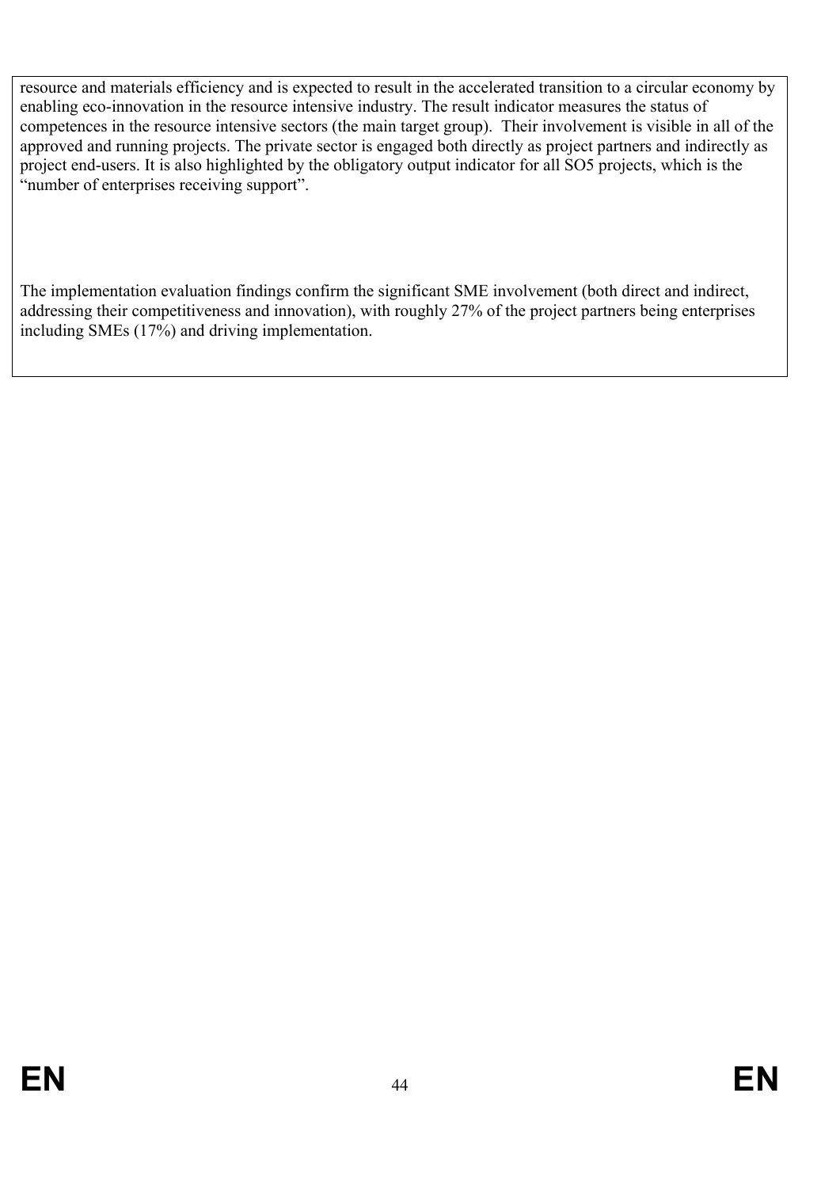resource and materials efficiency and is expected to result in the accelerated transition to a circular economy by enabling eco-innovation in the resource intensive industry. The result indicator measures the status of competences in the resource intensive sectors (the main target group). Their involvement is visible in all of the approved and running projects. The private sector is engaged both directly as project partners and indirectly as project end-users. It is also highlighted by the obligatory output indicator for all SO5 projects, which is the "number of enterprises receiving support".

The implementation evaluation findings confirm the significant SME involvement (both direct and indirect, addressing their competitiveness and innovation), with roughly 27% of the project partners being enterprises including SMEs (17%) and driving implementation.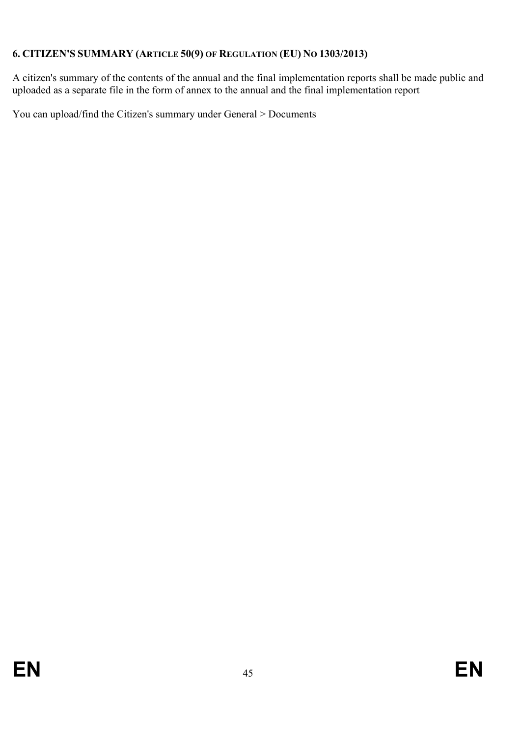## 6. CITIZEN'S SUMMARY (ARTICLE 50(9) OF REGULATION (EU) NO 1303/2013)

A citizen's summary of the contents of the annual and the final implementation reports shall be made public and uploaded as a separate file in the form of annex to the annual and the final implementation report

You can upload/find the Citizen's summary under General > Documents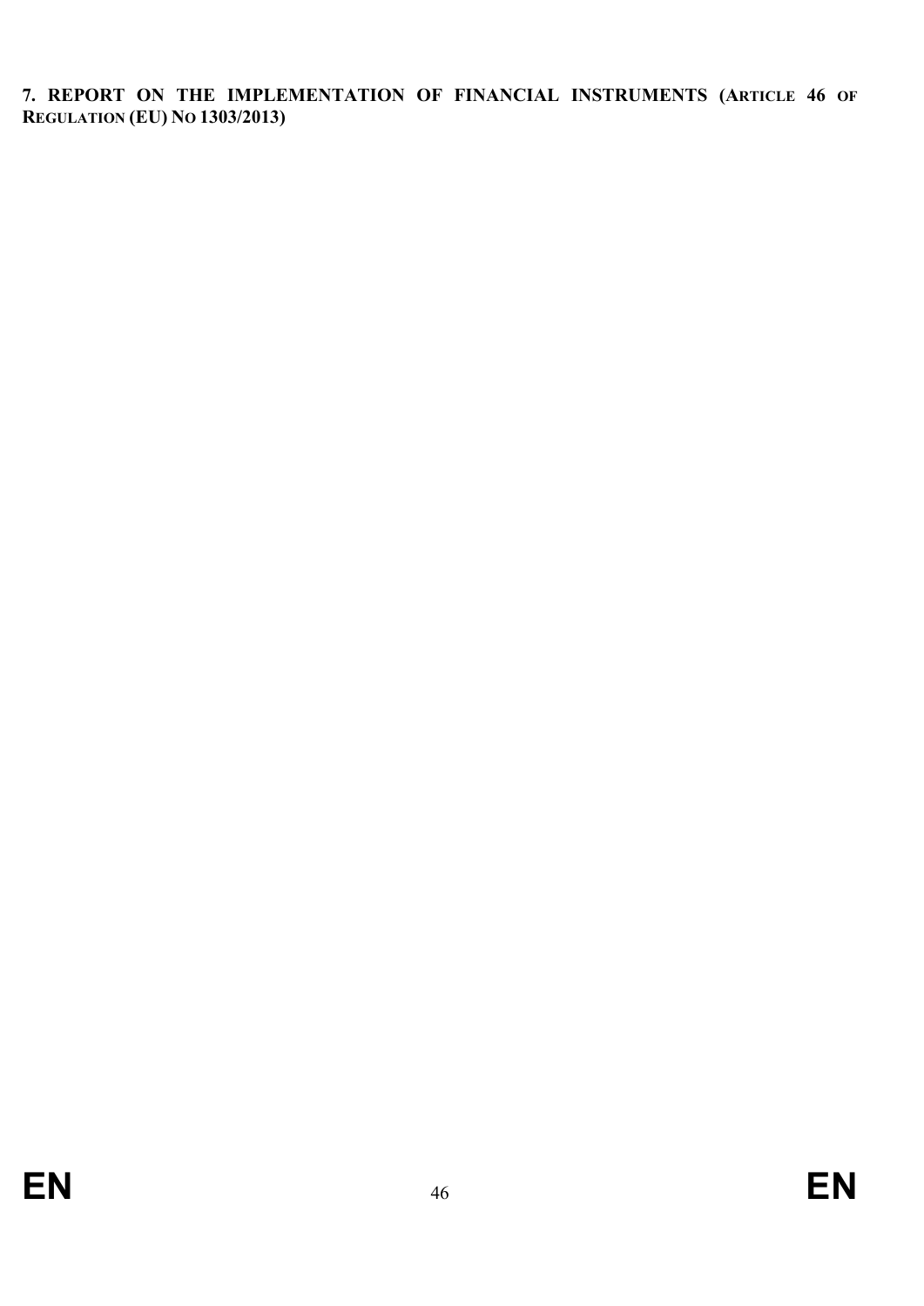## 7. REPORT ON THE IMPLEMENTATION OF FINANCIAL INSTRUMENTS (ARTICLE 46 OF REGULATION (EU) NO 1303/2013)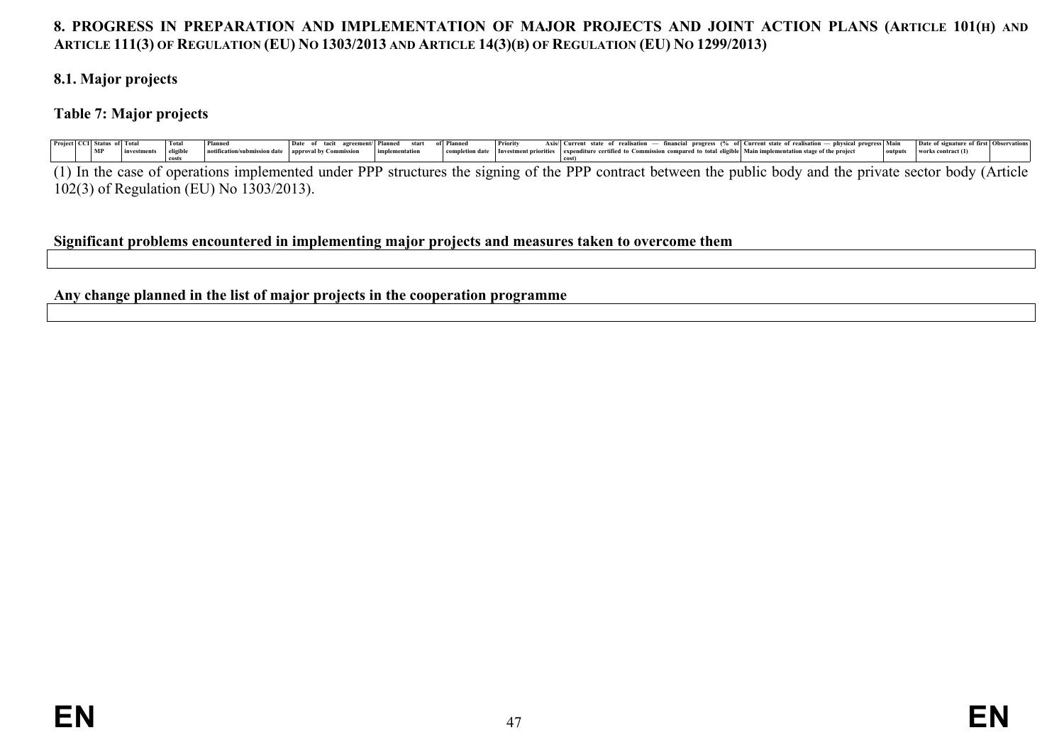## 8. PROGRESS IN PREPARATION AND IMPLEMENTATION OF MAJOR PROJECTS AND JOINT ACTION PLANS (ARTICLE 101(H) AND ARTICLE 111(3) OF REGULATION (EU) NO 1303/2013 AND ARTICLE 14(3)(B) OF REGULATION (EU) NO 1299/2013)

### 8.1. Major projects

**Table 7: Major projects**

| Project | CCI | Status of MP | Total investments | Total eligible costs | Planned notification/submission date | Date of tacit agreement/ approval by Commission | Planned start of implementation | Planned completion date | Priority Axis/ Investment priorities | Current state of realisation — financial progress (% of expenditure certified to Commission compared to total eligible cost) | Current state of realisation — physical progress Main implementation stage of the project | Main outputs | Date of signature of first works contract (1) | Observations |
|---|---|---|---|---|---|---|---|---|---|---|---|---|---|---|

(1) In the case of operations implemented under PPP structures the signing of the PPP contract between the public body and the private sector body (Article 102(3) of Regulation (EU) No 1303/2013).

**Significant problems encountered in implementing major projects and measures taken to overcome them**

**Any change planned in the list of major projects in the cooperation programme**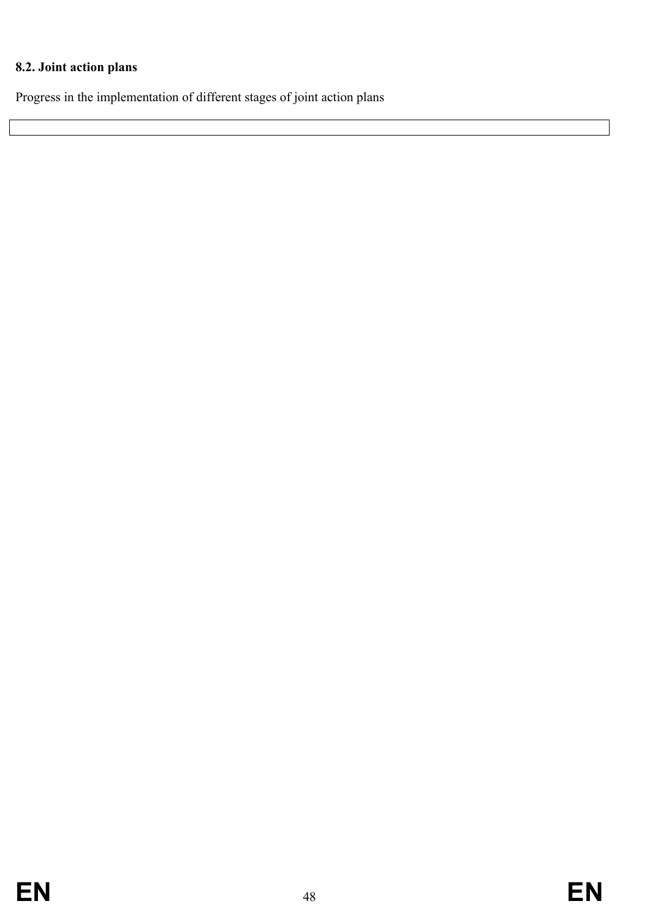**8.2. Joint action plans**

Progress in the implementation of different stages of joint action plans

| |
|---|
| |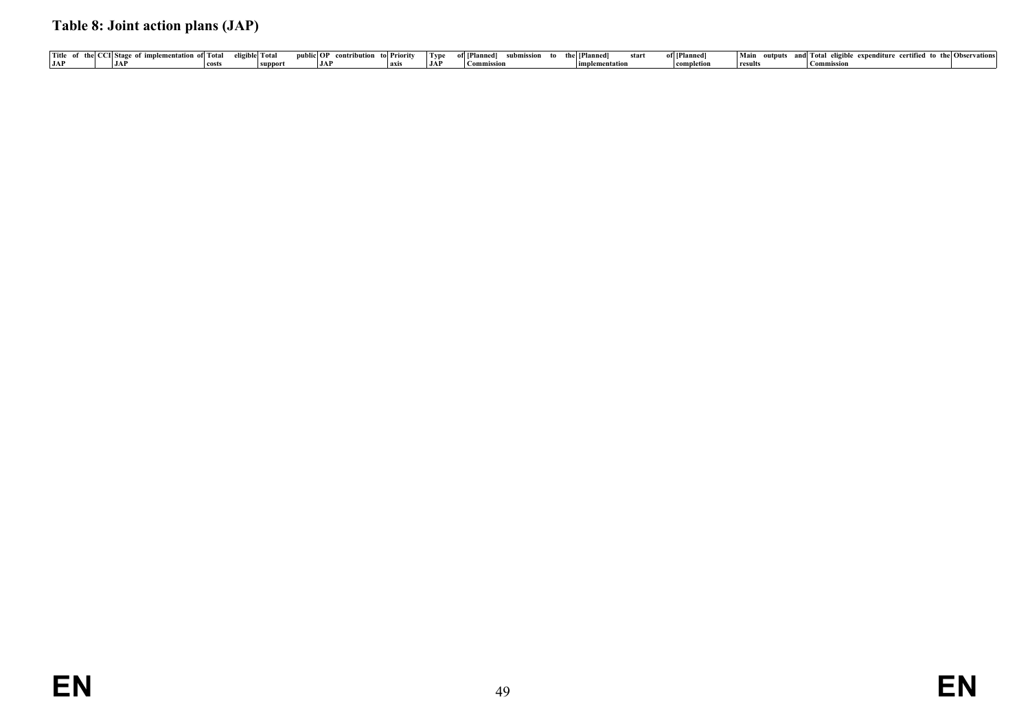**Table 8: Joint action plans (JAP)**

| Title of the JAP | CCI | Stage of implementation of JAP | Total eligible costs | Total public support | OP contribution to JAP | Priority axis | Type of JAP | [Planned] submission to the Commission | [Planned] start of implementation | [Planned] completion | Main outputs and results | Total eligible expenditure certified to the Commission | Observations |
|---|---|---|---|---|---|---|---|---|---|---|---|---|---|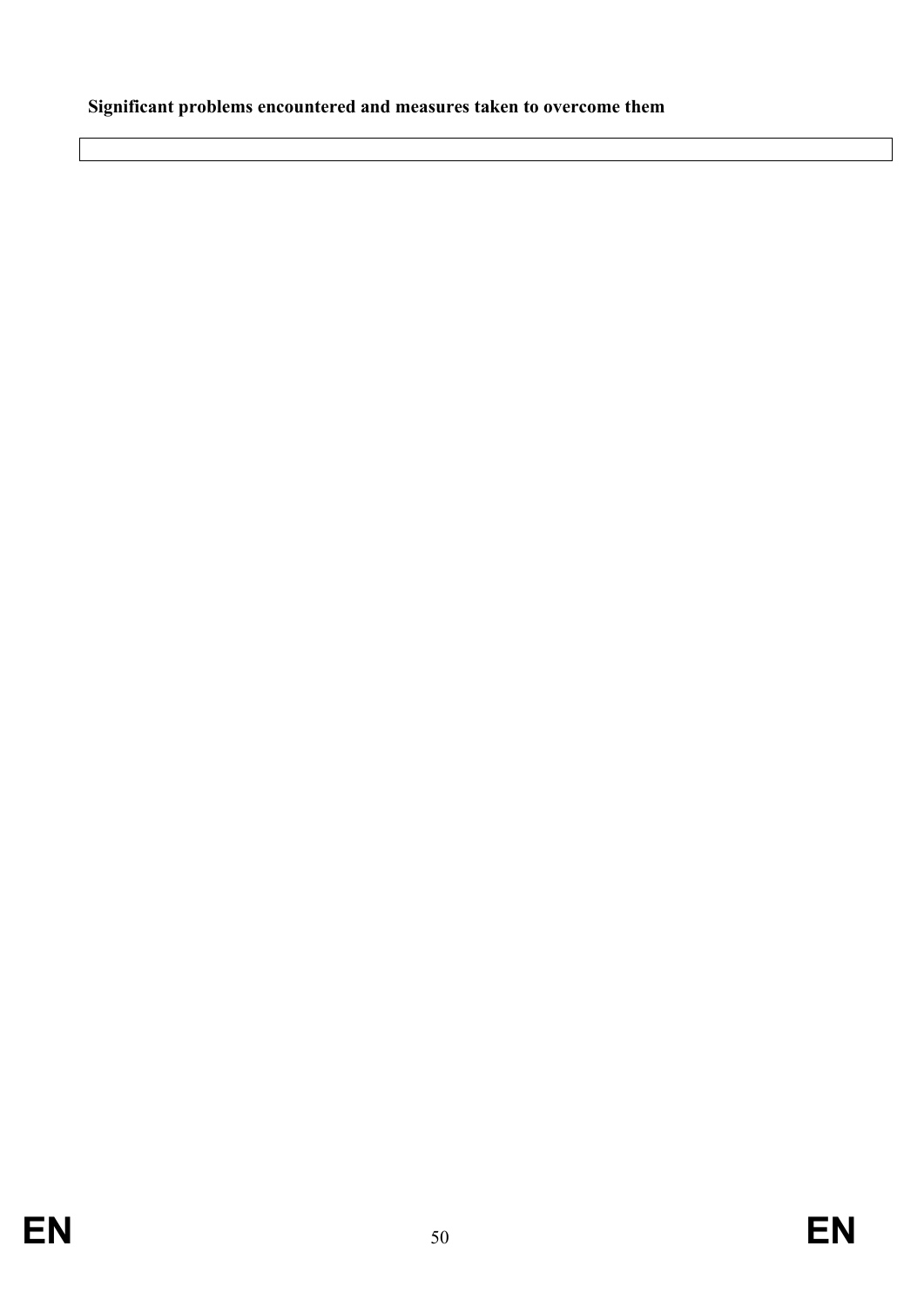**Significant problems encountered and measures taken to overcome them**

| |
|---|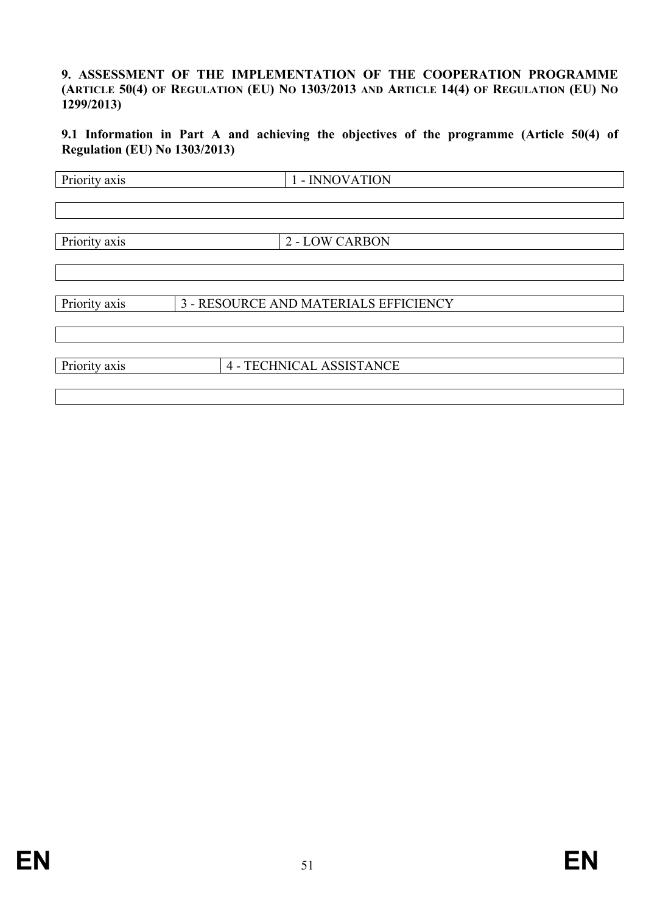## 9. ASSESSMENT OF THE IMPLEMENTATION OF THE COOPERATION PROGRAMME (ARTICLE 50(4) OF REGULATION (EU) NO 1303/2013 AND ARTICLE 14(4) OF REGULATION (EU) NO 1299/2013)

### 9.1 Information in Part A and achieving the objectives of the programme (Article 50(4) of Regulation (EU) No 1303/2013)

| Priority axis | 1 - INNOVATION |
| --- | --- |

| |
| --- |

| Priority axis | 2 - LOW CARBON |
| --- | --- |

| |
| --- |

| Priority axis | 3 - RESOURCE AND MATERIALS EFFICIENCY |
| --- | --- |

| |
| --- |

| Priority axis | 4 - TECHNICAL ASSISTANCE |
| --- | --- |

| |
| --- |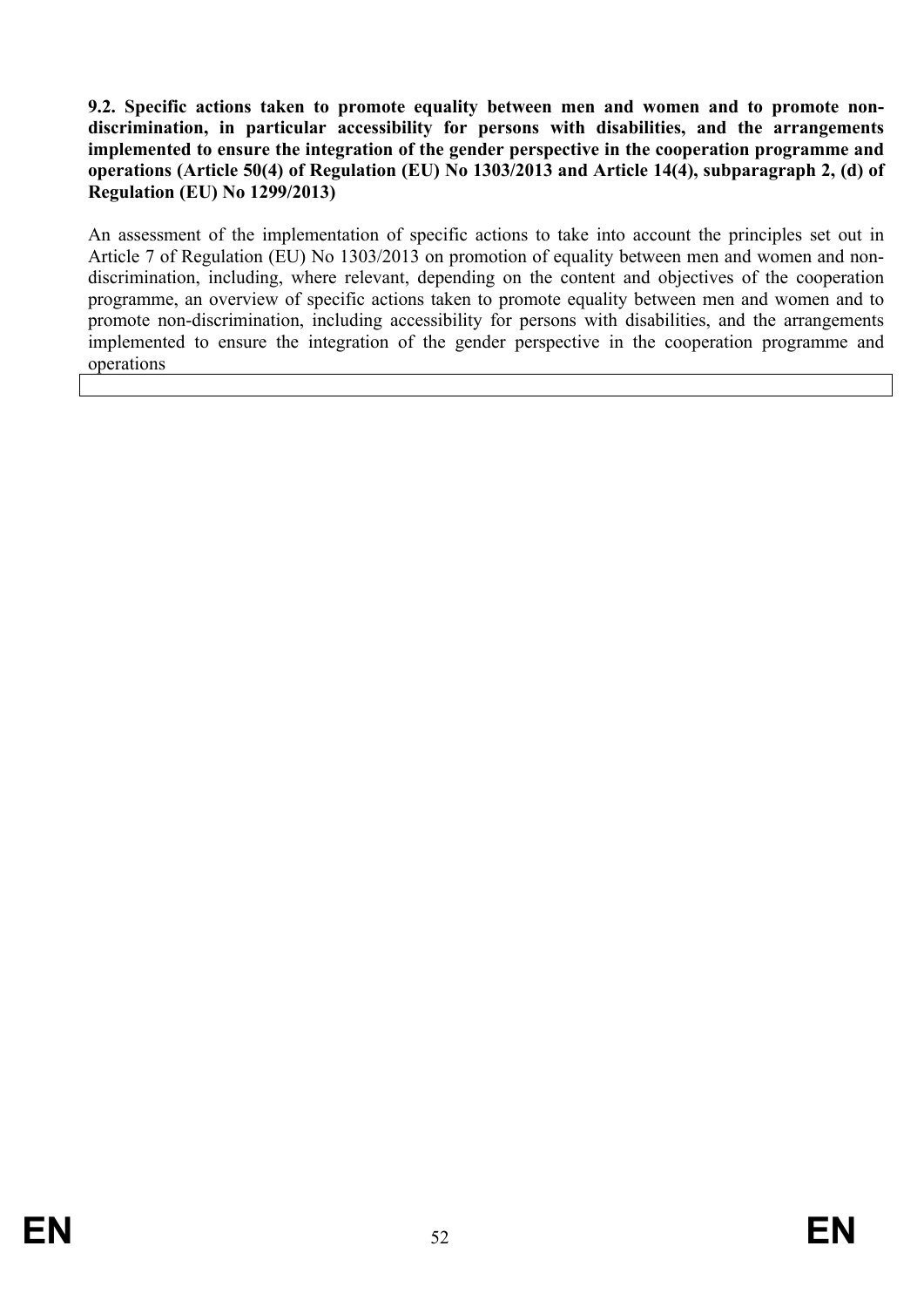**9.2. Specific actions taken to promote equality between men and women and to promote non-discrimination, in particular accessibility for persons with disabilities, and the arrangements implemented to ensure the integration of the gender perspective in the cooperation programme and operations (Article 50(4) of Regulation (EU) No 1303/2013 and Article 14(4), subparagraph 2, (d) of Regulation (EU) No 1299/2013)**

An assessment of the implementation of specific actions to take into account the principles set out in Article 7 of Regulation (EU) No 1303/2013 on promotion of equality between men and women and non-discrimination, including, where relevant, depending on the content and objectives of the cooperation programme, an overview of specific actions taken to promote equality between men and women and to promote non-discrimination, including accessibility for persons with disabilities, and the arrangements implemented to ensure the integration of the gender perspective in the cooperation programme and operations

| |
|---|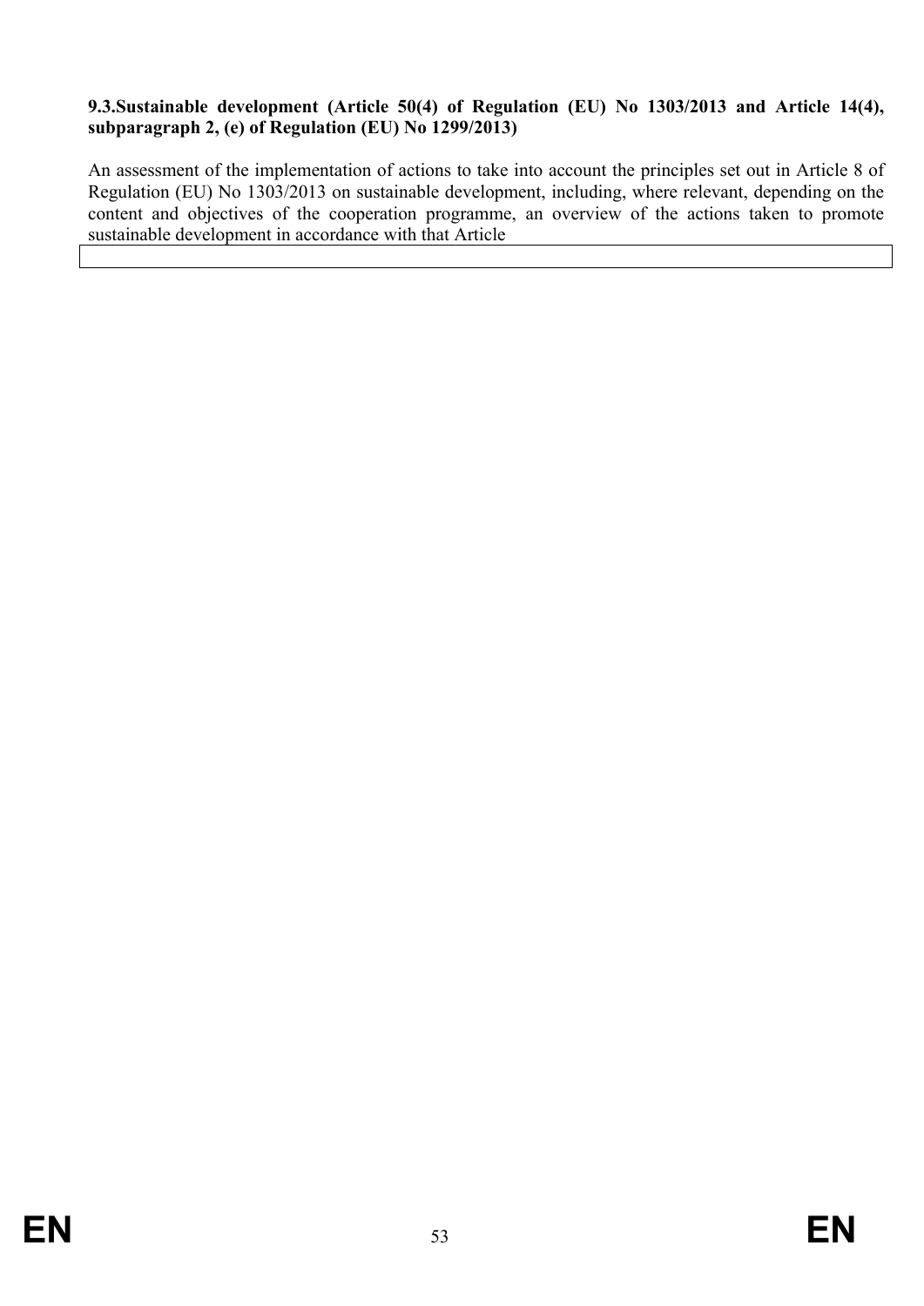### 9.3.Sustainable development (Article 50(4) of Regulation (EU) No 1303/2013 and Article 14(4), subparagraph 2, (e) of Regulation (EU) No 1299/2013)

An assessment of the implementation of actions to take into account the principles set out in Article 8 of Regulation (EU) No 1303/2013 on sustainable development, including, where relevant, depending on the content and objectives of the cooperation programme, an overview of the actions taken to promote sustainable development in accordance with that Article

| |
|---|
| |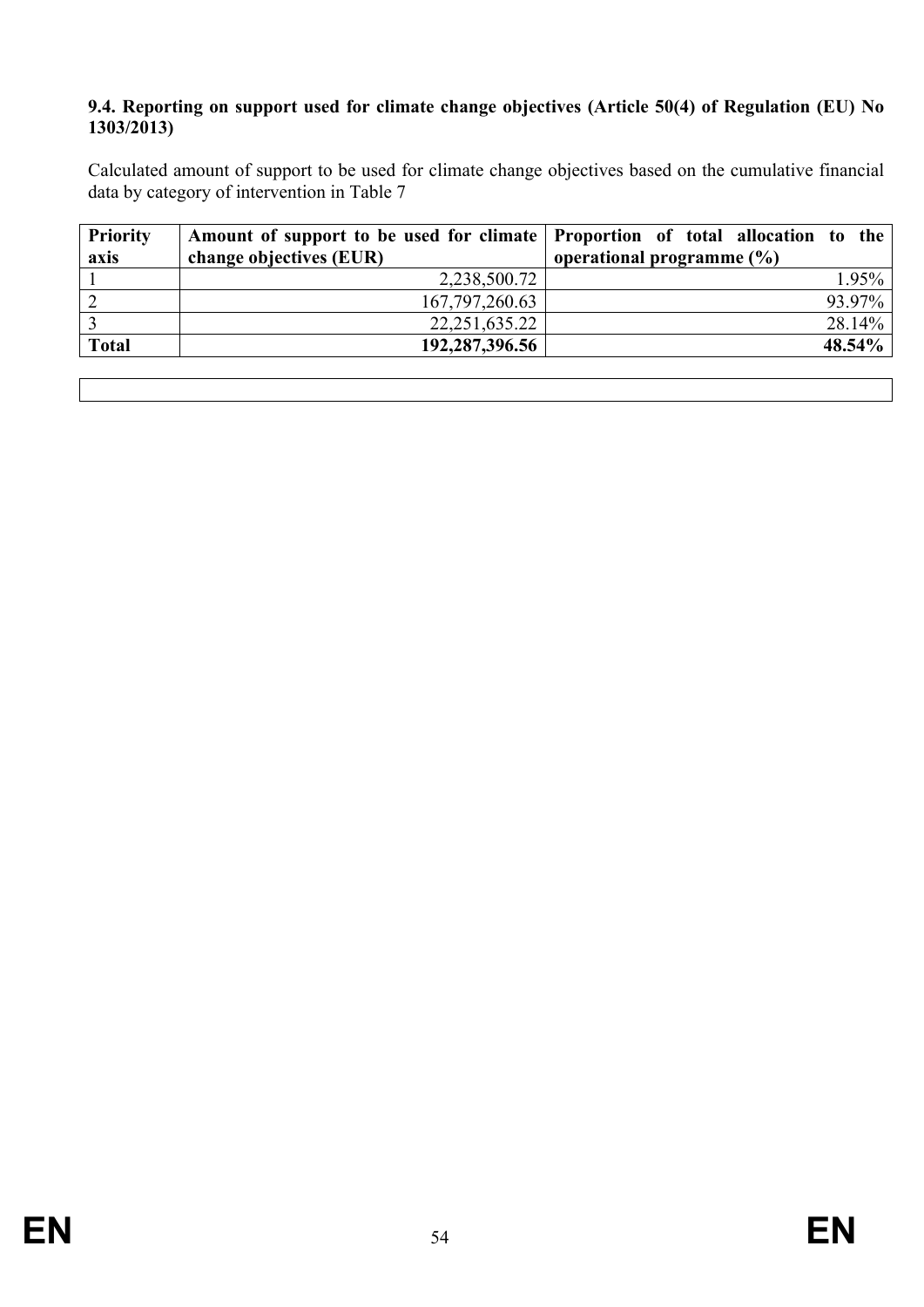**9.4. Reporting on support used for climate change objectives (Article 50(4) of Regulation (EU) No 1303/2013)**

Calculated amount of support to be used for climate change objectives based on the cumulative financial data by category of intervention in Table 7

| **Priority axis** | **Amount of support to be used for climate change objectives (EUR)** | **Proportion of total allocation to the operational programme (%)** |
|---|---:|---:|
| 1 | 2,238,500.72 | 1.95% |
| 2 | 167,797,260.63 | 93.97% |
| 3 | 22,251,635.22 | 28.14% |
| **Total** | **192,287,396.56** | **48.54%** |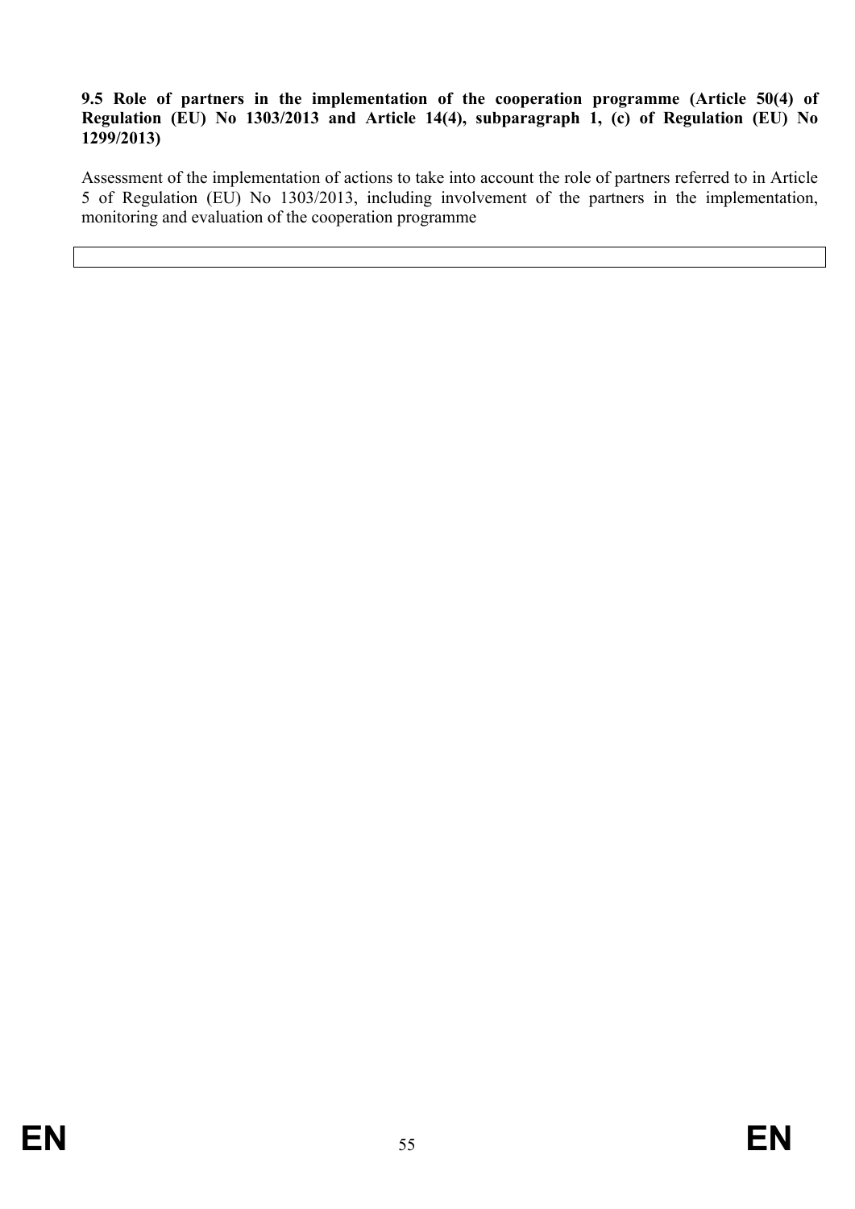**9.5 Role of partners in the implementation of the cooperation programme (Article 50(4) of Regulation (EU) No 1303/2013 and Article 14(4), subparagraph 1, (c) of Regulation (EU) No 1299/2013)**

Assessment of the implementation of actions to take into account the role of partners referred to in Article 5 of Regulation (EU) No 1303/2013, including involvement of the partners in the implementation, monitoring and evaluation of the cooperation programme

| |
|---|
| |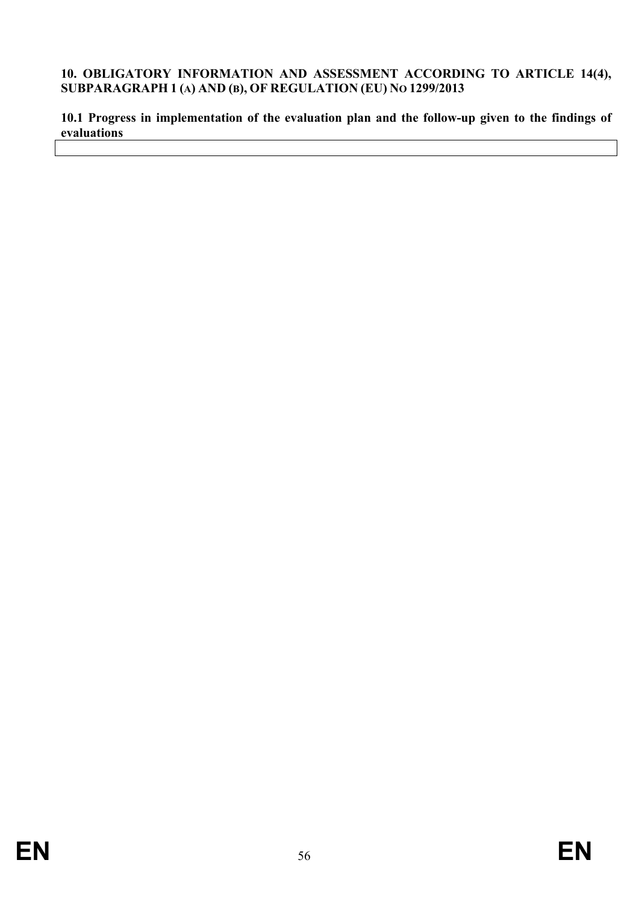## 10. OBLIGATORY INFORMATION AND ASSESSMENT ACCORDING TO ARTICLE 14(4), SUBPARAGRAPH 1 (A) AND (B), OF REGULATION (EU) NO 1299/2013

### 10.1 Progress in implementation of the evaluation plan and the follow-up given to the findings of evaluations

| |
|---|
| |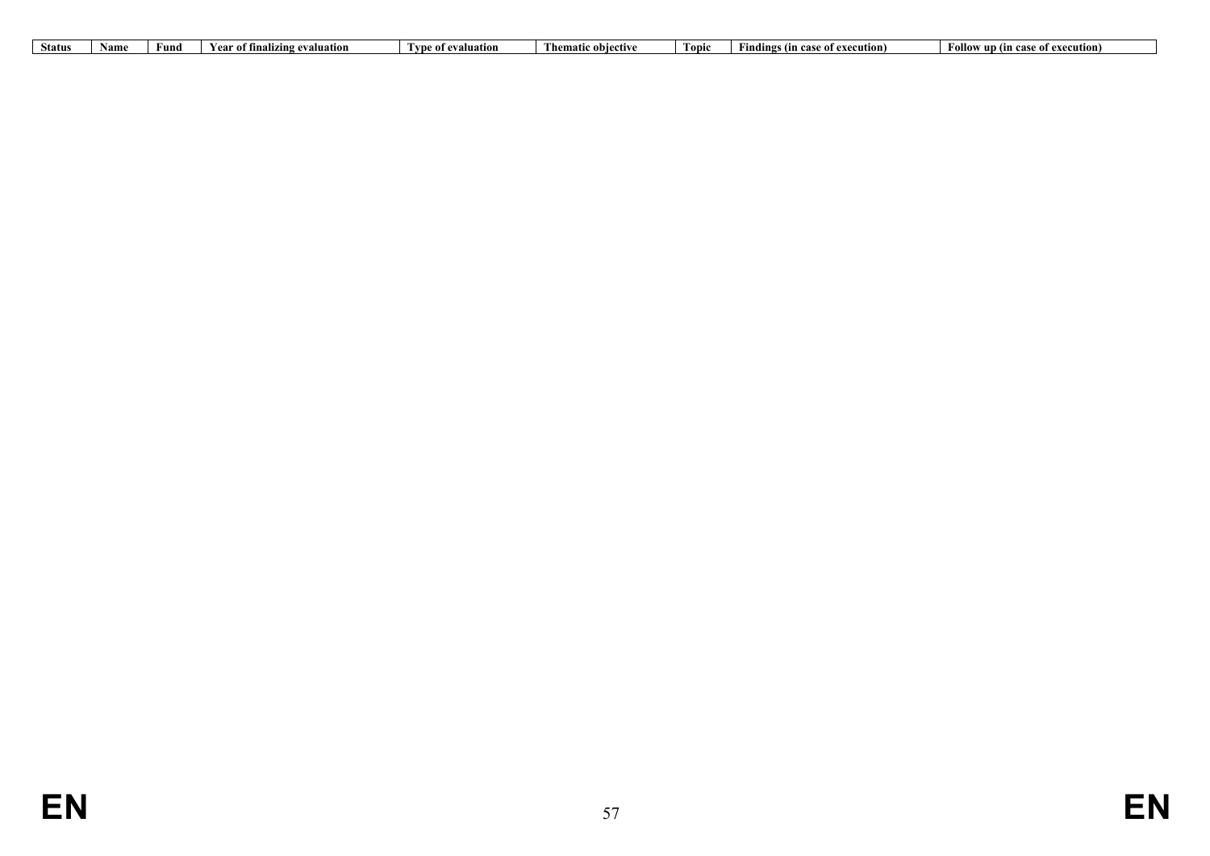| Status | Name | Fund | Year of finalizing evaluation | Type of evaluation | Thematic objective | Topic | Findings (in case of execution) | Follow up (in case of execution) |
|---|---|---|---|---|---|---|---|---|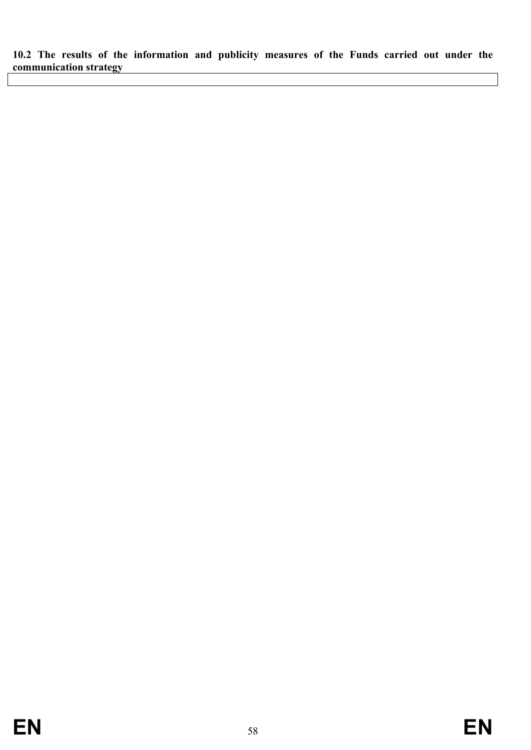**10.2 The results of the information and publicity measures of the Funds carried out under the communication strategy**

| |
|---|
| |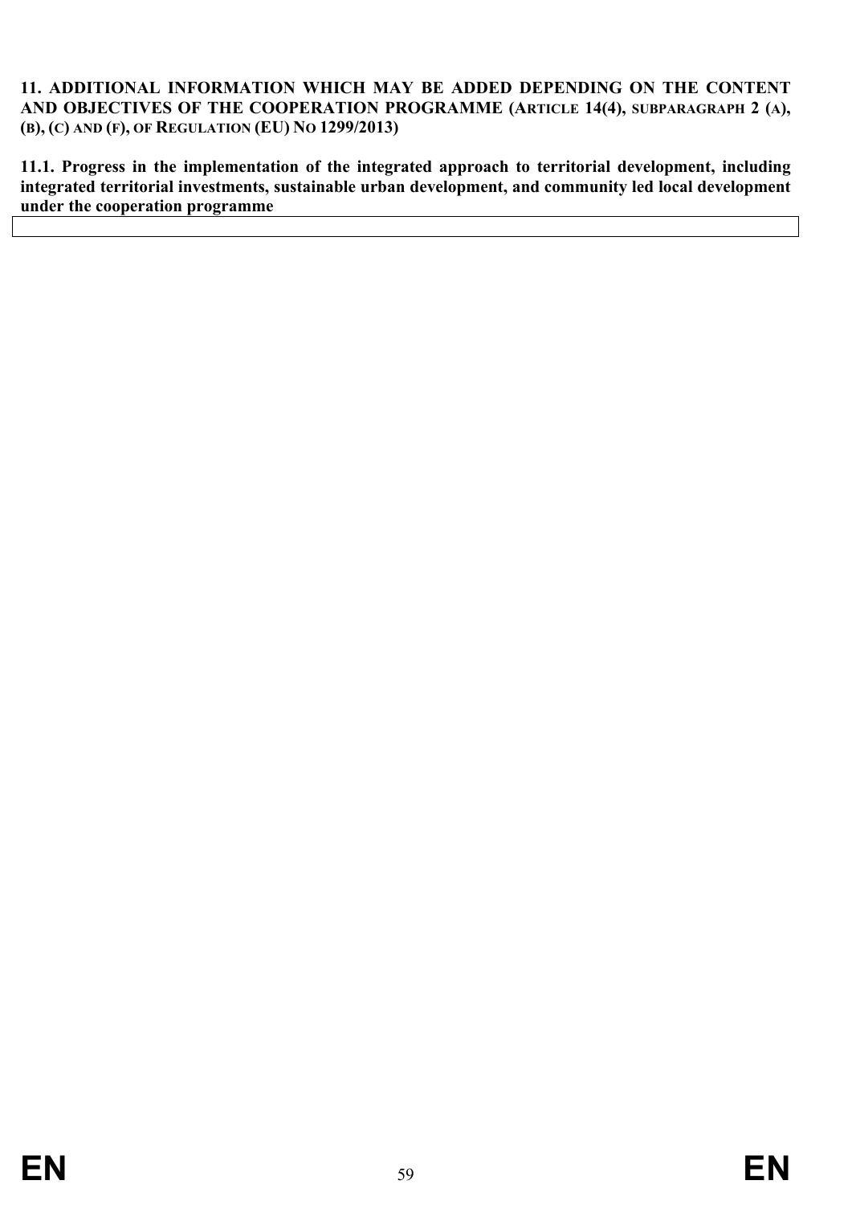## 11. ADDITIONAL INFORMATION WHICH MAY BE ADDED DEPENDING ON THE CONTENT AND OBJECTIVES OF THE COOPERATION PROGRAMME (ARTICLE 14(4), SUBPARAGRAPH 2 (A), (B), (C) AND (F), OF REGULATION (EU) NO 1299/2013)

### 11.1. Progress in the implementation of the integrated approach to territorial development, including integrated territorial investments, sustainable urban development, and community led local development under the cooperation programme

| |
|---|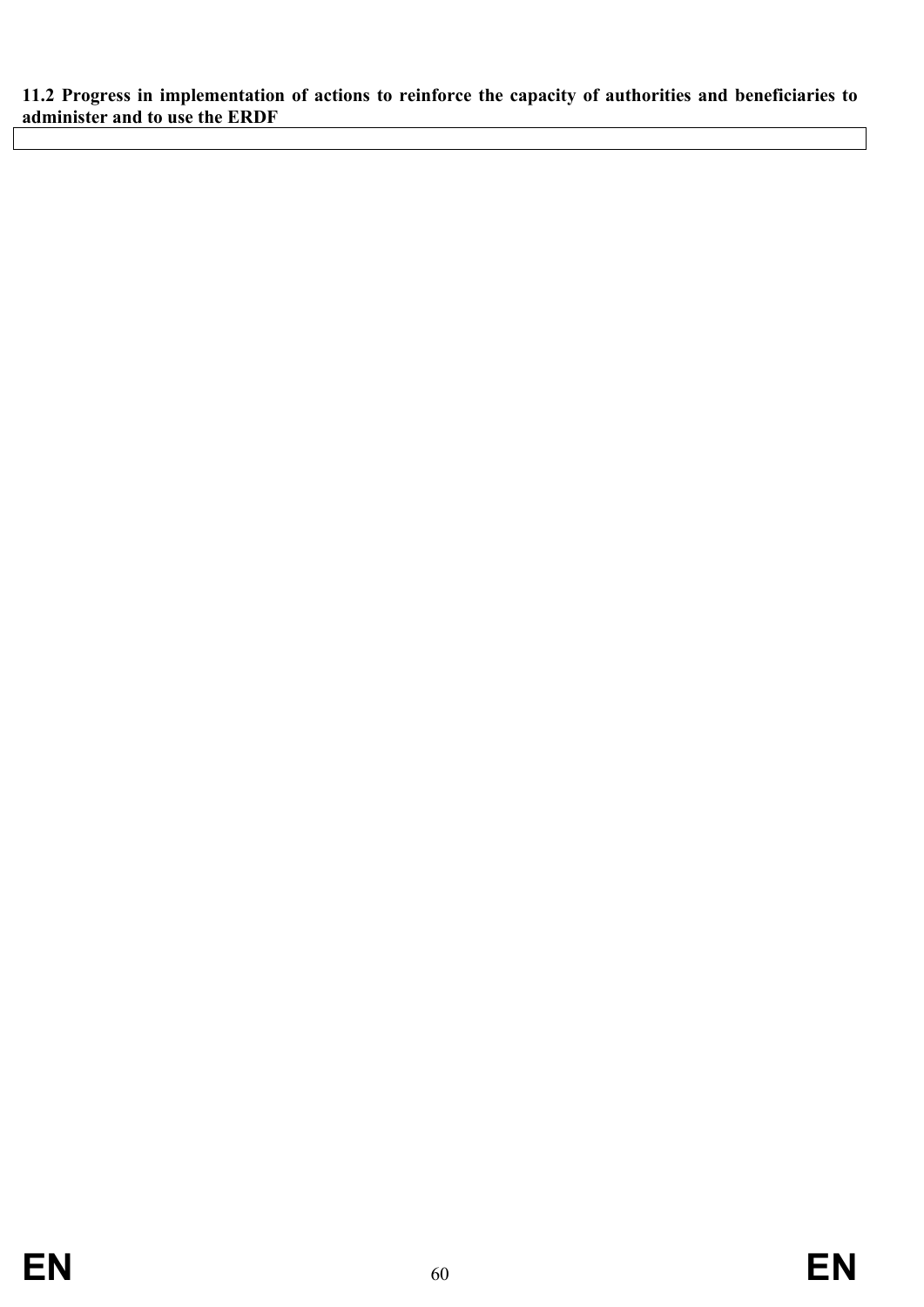**11.2 Progress in implementation of actions to reinforce the capacity of authorities and beneficiaries to administer and to use the ERDF**

| |
|---|
| |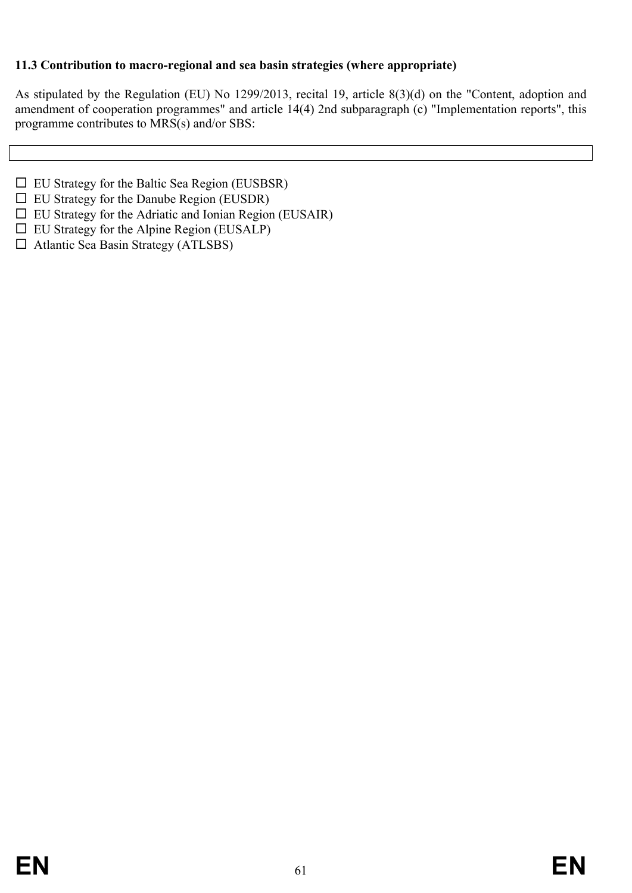**11.3 Contribution to macro-regional and sea basin strategies (where appropriate)**

As stipulated by the Regulation (EU) No 1299/2013, recital 19, article 8(3)(d) on the "Content, adoption and amendment of cooperation programmes" and article 14(4) 2nd subparagraph (c) "Implementation reports", this programme contributes to MRS(s) and/or SBS:

| |
|---|
| |

- ☐ EU Strategy for the Baltic Sea Region (EUSBSR)
- ☐ EU Strategy for the Danube Region (EUSDR)
- ☐ EU Strategy for the Adriatic and Ionian Region (EUSAIR)
- ☐ EU Strategy for the Alpine Region (EUSALP)
- ☐ Atlantic Sea Basin Strategy (ATLSBS)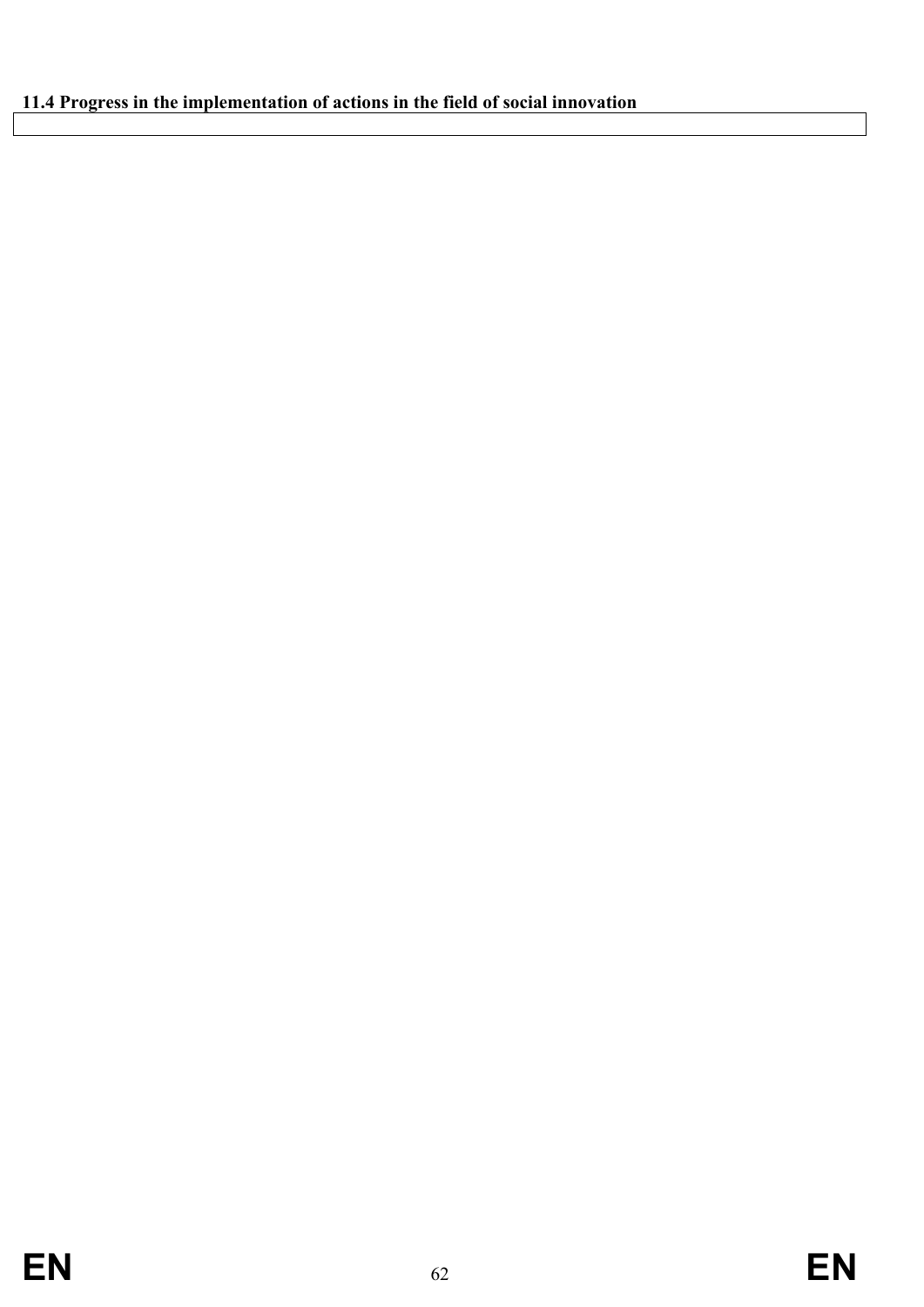### 11.4 Progress in the implementation of actions in the field of social innovation

| |
|---|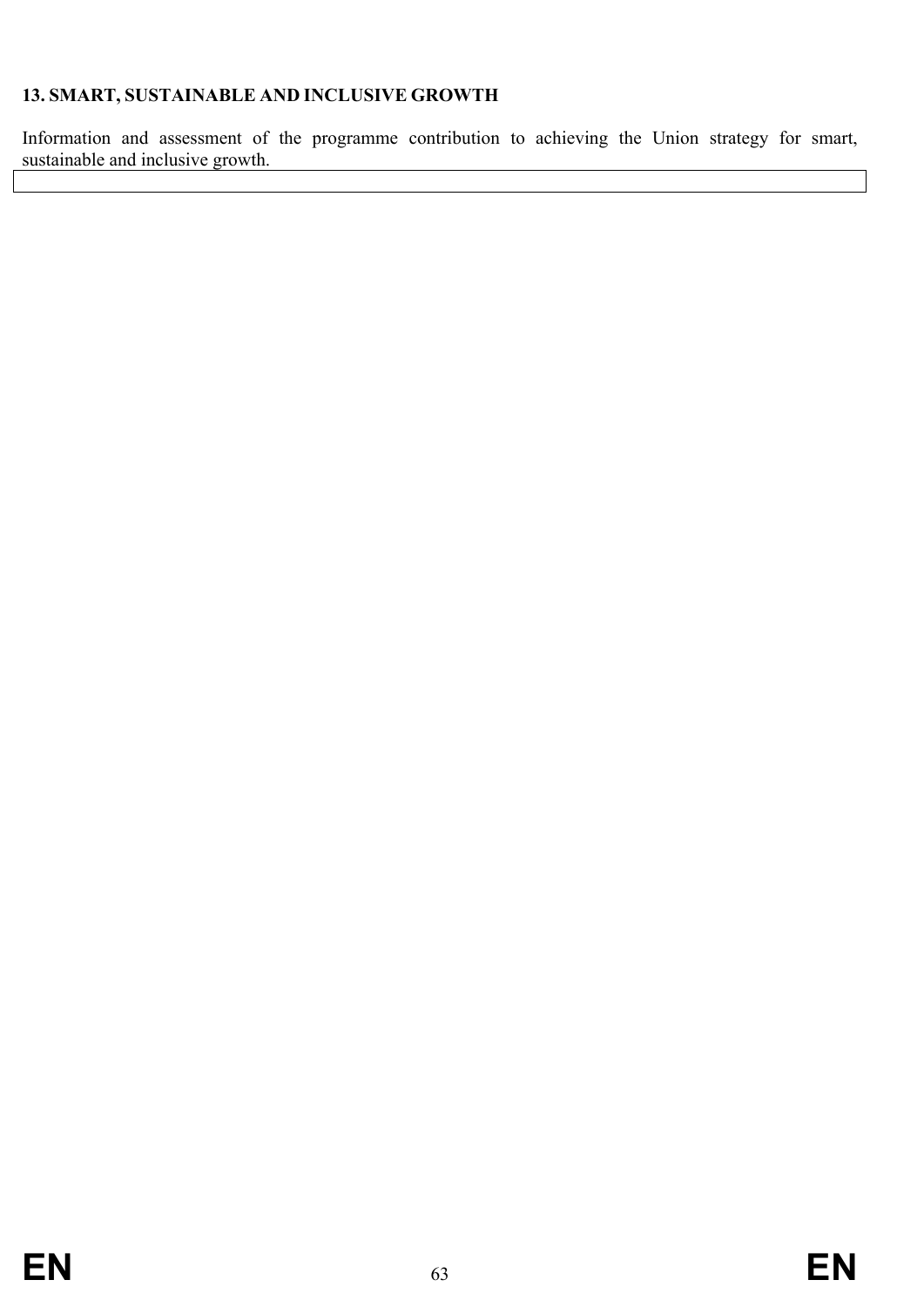## 13. SMART, SUSTAINABLE AND INCLUSIVE GROWTH

Information and assessment of the programme contribution to achieving the Union strategy for smart, sustainable and inclusive growth.

| |
|---|
| |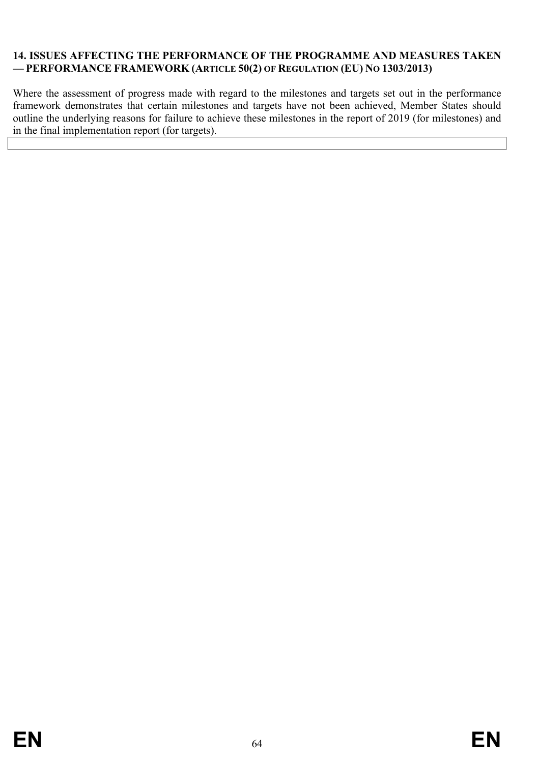## 14. ISSUES AFFECTING THE PERFORMANCE OF THE PROGRAMME AND MEASURES TAKEN — PERFORMANCE FRAMEWORK (ARTICLE 50(2) OF REGULATION (EU) NO 1303/2013)

Where the assessment of progress made with regard to the milestones and targets set out in the performance framework demonstrates that certain milestones and targets have not been achieved, Member States should outline the underlying reasons for failure to achieve these milestones in the report of 2019 (for milestones) and in the final implementation report (for targets).

| |
|---|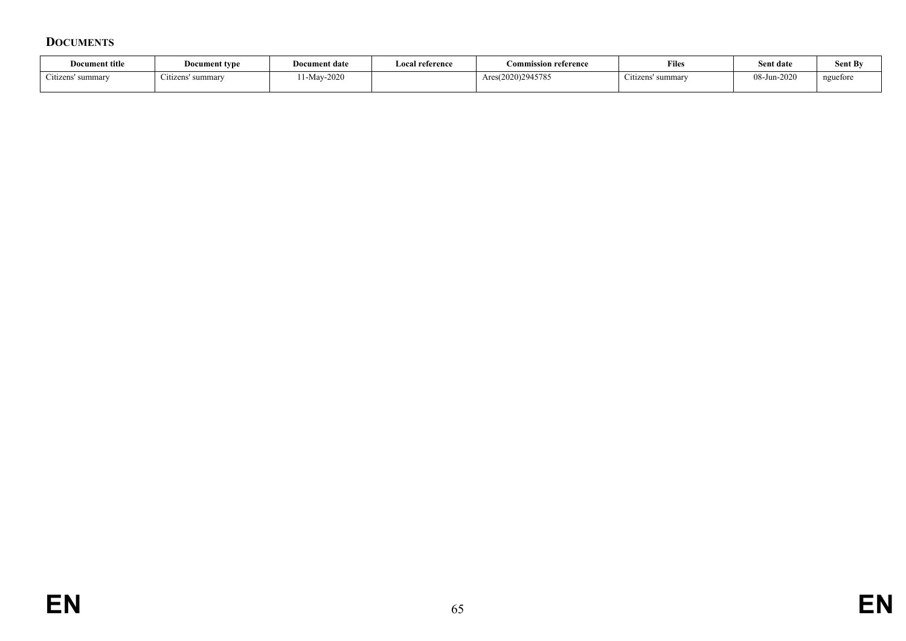## DOCUMENTS

| Document title | Document type | Document date | Local reference | Commission reference | Files | Sent date | Sent By |
|---|---|---|---|---|---|---|---|
| Citizens' summary | Citizens' summary | 11-May-2020 | | Ares(2020)2945785 | Citizens' summary | 08-Jun-2020 | nguefore |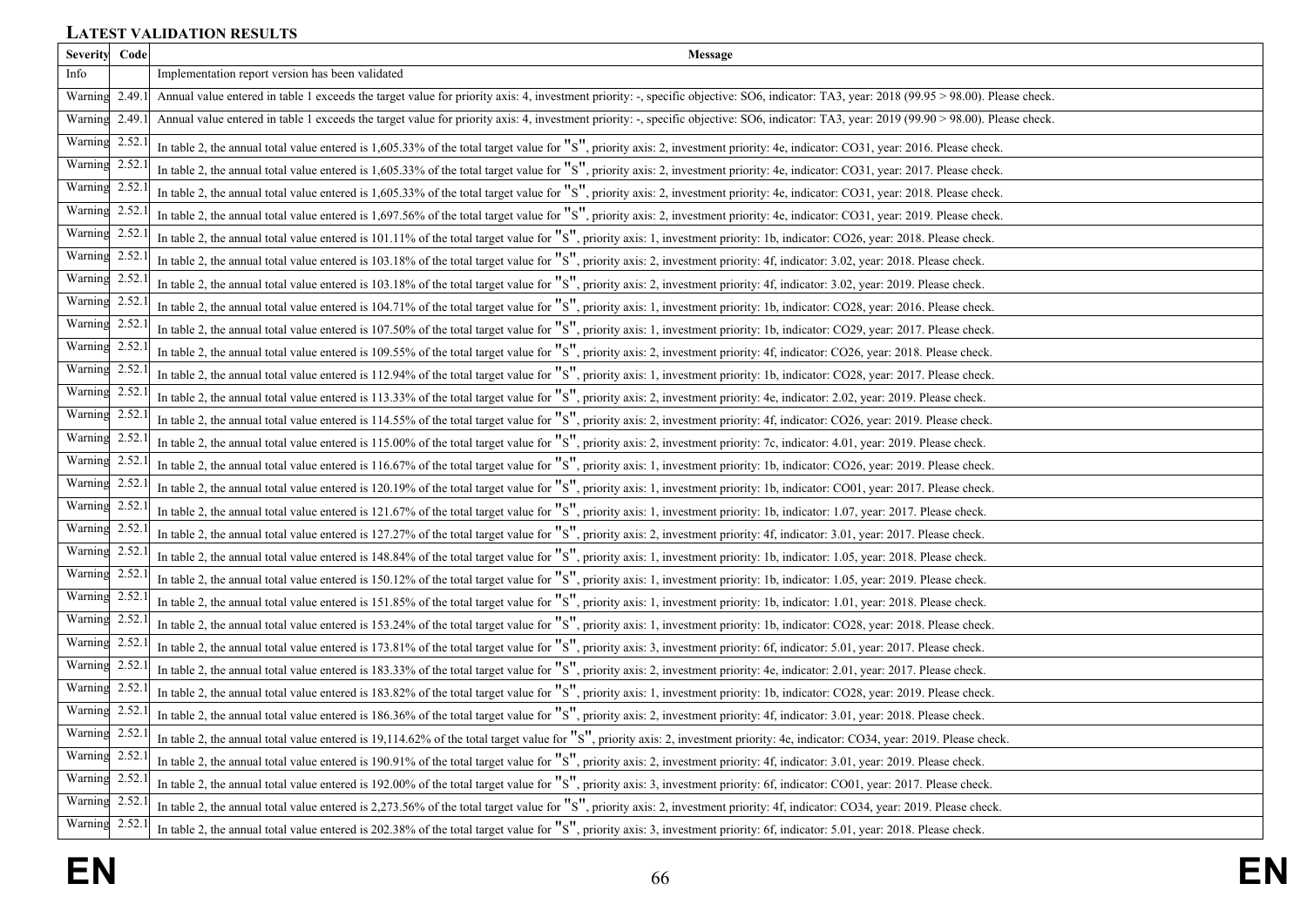## Latest validation results

| Severity | Code | Message |
| --- | --- | --- |
| Info | | Implementation report version has been validated |
| Warning | 2.49.1 | Annual value entered in table 1 exceeds the target value for priority axis: 4, investment priority: -, specific objective: SO6, indicator: TA3, year: 2018 (99.95 > 98.00). Please check. |
| Warning | 2.49.1 | Annual value entered in table 1 exceeds the target value for priority axis: 4, investment priority: -, specific objective: SO6, indicator: TA3, year: 2019 (99.90 > 98.00). Please check. |
| Warning | 2.52.1 | In table 2, the annual total value entered is 1,605.33% of the total target value for "S", priority axis: 2, investment priority: 4e, indicator: CO31, year: 2016. Please check. |
| Warning | 2.52.1 | In table 2, the annual total value entered is 1,605.33% of the total target value for "S", priority axis: 2, investment priority: 4e, indicator: CO31, year: 2017. Please check. |
| Warning | 2.52.1 | In table 2, the annual total value entered is 1,605.33% of the total target value for "S", priority axis: 2, investment priority: 4e, indicator: CO31, year: 2018. Please check. |
| Warning | 2.52.1 | In table 2, the annual total value entered is 1,697.56% of the total target value for "S", priority axis: 2, investment priority: 4e, indicator: CO31, year: 2019. Please check. |
| Warning | 2.52.1 | In table 2, the annual total value entered is 101.11% of the total target value for "S", priority axis: 1, investment priority: 1b, indicator: CO26, year: 2018. Please check. |
| Warning | 2.52.1 | In table 2, the annual total value entered is 103.18% of the total target value for "S", priority axis: 2, investment priority: 4f, indicator: 3.02, year: 2018. Please check. |
| Warning | 2.52.1 | In table 2, the annual total value entered is 103.18% of the total target value for "S", priority axis: 2, investment priority: 4f, indicator: 3.02, year: 2019. Please check. |
| Warning | 2.52.1 | In table 2, the annual total value entered is 104.71% of the total target value for "S", priority axis: 1, investment priority: 1b, indicator: CO28, year: 2016. Please check. |
| Warning | 2.52.1 | In table 2, the annual total value entered is 107.50% of the total target value for "S", priority axis: 1, investment priority: 1b, indicator: CO29, year: 2017. Please check. |
| Warning | 2.52.1 | In table 2, the annual total value entered is 109.55% of the total target value for "S", priority axis: 2, investment priority: 4f, indicator: CO26, year: 2018. Please check. |
| Warning | 2.52.1 | In table 2, the annual total value entered is 112.94% of the total target value for "S", priority axis: 1, investment priority: 1b, indicator: CO28, year: 2017. Please check. |
| Warning | 2.52.1 | In table 2, the annual total value entered is 113.33% of the total target value for "S", priority axis: 2, investment priority: 4e, indicator: 2.02, year: 2019. Please check. |
| Warning | 2.52.1 | In table 2, the annual total value entered is 114.55% of the total target value for "S", priority axis: 2, investment priority: 4f, indicator: CO26, year: 2019. Please check. |
| Warning | 2.52.1 | In table 2, the annual total value entered is 115.00% of the total target value for "S", priority axis: 2, investment priority: 7c, indicator: 4.01, year: 2019. Please check. |
| Warning | 2.52.1 | In table 2, the annual total value entered is 116.67% of the total target value for "S", priority axis: 1, investment priority: 1b, indicator: CO26, year: 2019. Please check. |
| Warning | 2.52.1 | In table 2, the annual total value entered is 120.19% of the total target value for "S", priority axis: 1, investment priority: 1b, indicator: CO01, year: 2017. Please check. |
| Warning | 2.52.1 | In table 2, the annual total value entered is 121.67% of the total target value for "S", priority axis: 1, investment priority: 1b, indicator: 1.07, year: 2017. Please check. |
| Warning | 2.52.1 | In table 2, the annual total value entered is 127.27% of the total target value for "S", priority axis: 2, investment priority: 4f, indicator: 3.01, year: 2017. Please check. |
| Warning | 2.52.1 | In table 2, the annual total value entered is 148.84% of the total target value for "S", priority axis: 1, investment priority: 1b, indicator: 1.05, year: 2018. Please check. |
| Warning | 2.52.1 | In table 2, the annual total value entered is 150.12% of the total target value for "S", priority axis: 1, investment priority: 1b, indicator: 1.05, year: 2019. Please check. |
| Warning | 2.52.1 | In table 2, the annual total value entered is 151.85% of the total target value for "S", priority axis: 1, investment priority: 1b, indicator: 1.01, year: 2018. Please check. |
| Warning | 2.52.1 | In table 2, the annual total value entered is 153.24% of the total target value for "S", priority axis: 1, investment priority: 1b, indicator: CO28, year: 2018. Please check. |
| Warning | 2.52.1 | In table 2, the annual total value entered is 173.81% of the total target value for "S", priority axis: 3, investment priority: 6f, indicator: 5.01, year: 2017. Please check. |
| Warning | 2.52.1 | In table 2, the annual total value entered is 183.33% of the total target value for "S", priority axis: 2, investment priority: 4e, indicator: 2.01, year: 2017. Please check. |
| Warning | 2.52.1 | In table 2, the annual total value entered is 183.82% of the total target value for "S", priority axis: 1, investment priority: 1b, indicator: CO28, year: 2019. Please check. |
| Warning | 2.52.1 | In table 2, the annual total value entered is 186.36% of the total target value for "S", priority axis: 2, investment priority: 4f, indicator: 3.01, year: 2018. Please check. |
| Warning | 2.52.1 | In table 2, the annual total value entered is 19,114.62% of the total target value for "S", priority axis: 2, investment priority: 4e, indicator: CO34, year: 2019. Please check. |
| Warning | 2.52.1 | In table 2, the annual total value entered is 190.91% of the total target value for "S", priority axis: 2, investment priority: 4f, indicator: 3.01, year: 2019. Please check. |
| Warning | 2.52.1 | In table 2, the annual total value entered is 192.00% of the total target value for "S", priority axis: 3, investment priority: 6f, indicator: CO01, year: 2017. Please check. |
| Warning | 2.52.1 | In table 2, the annual total value entered is 2,273.56% of the total target value for "S", priority axis: 2, investment priority: 4f, indicator: CO34, year: 2019. Please check. |
| Warning | 2.52.1 | In table 2, the annual total value entered is 202.38% of the total target value for "S", priority axis: 3, investment priority: 6f, indicator: 5.01, year: 2018. Please check. |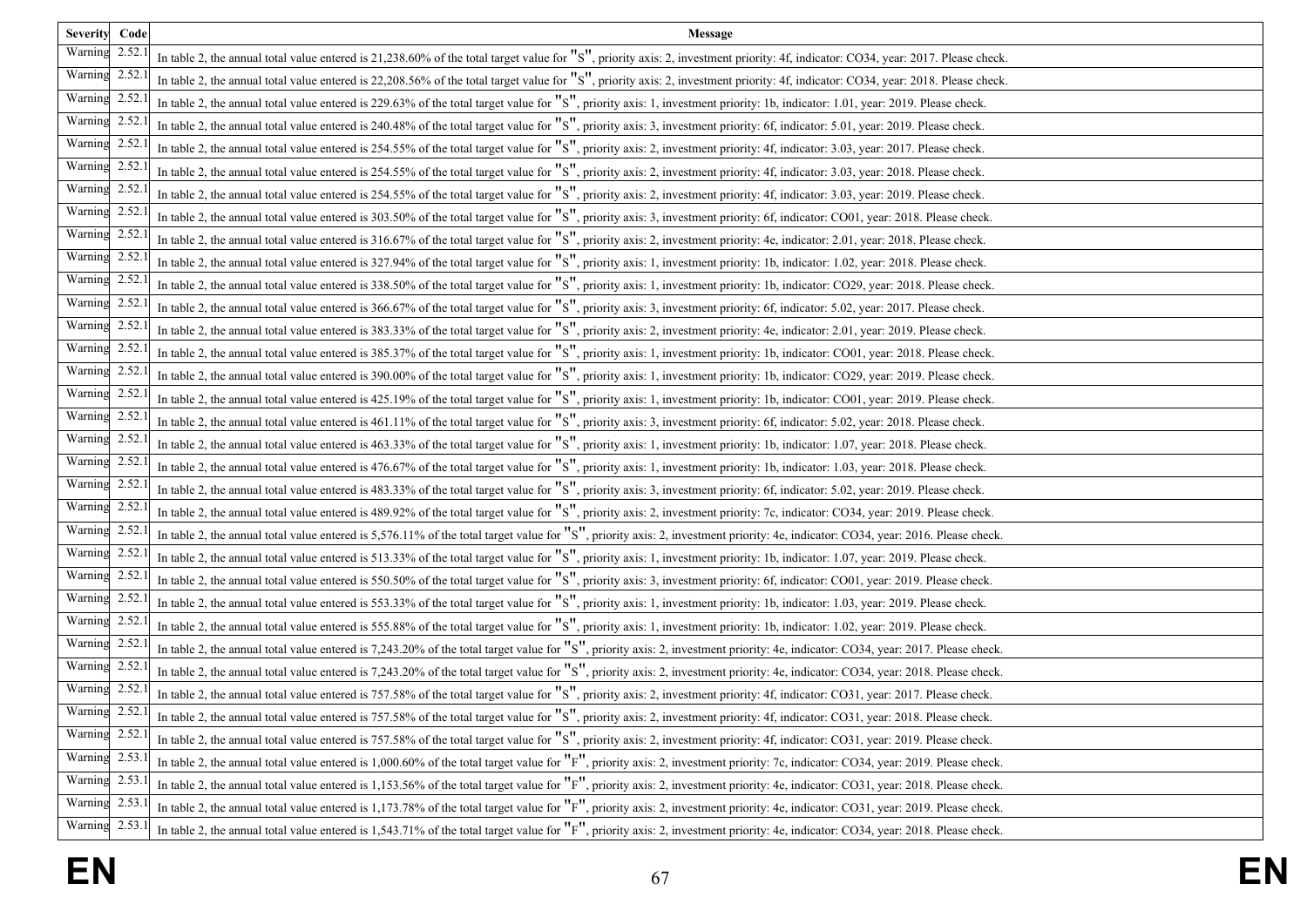| Severity | Code | Message |
|---|---|---|
| Warning | 2.52.1 | In table 2, the annual total value entered is 21,238.60% of the total target value for "S", priority axis: 2, investment priority: 4f, indicator: CO34, year: 2017. Please check. |
| Warning | 2.52.1 | In table 2, the annual total value entered is 22,208.56% of the total target value for "S", priority axis: 2, investment priority: 4f, indicator: CO34, year: 2018. Please check. |
| Warning | 2.52.1 | In table 2, the annual total value entered is 229.63% of the total target value for "S", priority axis: 1, investment priority: 1b, indicator: 1.01, year: 2019. Please check. |
| Warning | 2.52.1 | In table 2, the annual total value entered is 240.48% of the total target value for "S", priority axis: 3, investment priority: 6f, indicator: 5.01, year: 2019. Please check. |
| Warning | 2.52.1 | In table 2, the annual total value entered is 254.55% of the total target value for "S", priority axis: 2, investment priority: 4f, indicator: 3.03, year: 2017. Please check. |
| Warning | 2.52.1 | In table 2, the annual total value entered is 254.55% of the total target value for "S", priority axis: 2, investment priority: 4f, indicator: 3.03, year: 2018. Please check. |
| Warning | 2.52.1 | In table 2, the annual total value entered is 254.55% of the total target value for "S", priority axis: 2, investment priority: 4f, indicator: 3.03, year: 2019. Please check. |
| Warning | 2.52.1 | In table 2, the annual total value entered is 303.50% of the total target value for "S", priority axis: 3, investment priority: 6f, indicator: CO01, year: 2018. Please check. |
| Warning | 2.52.1 | In table 2, the annual total value entered is 316.67% of the total target value for "S", priority axis: 2, investment priority: 4e, indicator: 2.01, year: 2018. Please check. |
| Warning | 2.52.1 | In table 2, the annual total value entered is 327.94% of the total target value for "S", priority axis: 1, investment priority: 1b, indicator: 1.02, year: 2018. Please check. |
| Warning | 2.52.1 | In table 2, the annual total value entered is 338.50% of the total target value for "S", priority axis: 1, investment priority: 1b, indicator: CO29, year: 2018. Please check. |
| Warning | 2.52.1 | In table 2, the annual total value entered is 366.67% of the total target value for "S", priority axis: 3, investment priority: 6f, indicator: 5.02, year: 2017. Please check. |
| Warning | 2.52.1 | In table 2, the annual total value entered is 383.33% of the total target value for "S", priority axis: 2, investment priority: 4e, indicator: 2.01, year: 2019. Please check. |
| Warning | 2.52.1 | In table 2, the annual total value entered is 385.37% of the total target value for "S", priority axis: 1, investment priority: 1b, indicator: CO01, year: 2018. Please check. |
| Warning | 2.52.1 | In table 2, the annual total value entered is 390.00% of the total target value for "S", priority axis: 1, investment priority: 1b, indicator: CO29, year: 2019. Please check. |
| Warning | 2.52.1 | In table 2, the annual total value entered is 425.19% of the total target value for "S", priority axis: 1, investment priority: 1b, indicator: CO01, year: 2019. Please check. |
| Warning | 2.52.1 | In table 2, the annual total value entered is 461.11% of the total target value for "S", priority axis: 3, investment priority: 6f, indicator: 5.02, year: 2018. Please check. |
| Warning | 2.52.1 | In table 2, the annual total value entered is 463.33% of the total target value for "S", priority axis: 1, investment priority: 1b, indicator: 1.07, year: 2018. Please check. |
| Warning | 2.52.1 | In table 2, the annual total value entered is 476.67% of the total target value for "S", priority axis: 1, investment priority: 1b, indicator: 1.03, year: 2018. Please check. |
| Warning | 2.52.1 | In table 2, the annual total value entered is 483.33% of the total target value for "S", priority axis: 3, investment priority: 6f, indicator: 5.02, year: 2019. Please check. |
| Warning | 2.52.1 | In table 2, the annual total value entered is 489.92% of the total target value for "S", priority axis: 2, investment priority: 7c, indicator: CO34, year: 2019. Please check. |
| Warning | 2.52.1 | In table 2, the annual total value entered is 5,576.11% of the total target value for "S", priority axis: 2, investment priority: 4e, indicator: CO34, year: 2016. Please check. |
| Warning | 2.52.1 | In table 2, the annual total value entered is 513.33% of the total target value for "S", priority axis: 1, investment priority: 1b, indicator: 1.07, year: 2019. Please check. |
| Warning | 2.52.1 | In table 2, the annual total value entered is 550.50% of the total target value for "S", priority axis: 3, investment priority: 6f, indicator: CO01, year: 2019. Please check. |
| Warning | 2.52.1 | In table 2, the annual total value entered is 553.33% of the total target value for "S", priority axis: 1, investment priority: 1b, indicator: 1.03, year: 2019. Please check. |
| Warning | 2.52.1 | In table 2, the annual total value entered is 555.88% of the total target value for "S", priority axis: 1, investment priority: 1b, indicator: 1.02, year: 2019. Please check. |
| Warning | 2.52.1 | In table 2, the annual total value entered is 7,243.20% of the total target value for "S", priority axis: 2, investment priority: 4e, indicator: CO34, year: 2017. Please check. |
| Warning | 2.52.1 | In table 2, the annual total value entered is 7,243.20% of the total target value for "S", priority axis: 2, investment priority: 4e, indicator: CO34, year: 2018. Please check. |
| Warning | 2.52.1 | In table 2, the annual total value entered is 757.58% of the total target value for "S", priority axis: 2, investment priority: 4f, indicator: CO31, year: 2017. Please check. |
| Warning | 2.52.1 | In table 2, the annual total value entered is 757.58% of the total target value for "S", priority axis: 2, investment priority: 4f, indicator: CO31, year: 2018. Please check. |
| Warning | 2.52.1 | In table 2, the annual total value entered is 757.58% of the total target value for "S", priority axis: 2, investment priority: 4f, indicator: CO31, year: 2019. Please check. |
| Warning | 2.53.1 | In table 2, the annual total value entered is 1,000.60% of the total target value for "F", priority axis: 2, investment priority: 7c, indicator: CO34, year: 2019. Please check. |
| Warning | 2.53.1 | In table 2, the annual total value entered is 1,153.56% of the total target value for "F", priority axis: 2, investment priority: 4e, indicator: CO31, year: 2018. Please check. |
| Warning | 2.53.1 | In table 2, the annual total value entered is 1,173.78% of the total target value for "F", priority axis: 2, investment priority: 4e, indicator: CO31, year: 2019. Please check. |
| Warning | 2.53.1 | In table 2, the annual total value entered is 1,543.71% of the total target value for "F", priority axis: 2, investment priority: 4e, indicator: CO34, year: 2018. Please check. |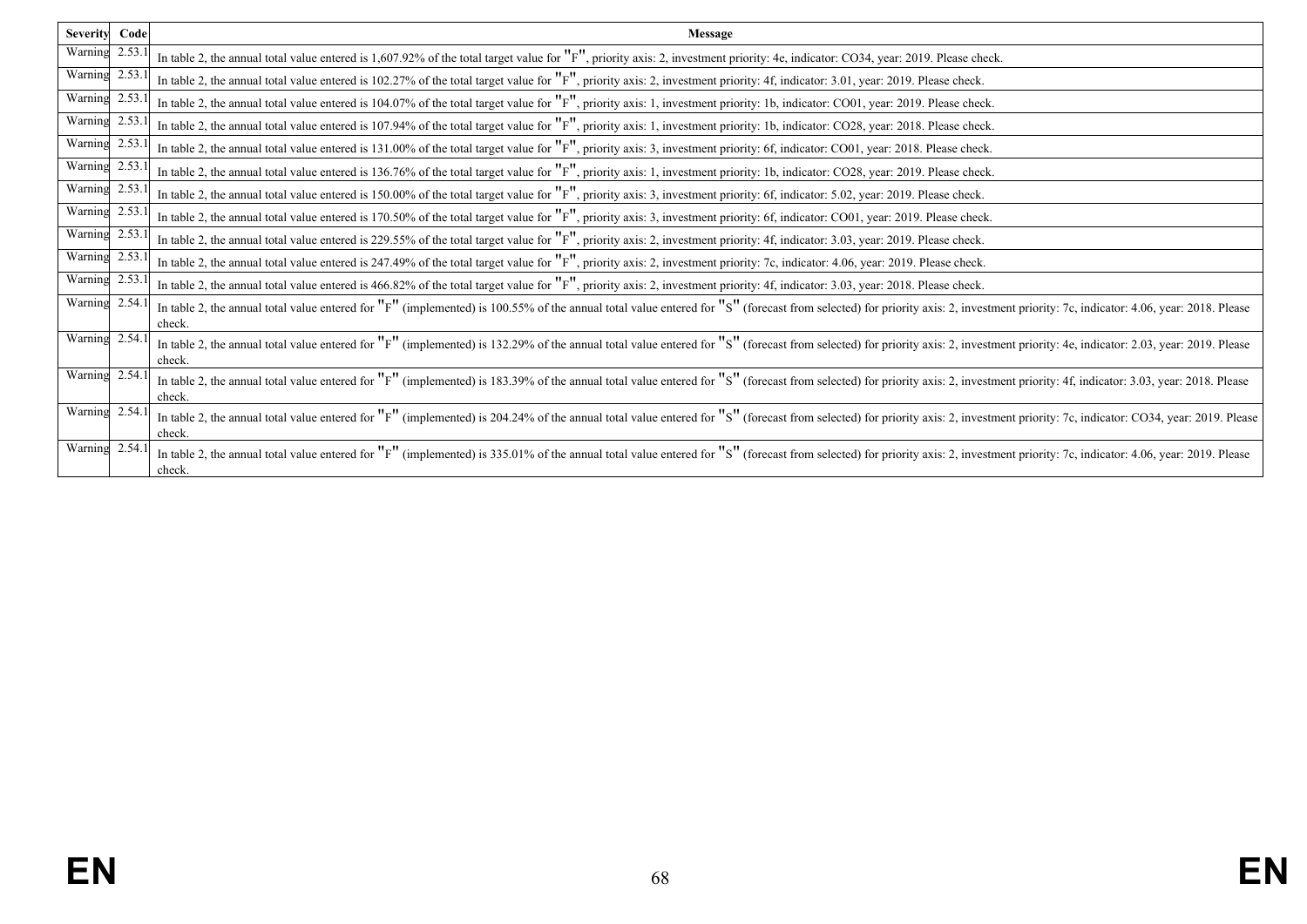| Severity | Code | Message |
|---|---|---|
| Warning | 2.53.1 | In table 2, the annual total value entered is 1,607.92% of the total target value for "F", priority axis: 2, investment priority: 4e, indicator: CO34, year: 2019. Please check. |
| Warning | 2.53.1 | In table 2, the annual total value entered is 102.27% of the total target value for "F", priority axis: 2, investment priority: 4f, indicator: 3.01, year: 2019. Please check. |
| Warning | 2.53.1 | In table 2, the annual total value entered is 104.07% of the total target value for "F", priority axis: 1, investment priority: 1b, indicator: CO01, year: 2019. Please check. |
| Warning | 2.53.1 | In table 2, the annual total value entered is 107.94% of the total target value for "F", priority axis: 1, investment priority: 1b, indicator: CO28, year: 2018. Please check. |
| Warning | 2.53.1 | In table 2, the annual total value entered is 131.00% of the total target value for "F", priority axis: 3, investment priority: 6f, indicator: CO01, year: 2018. Please check. |
| Warning | 2.53.1 | In table 2, the annual total value entered is 136.76% of the total target value for "F", priority axis: 1, investment priority: 1b, indicator: CO28, year: 2019. Please check. |
| Warning | 2.53.1 | In table 2, the annual total value entered is 150.00% of the total target value for "F", priority axis: 3, investment priority: 6f, indicator: 5.02, year: 2019. Please check. |
| Warning | 2.53.1 | In table 2, the annual total value entered is 170.50% of the total target value for "F", priority axis: 3, investment priority: 6f, indicator: CO01, year: 2019. Please check. |
| Warning | 2.53.1 | In table 2, the annual total value entered is 229.55% of the total target value for "F", priority axis: 2, investment priority: 4f, indicator: 3.03, year: 2019. Please check. |
| Warning | 2.53.1 | In table 2, the annual total value entered is 247.49% of the total target value for "F", priority axis: 2, investment priority: 7c, indicator: 4.06, year: 2019. Please check. |
| Warning | 2.53.1 | In table 2, the annual total value entered is 466.82% of the total target value for "F", priority axis: 2, investment priority: 4f, indicator: 3.03, year: 2018. Please check. |
| Warning | 2.54.1 | In table 2, the annual total value entered for "F" (implemented) is 100.55% of the annual total value entered for "S" (forecast from selected) for priority axis: 2, investment priority: 7c, indicator: 4.06, year: 2018. Please check. |
| Warning | 2.54.1 | In table 2, the annual total value entered for "F" (implemented) is 132.29% of the annual total value entered for "S" (forecast from selected) for priority axis: 2, investment priority: 4e, indicator: 2.03, year: 2019. Please check. |
| Warning | 2.54.1 | In table 2, the annual total value entered for "F" (implemented) is 183.39% of the annual total value entered for "S" (forecast from selected) for priority axis: 2, investment priority: 4f, indicator: 3.03, year: 2018. Please check. |
| Warning | 2.54.1 | In table 2, the annual total value entered for "F" (implemented) is 204.24% of the annual total value entered for "S" (forecast from selected) for priority axis: 2, investment priority: 7c, indicator: CO34, year: 2019. Please check. |
| Warning | 2.54.1 | In table 2, the annual total value entered for "F" (implemented) is 335.01% of the annual total value entered for "S" (forecast from selected) for priority axis: 2, investment priority: 7c, indicator: 4.06, year: 2019. Please check. |